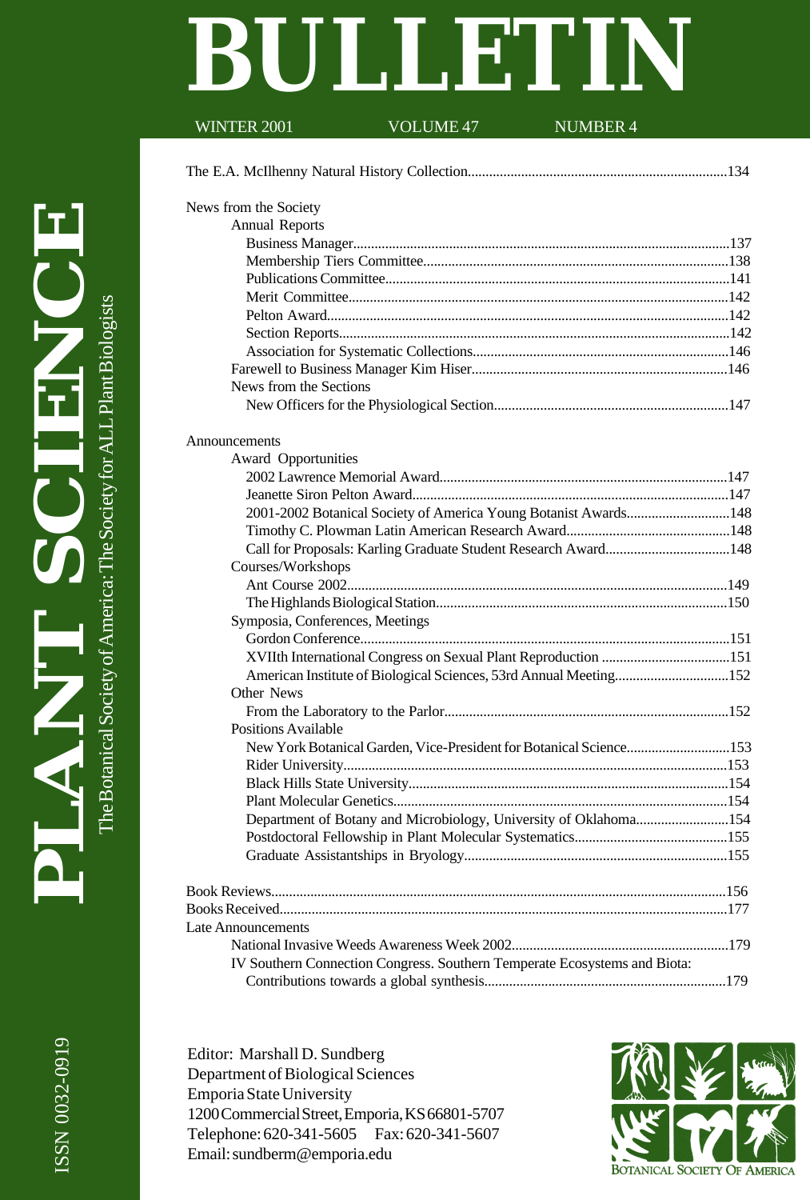# PLANT SCIENCE BULLETIN

The Botanical Society of America: The Society for ALL Plant Biologists

WINTER 2001 VOLUME 47 NUMBER 4

The E.A. McIlhenny Natural History Collection....134

News from the Society

- Annual Reports
  - Business Manager....137
  - Membership Tiers Committee....138
  - Publications Committee....141
  - Merit Committee....142
  - Pelton Award....142
  - Section Reports....142
  - Association for Systematic Collections....146
- Farewell to Business Manager Kim Hiser....146
- News from the Sections
  - New Officers for the Physiological Section....147

Announcements

- Award Opportunities
  - 2002 Lawrence Memorial Award....147
  - Jeanette Siron Pelton Award....147
  - 2001-2002 Botanical Society of America Young Botanist Awards....148
  - Timothy C. Plowman Latin American Research Award....148
  - Call for Proposals: Karling Graduate Student Research Award....148
- Courses/Workshops
  - Ant Course 2002....149
  - The Highlands Biological Station....150
- Symposia, Conferences, Meetings
  - Gordon Conference....151
  - XVIIth International Congress on Sexual Plant Reproduction....151
  - American Institute of Biological Sciences, 53rd Annual Meeting....152
- Other News
  - From the Laboratory to the Parlor....152
- Positions Available
  - New York Botanical Garden, Vice-President for Botanical Science....153
  - Rider University....153
  - Black Hills State University....154
  - Plant Molecular Genetics....154
  - Department of Botany and Microbiology, University of Oklahoma....154
  - Postdoctoral Fellowship in Plant Molecular Systematics....155
  - Graduate Assistantships in Bryology....155

Book Reviews....156

Books Received....177

Late Announcements

- National Invasive Weeds Awareness Week 2002....179
- IV Southern Connection Congress. Southern Temperate Ecosystems and Biota: Contributions towards a global synthesis....179

Editor: Marshall D. Sundberg
Department of Biological Sciences
Emporia State University
1200 Commercial Street, Emporia, KS 66801-5707
Telephone: 620-341-5605 Fax: 620-341-5607
Email: sundberm@emporia.edu

ISSN 0032-0919

BOTANICAL SOCIETY OF AMERICA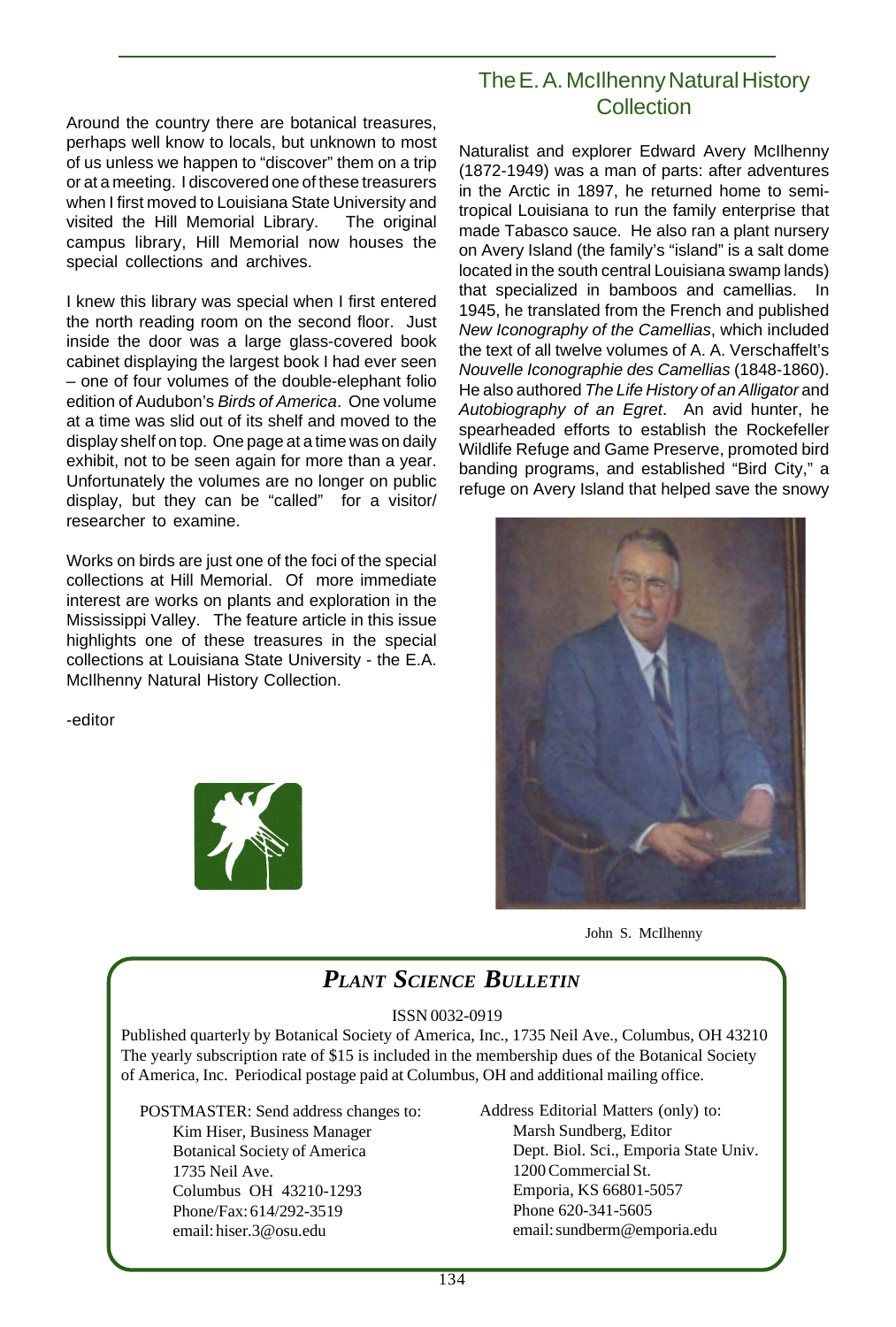Around the country there are botanical treasures, perhaps well know to locals, but unknown to most of us unless we happen to "discover" them on a trip or at a meeting. I discovered one of these treasurers when I first moved to Louisiana State University and visited the Hill Memorial Library. The original campus library, Hill Memorial now houses the special collections and archives.

I knew this library was special when I first entered the north reading room on the second floor. Just inside the door was a large glass-covered book cabinet displaying the largest book I had ever seen – one of four volumes of the double-elephant folio edition of Audubon's *Birds of America*. One volume at a time was slid out of its shelf and moved to the display shelf on top. One page at a time was on daily exhibit, not to be seen again for more than a year. Unfortunately the volumes are no longer on public display, but they can be "called" for a visitor/ researcher to examine.

Works on birds are just one of the foci of the special collections at Hill Memorial. Of more immediate interest are works on plants and exploration in the Mississippi Valley. The feature article in this issue highlights one of these treasures in the special collections at Louisiana State University - the E.A. McIlhenny Natural History Collection.

-editor

## The E. A. McIlhenny Natural History Collection

Naturalist and explorer Edward Avery McIlhenny (1872-1949) was a man of parts: after adventures in the Arctic in 1897, he returned home to semi-tropical Louisiana to run the family enterprise that made Tabasco sauce. He also ran a plant nursery on Avery Island (the family's "island" is a salt dome located in the south central Louisiana swamp lands) that specialized in bamboos and camellias. In 1945, he translated from the French and published *New Iconography of the Camellias*, which included the text of all twelve volumes of A. A. Verschaffelt's *Nouvelle Iconographie des Camellias* (1848-1860). He also authored *The Life History of an Alligator* and *Autobiography of an Egret*. An avid hunter, he spearheaded efforts to establish the Rockefeller Wildlife Refuge and Game Preserve, promoted bird banding programs, and established "Bird City," a refuge on Avery Island that helped save the snowy

John S. McIlhenny

## *PLANT SCIENCE BULLETIN*

ISSN 0032-0919

Published quarterly by Botanical Society of America, Inc., 1735 Neil Ave., Columbus, OH 43210
The yearly subscription rate of $15 is included in the membership dues of the Botanical Society of America, Inc. Periodical postage paid at Columbus, OH and additional mailing office.

POSTMASTER: Send address changes to:
Kim Hiser, Business Manager
Botanical Society of America
1735 Neil Ave.
Columbus OH 43210-1293
Phone/Fax: 614/292-3519
email: hiser.3@osu.edu

Address Editorial Matters (only) to:
Marsh Sundberg, Editor
Dept. Biol. Sci., Emporia State Univ.
1200 Commercial St.
Emporia, KS 66801-5057
Phone 620-341-5605
email: sundberm@emporia.edu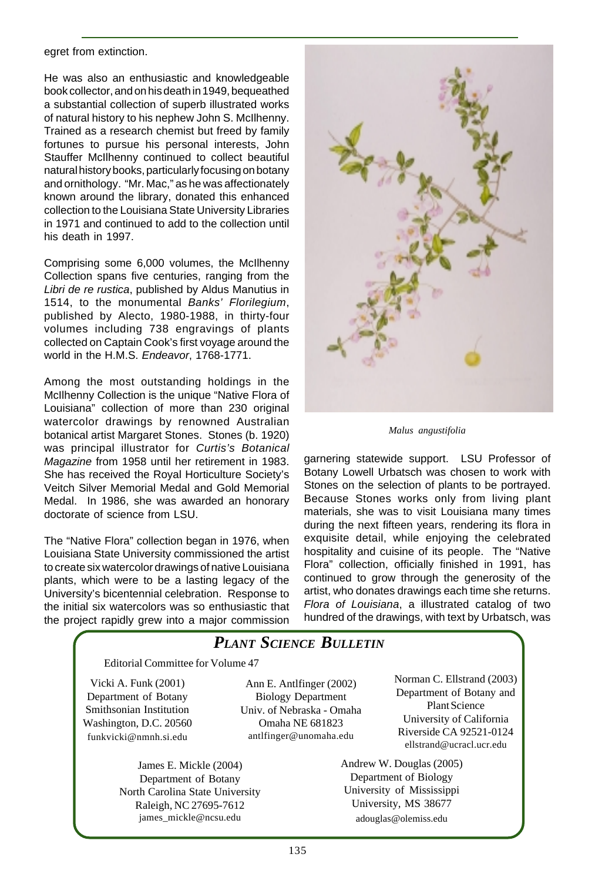egret from extinction.

He was also an enthusiastic and knowledgeable book collector, and on his death in 1949, bequeathed a substantial collection of superb illustrated works of natural history to his nephew John S. McIlhenny. Trained as a research chemist but freed by family fortunes to pursue his personal interests, John Stauffer McIlhenny continued to collect beautiful natural history books, particularly focusing on botany and ornithology. "Mr. Mac," as he was affectionately known around the library, donated this enhanced collection to the Louisiana State University Libraries in 1971 and continued to add to the collection until his death in 1997.

Comprising some 6,000 volumes, the McIlhenny Collection spans five centuries, ranging from the *Libri de re rustica*, published by Aldus Manutius in 1514, to the monumental *Banks' Florilegium*, published by Alecto, 1980-1988, in thirty-four volumes including 738 engravings of plants collected on Captain Cook's first voyage around the world in the H.M.S. *Endeavor*, 1768-1771.

Among the most outstanding holdings in the McIlhenny Collection is the unique "Native Flora of Louisiana" collection of more than 230 original watercolor drawings by renowned Australian botanical artist Margaret Stones. Stones (b. 1920) was principal illustrator for *Curtis's Botanical Magazine* from 1958 until her retirement in 1983. She has received the Royal Horticulture Society's Veitch Silver Memorial Medal and Gold Memorial Medal. In 1986, she was awarded an honorary doctorate of science from LSU.

The "Native Flora" collection began in 1976, when Louisiana State University commissioned the artist to create six watercolor drawings of native Louisiana plants, which were to be a lasting legacy of the University's bicentennial celebration. Response to the initial six watercolors was so enthusiastic that the project rapidly grew into a major commission garnering statewide support. LSU Professor of Botany Lowell Urbatsch was chosen to work with Stones on the selection of plants to be portrayed. Because Stones works only from living plant materials, she was to visit Louisiana many times during the next fifteen years, rendering its flora in exquisite detail, while enjoying the celebrated hospitality and cuisine of its people. The "Native Flora" collection, officially finished in 1991, has continued to grow through the generosity of the artist, who donates drawings each time she returns. *Flora of Louisiana*, a illustrated catalog of two hundred of the drawings, with text by Urbatsch, was

*Malus angustifolia*

## *PLANT SCIENCE BULLETIN*

Editorial Committee for Volume 47

Vicki A. Funk (2001)
Department of Botany
Smithsonian Institution
Washington, D.C. 20560
funkvicki@nmnh.si.edu

Ann E. Antlfinger (2002)
Biology Department
Univ. of Nebraska - Omaha
Omaha NE 681823
antlfinger@unomaha.edu

Norman C. Ellstrand (2003)
Department of Botany and Plant Science
University of California
Riverside CA 92521-0124
ellstrand@ucracl.ucr.edu

James E. Mickle (2004)
Department of Botany
North Carolina State University
Raleigh, NC 27695-7612
james_mickle@ncsu.edu

Andrew W. Douglas (2005)
Department of Biology
University of Mississippi
University, MS 38677
adouglas@olemiss.edu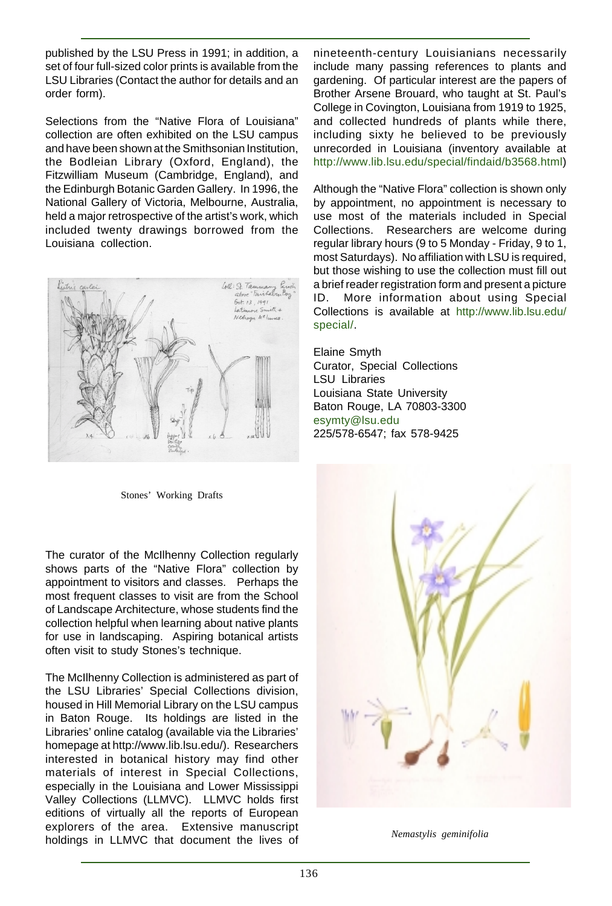published by the LSU Press in 1991; in addition, a set of four full-sized color prints is available from the LSU Libraries (Contact the author for details and an order form).

Selections from the "Native Flora of Louisiana" collection are often exhibited on the LSU campus and have been shown at the Smithsonian Institution, the Bodleian Library (Oxford, England), the Fitzwilliam Museum (Cambridge, England), and the Edinburgh Botanic Garden Gallery. In 1996, the National Gallery of Victoria, Melbourne, Australia, held a major retrospective of the artist's work, which included twenty drawings borrowed from the Louisiana collection.

Stones' Working Drafts

The curator of the McIlhenny Collection regularly shows parts of the "Native Flora" collection by appointment to visitors and classes. Perhaps the most frequent classes to visit are from the School of Landscape Architecture, whose students find the collection helpful when learning about native plants for use in landscaping. Aspiring botanical artists often visit to study Stones's technique.

The McIlhenny Collection is administered as part of the LSU Libraries' Special Collections division, housed in Hill Memorial Library on the LSU campus in Baton Rouge. Its holdings are listed in the Libraries' online catalog (available via the Libraries' homepage at http://www.lib.lsu.edu/). Researchers interested in botanical history may find other materials of interest in Special Collections, especially in the Louisiana and Lower Mississippi Valley Collections (LLMVC). LLMVC holds first editions of virtually all the reports of European explorers of the area. Extensive manuscript holdings in LLMVC that document the lives of nineteenth-century Louisianians necessarily include many passing references to plants and gardening. Of particular interest are the papers of Brother Arsene Brouard, who taught at St. Paul's College in Covington, Louisiana from 1919 to 1925, and collected hundreds of plants while there, including sixty he believed to be previously unrecorded in Louisiana (inventory available at http://www.lib.lsu.edu/special/findaid/b3568.html)

Although the "Native Flora" collection is shown only by appointment, no appointment is necessary to use most of the materials included in Special Collections. Researchers are welcome during regular library hours (9 to 5 Monday - Friday, 9 to 1, most Saturdays). No affiliation with LSU is required, but those wishing to use the collection must fill out a brief reader registration form and present a picture ID. More information about using Special Collections is available at http://www.lib.lsu.edu/special/.

Elaine Smyth
Curator, Special Collections
LSU Libraries
Louisiana State University
Baton Rouge, LA 70803-3300
esymty@lsu.edu
225/578-6547; fax 578-9425

*Nemastylis geminifolia*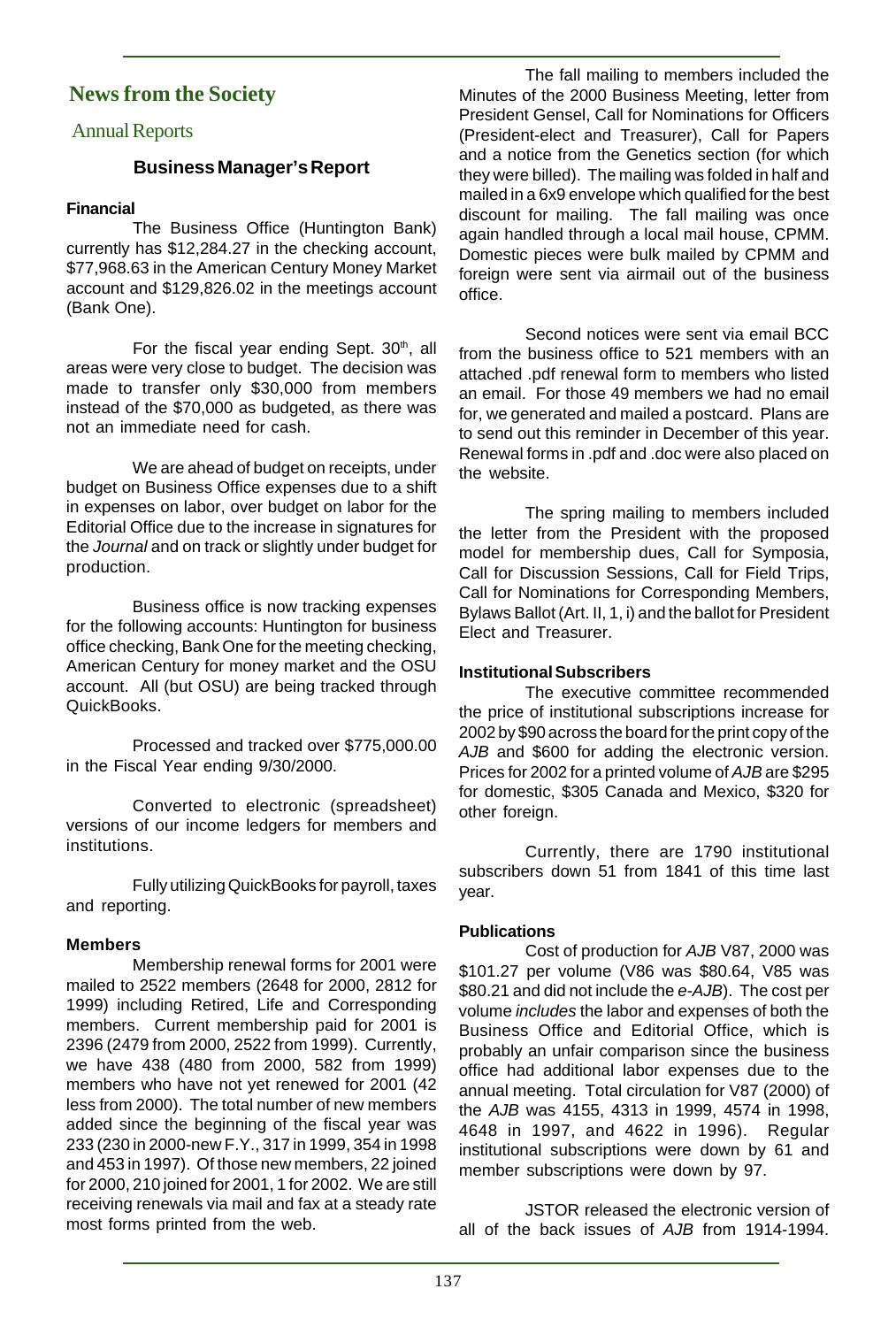# News from the Society

## Annual Reports

### Business Manager's Report

**Financial**

The Business Office (Huntington Bank) currently has $12,284.27 in the checking account, $77,968.63 in the American Century Money Market account and $129,826.02 in the meetings account (Bank One).

For the fiscal year ending Sept. 30th, all areas were very close to budget. The decision was made to transfer only $30,000 from members instead of the $70,000 as budgeted, as there was not an immediate need for cash.

We are ahead of budget on receipts, under budget on Business Office expenses due to a shift in expenses on labor, over budget on labor for the Editorial Office due to the increase in signatures for the *Journal* and on track or slightly under budget for production.

Business office is now tracking expenses for the following accounts: Huntington for business office checking, Bank One for the meeting checking, American Century for money market and the OSU account. All (but OSU) are being tracked through QuickBooks.

Processed and tracked over $775,000.00 in the Fiscal Year ending 9/30/2000.

Converted to electronic (spreadsheet) versions of our income ledgers for members and institutions.

Fully utilizing QuickBooks for payroll, taxes and reporting.

**Members**

Membership renewal forms for 2001 were mailed to 2522 members (2648 for 2000, 2812 for 1999) including Retired, Life and Corresponding members. Current membership paid for 2001 is 2396 (2479 from 2000, 2522 from 1999). Currently, we have 438 (480 from 2000, 582 from 1999) members who have not yet renewed for 2001 (42 less from 2000). The total number of new members added since the beginning of the fiscal year was 233 (230 in 2000-new F.Y., 317 in 1999, 354 in 1998 and 453 in 1997). Of those new members, 22 joined for 2000, 210 joined for 2001, 1 for 2002. We are still receiving renewals via mail and fax at a steady rate most forms printed from the web.

The fall mailing to members included the Minutes of the 2000 Business Meeting, letter from President Gensel, Call for Nominations for Officers (President-elect and Treasurer), Call for Papers and a notice from the Genetics section (for which they were billed). The mailing was folded in half and mailed in a 6x9 envelope which qualified for the best discount for mailing. The fall mailing was once again handled through a local mail house, CPMM. Domestic pieces were bulk mailed by CPMM and foreign were sent via airmail out of the business office.

Second notices were sent via email BCC from the business office to 521 members with an attached .pdf renewal form to members who listed an email. For those 49 members we had no email for, we generated and mailed a postcard. Plans are to send out this reminder in December of this year. Renewal forms in .pdf and .doc were also placed on the website.

The spring mailing to members included the letter from the President with the proposed model for membership dues, Call for Symposia, Call for Discussion Sessions, Call for Field Trips, Call for Nominations for Corresponding Members, Bylaws Ballot (Art. II, 1, i) and the ballot for President Elect and Treasurer.

**Institutional Subscribers**

The executive committee recommended the price of institutional subscriptions increase for 2002 by $90 across the board for the print copy of the *AJB* and $600 for adding the electronic version. Prices for 2002 for a printed volume of *AJB* are $295 for domestic, $305 Canada and Mexico, $320 for other foreign.

Currently, there are 1790 institutional subscribers down 51 from 1841 of this time last year.

**Publications**

Cost of production for *AJB* V87, 2000 was $101.27 per volume (V86 was $80.64, V85 was $80.21 and did not include the *e-AJB*). The cost per volume *includes* the labor and expenses of both the Business Office and Editorial Office, which is probably an unfair comparison since the business office had additional labor expenses due to the annual meeting. Total circulation for V87 (2000) of the *AJB* was 4155, 4313 in 1999, 4574 in 1998, 4648 in 1997, and 4622 in 1996). Regular institutional subscriptions were down by 61 and member subscriptions were down by 97.

JSTOR released the electronic version of all of the back issues of *AJB* from 1914-1994.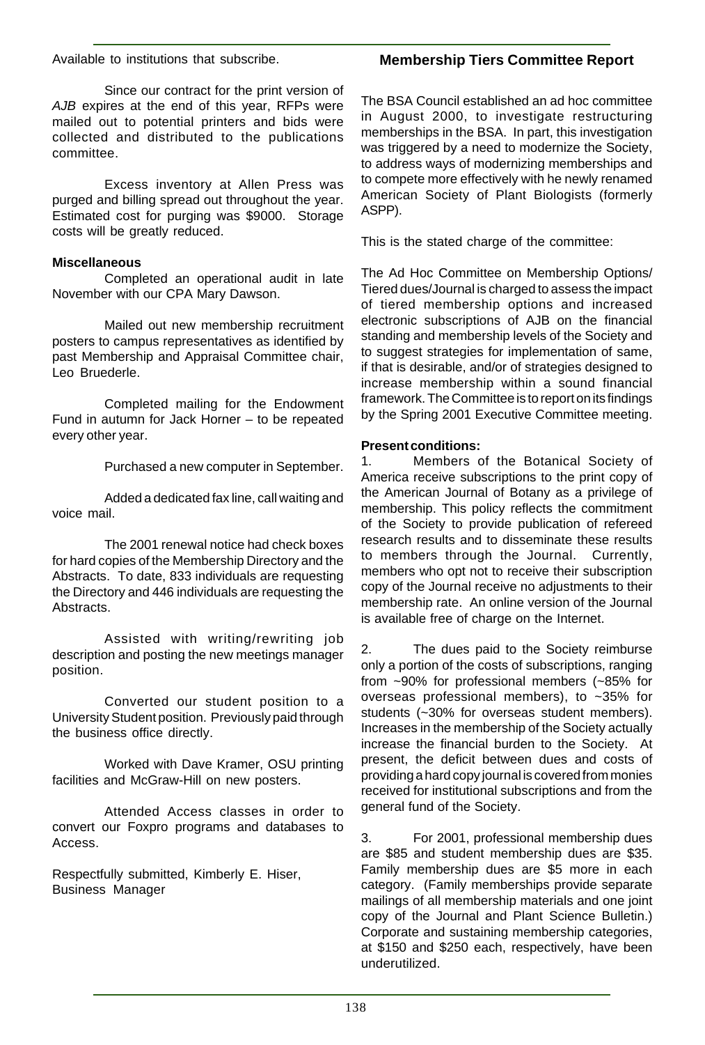Available to institutions that subscribe.

Since our contract for the print version of *AJB* expires at the end of this year, RFPs were mailed out to potential printers and bids were collected and distributed to the publications committee.

Excess inventory at Allen Press was purged and billing spread out throughout the year. Estimated cost for purging was $9000. Storage costs will be greatly reduced.

**Miscellaneous**

Completed an operational audit in late November with our CPA Mary Dawson.

Mailed out new membership recruitment posters to campus representatives as identified by past Membership and Appraisal Committee chair, Leo Bruederle.

Completed mailing for the Endowment Fund in autumn for Jack Horner – to be repeated every other year.

Purchased a new computer in September.

Added a dedicated fax line, call waiting and voice mail.

The 2001 renewal notice had check boxes for hard copies of the Membership Directory and the Abstracts. To date, 833 individuals are requesting the Directory and 446 individuals are requesting the Abstracts.

Assisted with writing/rewriting job description and posting the new meetings manager position.

Converted our student position to a University Student position. Previously paid through the business office directly.

Worked with Dave Kramer, OSU printing facilities and McGraw-Hill on new posters.

Attended Access classes in order to convert our Foxpro programs and databases to Access.

Respectfully submitted, Kimberly E. Hiser, Business Manager

## Membership Tiers Committee Report

The BSA Council established an ad hoc committee in August 2000, to investigate restructuring memberships in the BSA. In part, this investigation was triggered by a need to modernize the Society, to address ways of modernizing memberships and to compete more effectively with he newly renamed American Society of Plant Biologists (formerly ASPP).

This is the stated charge of the committee:

The Ad Hoc Committee on Membership Options/Tiered dues/Journal is charged to assess the impact of tiered membership options and increased electronic subscriptions of AJB on the financial standing and membership levels of the Society and to suggest strategies for implementation of same, if that is desirable, and/or of strategies designed to increase membership within a sound financial framework. The Committee is to report on its findings by the Spring 2001 Executive Committee meeting.

**Present conditions:**

1. Members of the Botanical Society of America receive subscriptions to the print copy of the American Journal of Botany as a privilege of membership. This policy reflects the commitment of the Society to provide publication of refereed research results and to disseminate these results to members through the Journal. Currently, members who opt not to receive their subscription copy of the Journal receive no adjustments to their membership rate. An online version of the Journal is available free of charge on the Internet.

2. The dues paid to the Society reimburse only a portion of the costs of subscriptions, ranging from ~90% for professional members (~85% for overseas professional members), to ~35% for students (~30% for overseas student members). Increases in the membership of the Society actually increase the financial burden to the Society. At present, the deficit between dues and costs of providing a hard copy journal is covered from monies received for institutional subscriptions and from the general fund of the Society.

3. For 2001, professional membership dues are $85 and student membership dues are $35. Family membership dues are $5 more in each category. (Family memberships provide separate mailings of all membership materials and one joint copy of the Journal and Plant Science Bulletin.) Corporate and sustaining membership categories, at $150 and $250 each, respectively, have been underutilized.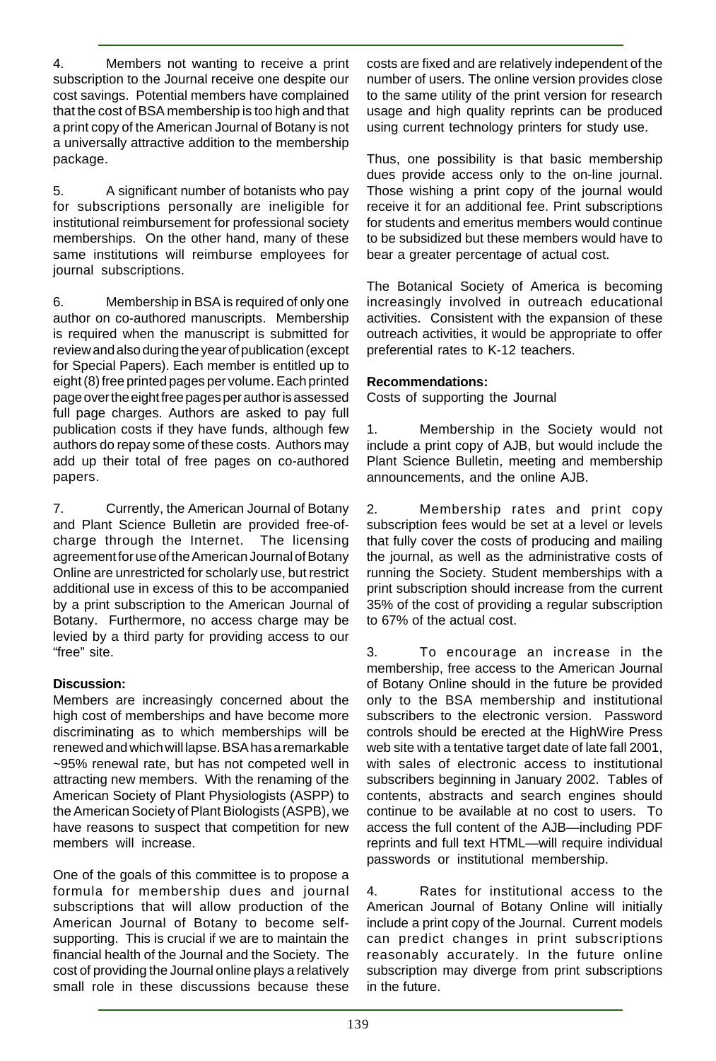4. Members not wanting to receive a print subscription to the Journal receive one despite our cost savings. Potential members have complained that the cost of BSA membership is too high and that a print copy of the American Journal of Botany is not a universally attractive addition to the membership package.

5. A significant number of botanists who pay for subscriptions personally are ineligible for institutional reimbursement for professional society memberships. On the other hand, many of these same institutions will reimburse employees for journal subscriptions.

6. Membership in BSA is required of only one author on co-authored manuscripts. Membership is required when the manuscript is submitted for review and also during the year of publication (except for Special Papers). Each member is entitled up to eight (8) free printed pages per volume. Each printed page over the eight free pages per author is assessed full page charges. Authors are asked to pay full publication costs if they have funds, although few authors do repay some of these costs. Authors may add up their total of free pages on co-authored papers.

7. Currently, the American Journal of Botany and Plant Science Bulletin are provided free-of-charge through the Internet. The licensing agreement for use of the American Journal of Botany Online are unrestricted for scholarly use, but restrict additional use in excess of this to be accompanied by a print subscription to the American Journal of Botany. Furthermore, no access charge may be levied by a third party for providing access to our "free" site.

**Discussion:**

Members are increasingly concerned about the high cost of memberships and have become more discriminating as to which memberships will be renewed and which will lapse. BSA has a remarkable ~95% renewal rate, but has not competed well in attracting new members. With the renaming of the American Society of Plant Physiologists (ASPP) to the American Society of Plant Biologists (ASPB), we have reasons to suspect that competition for new members will increase.

One of the goals of this committee is to propose a formula for membership dues and journal subscriptions that will allow production of the American Journal of Botany to become self-supporting. This is crucial if we are to maintain the financial health of the Journal and the Society. The cost of providing the Journal online plays a relatively small role in these discussions because these costs are fixed and are relatively independent of the number of users. The online version provides close to the same utility of the print version for research usage and high quality reprints can be produced using current technology printers for study use.

Thus, one possibility is that basic membership dues provide access only to the on-line journal. Those wishing a print copy of the journal would receive it for an additional fee. Print subscriptions for students and emeritus members would continue to be subsidized but these members would have to bear a greater percentage of actual cost.

The Botanical Society of America is becoming increasingly involved in outreach educational activities. Consistent with the expansion of these outreach activities, it would be appropriate to offer preferential rates to K-12 teachers.

**Recommendations:**

Costs of supporting the Journal

1. Membership in the Society would not include a print copy of AJB, but would include the Plant Science Bulletin, meeting and membership announcements, and the online AJB.

2. Membership rates and print copy subscription fees would be set at a level or levels that fully cover the costs of producing and mailing the journal, as well as the administrative costs of running the Society. Student memberships with a print subscription should increase from the current 35% of the cost of providing a regular subscription to 67% of the actual cost.

3. To encourage an increase in the membership, free access to the American Journal of Botany Online should in the future be provided only to the BSA membership and institutional subscribers to the electronic version. Password controls should be erected at the HighWire Press web site with a tentative target date of late fall 2001, with sales of electronic access to institutional subscribers beginning in January 2002. Tables of contents, abstracts and search engines should continue to be available at no cost to users. To access the full content of the AJB—including PDF reprints and full text HTML—will require individual passwords or institutional membership.

4. Rates for institutional access to the American Journal of Botany Online will initially include a print copy of the Journal. Current models can predict changes in print subscriptions reasonably accurately. In the future online subscription may diverge from print subscriptions in the future.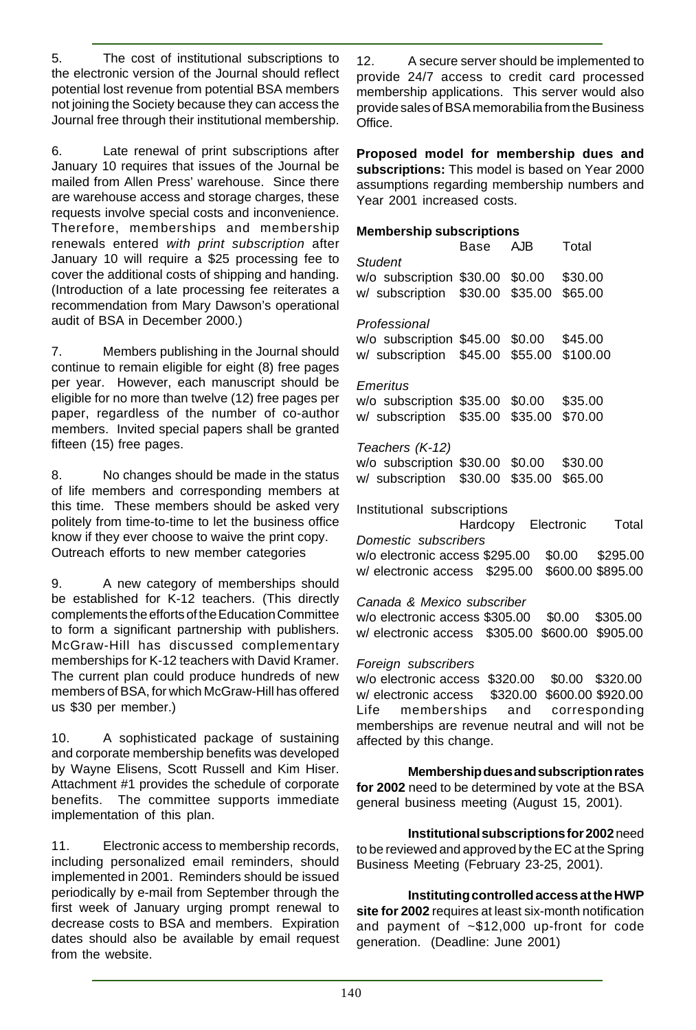5. The cost of institutional subscriptions to the electronic version of the Journal should reflect potential lost revenue from potential BSA members not joining the Society because they can access the Journal free through their institutional membership.

6. Late renewal of print subscriptions after January 10 requires that issues of the Journal be mailed from Allen Press' warehouse. Since there are warehouse access and storage charges, these requests involve special costs and inconvenience. Therefore, memberships and membership renewals entered *with print subscription* after January 10 will require a $25 processing fee to cover the additional costs of shipping and handing. (Introduction of a late processing fee reiterates a recommendation from Mary Dawson's operational audit of BSA in December 2000.)

7. Members publishing in the Journal should continue to remain eligible for eight (8) free pages per year. However, each manuscript should be eligible for no more than twelve (12) free pages per paper, regardless of the number of co-author members. Invited special papers shall be granted fifteen (15) free pages.

8. No changes should be made in the status of life members and corresponding members at this time. These members should be asked very politely from time-to-time to let the business office know if they ever choose to waive the print copy.

Outreach efforts to new member categories

9. A new category of memberships should be established for K-12 teachers. (This directly complements the efforts of the Education Committee to form a significant partnership with publishers. McGraw-Hill has discussed complementary memberships for K-12 teachers with David Kramer. The current plan could produce hundreds of new members of BSA, for which McGraw-Hill has offered us $30 per member.)

10. A sophisticated package of sustaining and corporate membership benefits was developed by Wayne Elisens, Scott Russell and Kim Hiser. Attachment #1 provides the schedule of corporate benefits. The committee supports immediate implementation of this plan.

11. Electronic access to membership records, including personalized email reminders, should implemented in 2001. Reminders should be issued periodically by e-mail from September through the first week of January urging prompt renewal to decrease costs to BSA and members. Expiration dates should also be available by email request from the website.

12. A secure server should be implemented to provide 24/7 access to credit card processed membership applications. This server would also provide sales of BSA memorabilia from the Business Office.

**Proposed model for membership dues and subscriptions:** This model is based on Year 2000 assumptions regarding membership numbers and Year 2001 increased costs.

**Membership subscriptions**

| | Base | AJB | Total |
|---|---|---|---|
| *Student* | | | |
| w/o subscription | $30.00 | $0.00 | $30.00 |
| w/ subscription | $30.00 | $35.00 | $65.00 |
| *Professional* | | | |
| w/o subscription | $45.00 | $0.00 | $45.00 |
| w/ subscription | $45.00 | $55.00 | $100.00 |
| *Emeritus* | | | |
| w/o subscription | $35.00 | $0.00 | $35.00 |
| w/ subscription | $35.00 | $35.00 | $70.00 |
| *Teachers (K-12)* | | | |
| w/o subscription | $30.00 | $0.00 | $30.00 |
| w/ subscription | $30.00 | $35.00 | $65.00 |

Institutional subscriptions

| | Hardcopy | Electronic | Total |
|---|---|---|---|
| *Domestic subscribers* | | | |
| w/o electronic access | $295.00 | $0.00 | $295.00 |
| w/ electronic access | $295.00 | $600.00 | $895.00 |
| *Canada & Mexico subscriber* | | | |
| w/o electronic access | $305.00 | $0.00 | $305.00 |
| w/ electronic access | $305.00 | $600.00 | $905.00 |
| *Foreign subscribers* | | | |
| w/o electronic access | $320.00 | $0.00 | $320.00 |
| w/ electronic access | $320.00 | $600.00 | $920.00 |

Life memberships and corresponding memberships are revenue neutral and will not be affected by this change.

**Membership dues and subscription rates for 2002** need to be determined by vote at the BSA general business meeting (August 15, 2001).

**Institutional subscriptions for 2002** need to be reviewed and approved by the EC at the Spring Business Meeting (February 23-25, 2001).

**Instituting controlled access at the HWP site for 2002** requires at least six-month notification and payment of ~$12,000 up-front for code generation. (Deadline: June 2001)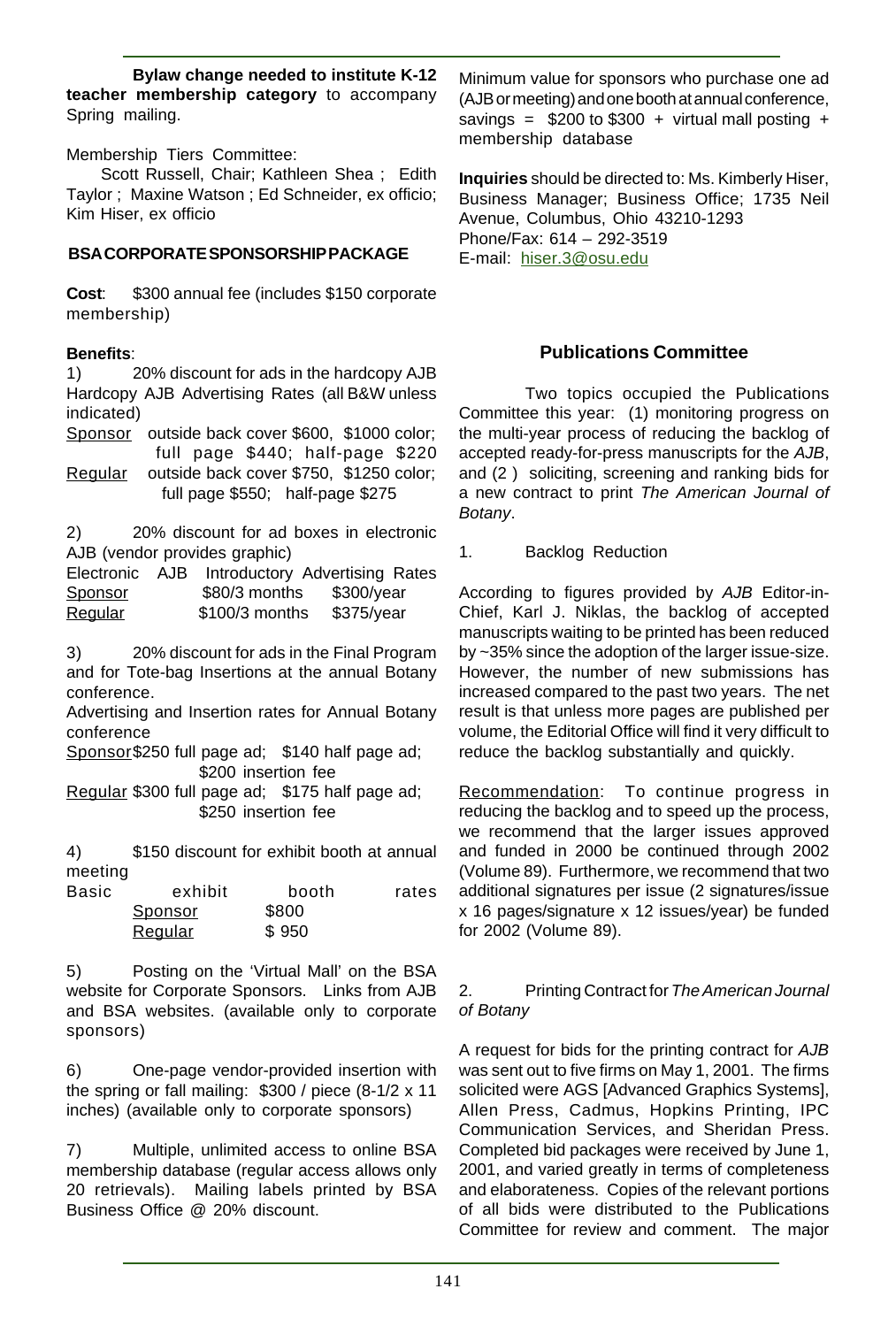**Bylaw change needed to institute K-12 teacher membership category** to accompany Spring mailing.

Membership Tiers Committee:

Scott Russell, Chair; Kathleen Shea ; Edith Taylor ; Maxine Watson ; Ed Schneider, ex officio; Kim Hiser, ex officio

### BSA CORPORATE SPONSORSHIP PACKAGE

**Cost**: $300 annual fee (includes $150 corporate membership)

**Benefits**:

1) 20% discount for ads in the hardcopy AJB
Hardcopy AJB Advertising Rates (all B&W unless indicated)

Sponsor outside back cover $600, $1000 color; full page $440; half-page $220
Regular outside back cover $750, $1250 color; full page $550; half-page $275

2) 20% discount for ad boxes in electronic AJB (vendor provides graphic)

| Electronic AJB | Introductory Advertising Rates | |
|---|---|---|
| Sponsor | $80/3 months | $300/year |
| Regular | $100/3 months | $375/year |

3) 20% discount for ads in the Final Program and for Tote-bag Insertions at the annual Botany conference.
Advertising and Insertion rates for Annual Botany conference

Sponsor $250 full page ad; $140 half page ad; $200 insertion fee
Regular $300 full page ad; $175 half page ad; $250 insertion fee

4) $150 discount for exhibit booth at annual meeting

| Basic exhibit booth rates | |
|---|---|
| Sponsor | $800 |
| Regular | $ 950 |

5) Posting on the 'Virtual Mall' on the BSA website for Corporate Sponsors. Links from AJB and BSA websites. (available only to corporate sponsors)

6) One-page vendor-provided insertion with the spring or fall mailing: $300 / piece (8-1/2 x 11 inches) (available only to corporate sponsors)

7) Multiple, unlimited access to online BSA membership database (regular access allows only 20 retrievals). Mailing labels printed by BSA Business Office @ 20% discount.

Minimum value for sponsors who purchase one ad (AJB or meeting) and one booth at annual conference, savings = $200 to $300 + virtual mall posting + membership database

**Inquiries** should be directed to: Ms. Kimberly Hiser, Business Manager; Business Office; 1735 Neil Avenue, Columbus, Ohio 43210-1293
Phone/Fax: 614 – 292-3519
E-mail: hiser.3@osu.edu

## Publications Committee

Two topics occupied the Publications Committee this year: (1) monitoring progress on the multi-year process of reducing the backlog of accepted ready-for-press manuscripts for the *AJB*, and (2 ) soliciting, screening and ranking bids for a new contract to print *The American Journal of Botany*.

1. Backlog Reduction

According to figures provided by *AJB* Editor-in-Chief, Karl J. Niklas, the backlog of accepted manuscripts waiting to be printed has been reduced by ~35% since the adoption of the larger issue-size. However, the number of new submissions has increased compared to the past two years. The net result is that unless more pages are published per volume, the Editorial Office will find it very difficult to reduce the backlog substantially and quickly.

Recommendation: To continue progress in reducing the backlog and to speed up the process, we recommend that the larger issues approved and funded in 2000 be continued through 2002 (Volume 89). Furthermore, we recommend that two additional signatures per issue (2 signatures/issue x 16 pages/signature x 12 issues/year) be funded for 2002 (Volume 89).

2. Printing Contract for *The American Journal of Botany*

A request for bids for the printing contract for *AJB* was sent out to five firms on May 1, 2001. The firms solicited were AGS [Advanced Graphics Systems], Allen Press, Cadmus, Hopkins Printing, IPC Communication Services, and Sheridan Press. Completed bid packages were received by June 1, 2001, and varied greatly in terms of completeness and elaborateness. Copies of the relevant portions of all bids were distributed to the Publications Committee for review and comment. The major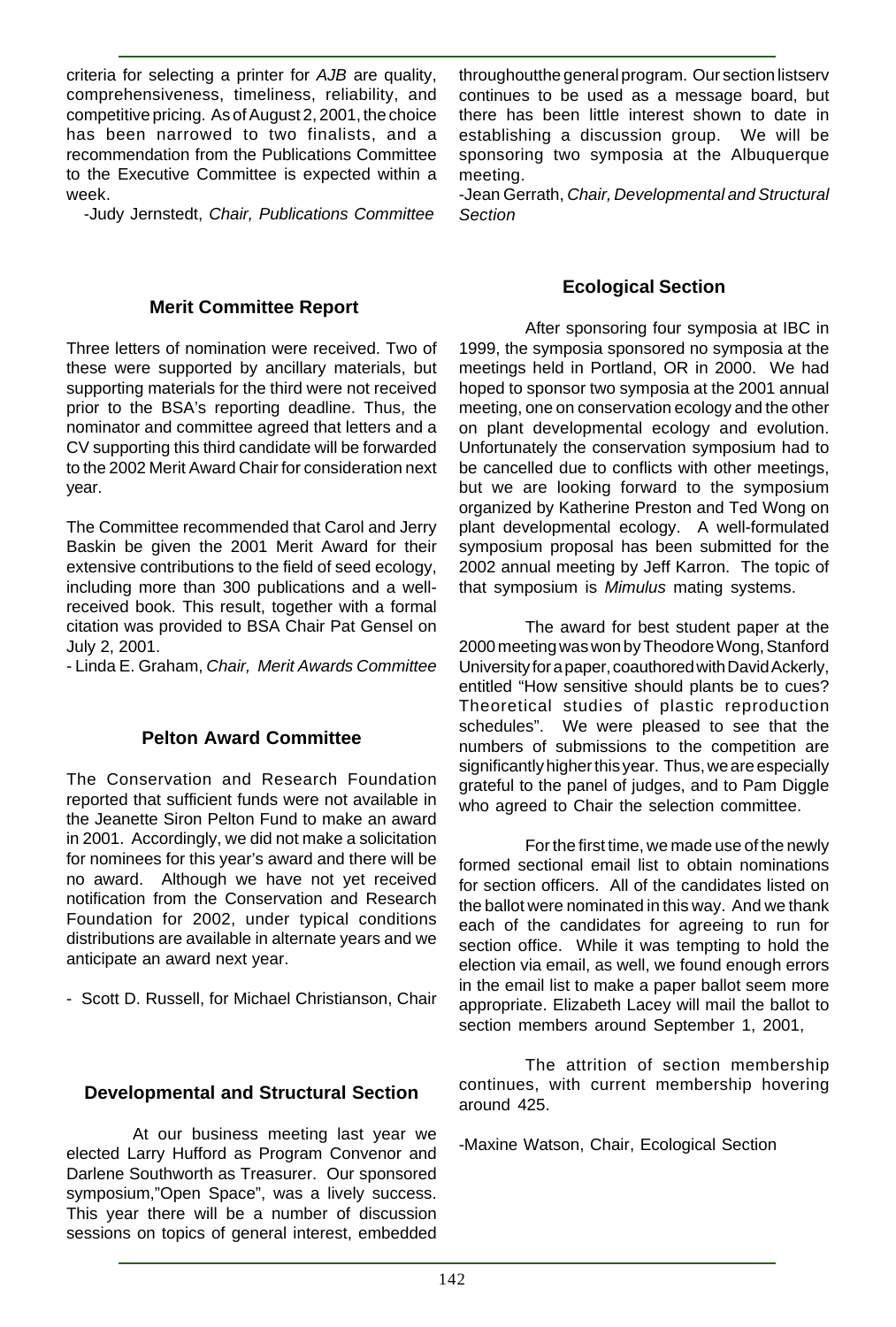criteria for selecting a printer for *AJB* are quality, comprehensiveness, timeliness, reliability, and competitive pricing. As of August 2, 2001, the choice has been narrowed to two finalists, and a recommendation from the Publications Committee to the Executive Committee is expected within a week.

-Judy Jernstedt, *Chair, Publications Committee*

### Merit Committee Report

Three letters of nomination were received. Two of these were supported by ancillary materials, but supporting materials for the third were not received prior to the BSA's reporting deadline. Thus, the nominator and committee agreed that letters and a CV supporting this third candidate will be forwarded to the 2002 Merit Award Chair for consideration next year.

The Committee recommended that Carol and Jerry Baskin be given the 2001 Merit Award for their extensive contributions to the field of seed ecology, including more than 300 publications and a well-received book. This result, together with a formal citation was provided to BSA Chair Pat Gensel on July 2, 2001.

- Linda E. Graham, *Chair, Merit Awards Committee*

### Pelton Award Committee

The Conservation and Research Foundation reported that sufficient funds were not available in the Jeanette Siron Pelton Fund to make an award in 2001. Accordingly, we did not make a solicitation for nominees for this year's award and there will be no award. Although we have not yet received notification from the Conservation and Research Foundation for 2002, under typical conditions distributions are available in alternate years and we anticipate an award next year.

- Scott D. Russell, for Michael Christianson, Chair

### Developmental and Structural Section

At our business meeting last year we elected Larry Hufford as Program Convenor and Darlene Southworth as Treasurer. Our sponsored symposium,"Open Space", was a lively success. This year there will be a number of discussion sessions on topics of general interest, embedded throughoutthe general program. Our section listserv continues to be used as a message board, but there has been little interest shown to date in establishing a discussion group. We will be sponsoring two symposia at the Albuquerque meeting.

-Jean Gerrath, *Chair, Developmental and Structural Section*

### Ecological Section

After sponsoring four symposia at IBC in 1999, the symposia sponsored no symposia at the meetings held in Portland, OR in 2000. We had hoped to sponsor two symposia at the 2001 annual meeting, one on conservation ecology and the other on plant developmental ecology and evolution. Unfortunately the conservation symposium had to be cancelled due to conflicts with other meetings, but we are looking forward to the symposium organized by Katherine Preston and Ted Wong on plant developmental ecology. A well-formulated symposium proposal has been submitted for the 2002 annual meeting by Jeff Karron. The topic of that symposium is *Mimulus* mating systems.

The award for best student paper at the 2000 meeting was won by Theodore Wong, Stanford University for a paper, coauthored with David Ackerly, entitled "How sensitive should plants be to cues? Theoretical studies of plastic reproduction schedules". We were pleased to see that the numbers of submissions to the competition are significantly higher this year. Thus, we are especially grateful to the panel of judges, and to Pam Diggle who agreed to Chair the selection committee.

For the first time, we made use of the newly formed sectional email list to obtain nominations for section officers. All of the candidates listed on the ballot were nominated in this way. And we thank each of the candidates for agreeing to run for section office. While it was tempting to hold the election via email, as well, we found enough errors in the email list to make a paper ballot seem more appropriate. Elizabeth Lacey will mail the ballot to section members around September 1, 2001,

The attrition of section membership continues, with current membership hovering around 425.

-Maxine Watson, Chair, Ecological Section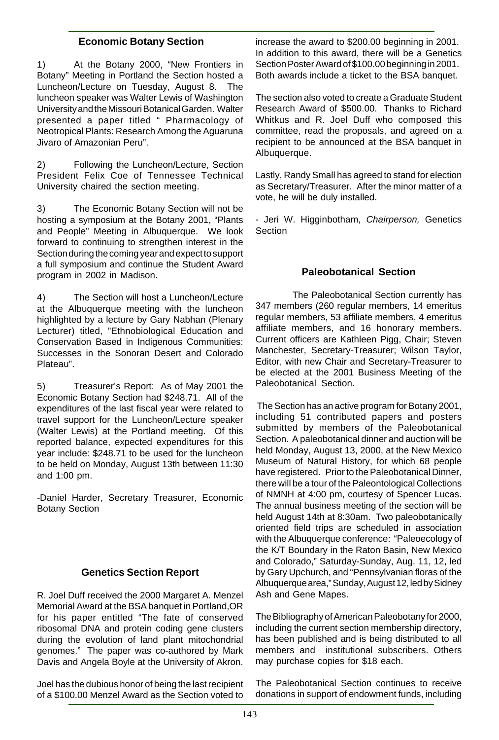## Economic Botany Section

1) At the Botany 2000, "New Frontiers in Botany" Meeting in Portland the Section hosted a Luncheon/Lecture on Tuesday, August 8. The luncheon speaker was Walter Lewis of Washington University and the Missouri Botanical Garden. Walter presented a paper titled " Pharmacology of Neotropical Plants: Research Among the Aguaruna Jivaro of Amazonian Peru".

2) Following the Luncheon/Lecture, Section President Felix Coe of Tennessee Technical University chaired the section meeting.

3) The Economic Botany Section will not be hosting a symposium at the Botany 2001, "Plants and People" Meeting in Albuquerque. We look forward to continuing to strengthen interest in the Section during the coming year and expect to support a full symposium and continue the Student Award program in 2002 in Madison.

4) The Section will host a Luncheon/Lecture at the Albuquerque meeting with the luncheon highlighted by a lecture by Gary Nabhan (Plenary Lecturer) titled, "Ethnobiological Education and Conservation Based in Indigenous Communities: Successes in the Sonoran Desert and Colorado Plateau".

5) Treasurer's Report: As of May 2001 the Economic Botany Section had $248.71. All of the expenditures of the last fiscal year were related to travel support for the Luncheon/Lecture speaker (Walter Lewis) at the Portland meeting. Of this reported balance, expected expenditures for this year include: $248.71 to be used for the luncheon to be held on Monday, August 13th between 11:30 and 1:00 pm.

-Daniel Harder, Secretary Treasurer, Economic Botany Section

## Genetics Section Report

R. Joel Duff received the 2000 Margaret A. Menzel Memorial Award at the BSA banquet in Portland,OR for his paper entitled "The fate of conserved ribosomal DNA and protein coding gene clusters during the evolution of land plant mitochondrial genomes." The paper was co-authored by Mark Davis and Angela Boyle at the University of Akron.

Joel has the dubious honor of being the last recipient of a $100.00 Menzel Award as the Section voted to increase the award to $200.00 beginning in 2001. In addition to this award, there will be a Genetics Section Poster Award of $100.00 beginning in 2001. Both awards include a ticket to the BSA banquet.

The section also voted to create a Graduate Student Research Award of $500.00. Thanks to Richard Whitkus and R. Joel Duff who composed this committee, read the proposals, and agreed on a recipient to be announced at the BSA banquet in Albuquerque.

Lastly, Randy Small has agreed to stand for election as Secretary/Treasurer. After the minor matter of a vote, he will be duly installed.

- Jeri W. Higginbotham, *Chairperson,* Genetics Section

## Paleobotanical Section

The Paleobotanical Section currently has 347 members (260 regular members, 14 emeritus regular members, 53 affiliate members, 4 emeritus affiliate members, and 16 honorary members. Current officers are Kathleen Pigg, Chair; Steven Manchester, Secretary-Treasurer; Wilson Taylor, Editor, with new Chair and Secretary-Treasurer to be elected at the 2001 Business Meeting of the Paleobotanical Section.

The Section has an active program for Botany 2001, including 51 contributed papers and posters submitted by members of the Paleobotanical Section. A paleobotanical dinner and auction will be held Monday, August 13, 2000, at the New Mexico Museum of Natural History, for which 68 people have registered. Prior to the Paleobotanical Dinner, there will be a tour of the Paleontological Collections of NMNH at 4:00 pm, courtesy of Spencer Lucas. The annual business meeting of the section will be held August 14th at 8:30am. Two paleobotanically oriented field trips are scheduled in association with the Albuquerque conference: "Paleoecology of the K/T Boundary in the Raton Basin, New Mexico and Colorado," Saturday-Sunday, Aug. 11, 12, led by Gary Upchurch, and "Pennsylvanian floras of the Albuquerque area," Sunday, August 12, led by Sidney Ash and Gene Mapes.

The Bibliography of American Paleobotany for 2000, including the current section membership directory, has been published and is being distributed to all members and institutional subscribers. Others may purchase copies for $18 each.

The Paleobotanical Section continues to receive donations in support of endowment funds, including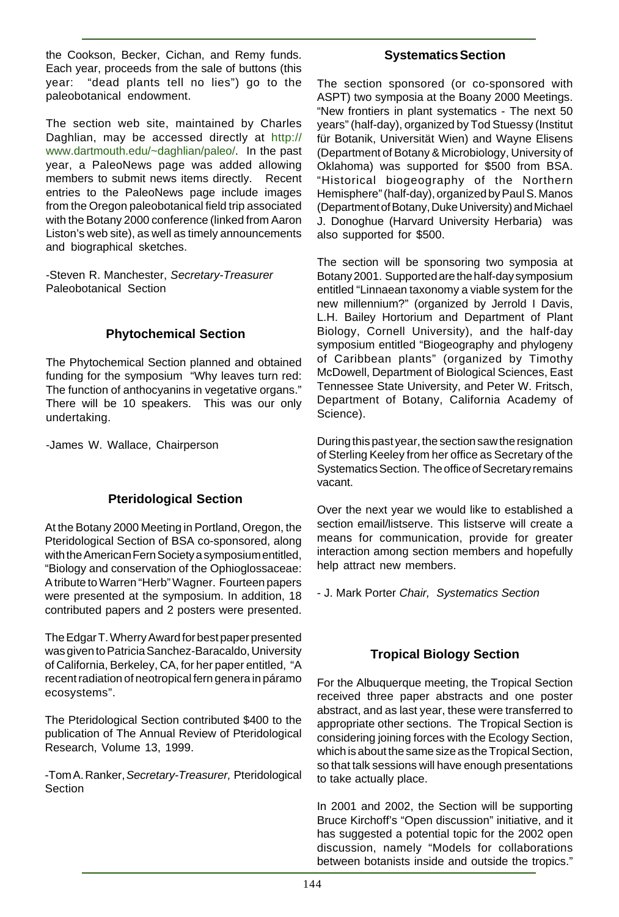the Cookson, Becker, Cichan, and Remy funds. Each year, proceeds from the sale of buttons (this year: "dead plants tell no lies") go to the paleobotanical endowment.

The section web site, maintained by Charles Daghlian, may be accessed directly at http://www.dartmouth.edu/~daghlian/paleo/. In the past year, a PaleoNews page was added allowing members to submit news items directly. Recent entries to the PaleoNews page include images from the Oregon paleobotanical field trip associated with the Botany 2000 conference (linked from Aaron Liston's web site), as well as timely announcements and biographical sketches.

-Steven R. Manchester, *Secretary-Treasurer* Paleobotanical Section

## Phytochemical Section

The Phytochemical Section planned and obtained funding for the symposium "Why leaves turn red: The function of anthocyanins in vegetative organs." There will be 10 speakers. This was our only undertaking.

-James W. Wallace, Chairperson

## Pteridological Section

At the Botany 2000 Meeting in Portland, Oregon, the Pteridological Section of BSA co-sponsored, along with the American Fern Society a symposium entitled, "Biology and conservation of the Ophioglossaceae: A tribute to Warren "Herb" Wagner. Fourteen papers were presented at the symposium. In addition, 18 contributed papers and 2 posters were presented.

The Edgar T. Wherry Award for best paper presented was given to Patricia Sanchez-Baracaldo, University of California, Berkeley, CA, for her paper entitled, "A recent radiation of neotropical fern genera in páramo ecosystems".

The Pteridological Section contributed $400 to the publication of The Annual Review of Pteridological Research, Volume 13, 1999.

-Tom A. Ranker, *Secretary-Treasurer,* Pteridological Section

## Systematics Section

The section sponsored (or co-sponsored with ASPT) two symposia at the Boany 2000 Meetings. "New frontiers in plant systematics - The next 50 years" (half-day), organized by Tod Stuessy (Institut für Botanik, Universität Wien) and Wayne Elisens (Department of Botany & Microbiology, University of Oklahoma) was supported for $500 from BSA. "Historical biogeography of the Northern Hemisphere" (half-day), organized by Paul S. Manos (Department of Botany, Duke University) and Michael J. Donoghue (Harvard University Herbaria) was also supported for $500.

The section will be sponsoring two symposia at Botany 2001. Supported are the half-day symposium entitled "Linnaean taxonomy a viable system for the new millennium?" (organized by Jerrold I Davis, L.H. Bailey Hortorium and Department of Plant Biology, Cornell University), and the half-day symposium entitled "Biogeography and phylogeny of Caribbean plants" (organized by Timothy McDowell, Department of Biological Sciences, East Tennessee State University, and Peter W. Fritsch, Department of Botany, California Academy of Science).

During this past year, the section saw the resignation of Sterling Keeley from her office as Secretary of the Systematics Section. The office of Secretary remains vacant.

Over the next year we would like to established a section email/listserve. This listserve will create a means for communication, provide for greater interaction among section members and hopefully help attract new members.

- J. Mark Porter *Chair, Systematics Section*

## Tropical Biology Section

For the Albuquerque meeting, the Tropical Section received three paper abstracts and one poster abstract, and as last year, these were transferred to appropriate other sections. The Tropical Section is considering joining forces with the Ecology Section, which is about the same size as the Tropical Section, so that talk sessions will have enough presentations to take actually place.

In 2001 and 2002, the Section will be supporting Bruce Kirchoff's "Open discussion" initiative, and it has suggested a potential topic for the 2002 open discussion, namely "Models for collaborations between botanists inside and outside the tropics."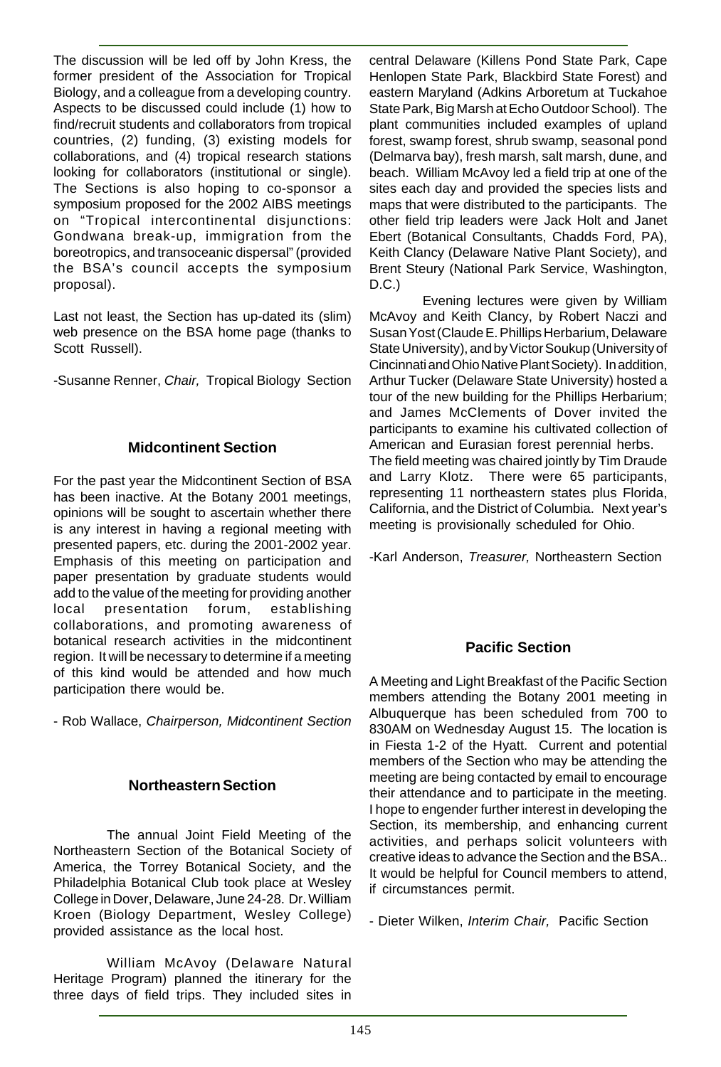The discussion will be led off by John Kress, the former president of the Association for Tropical Biology, and a colleague from a developing country. Aspects to be discussed could include (1) how to find/recruit students and collaborators from tropical countries, (2) funding, (3) existing models for collaborations, and (4) tropical research stations looking for collaborators (institutional or single). The Sections is also hoping to co-sponsor a symposium proposed for the 2002 AIBS meetings on "Tropical intercontinental disjunctions: Gondwana break-up, immigration from the boreotropics, and transoceanic dispersal" (provided the BSA's council accepts the symposium proposal).

Last not least, the Section has up-dated its (slim) web presence on the BSA home page (thanks to Scott Russell).

-Susanne Renner, *Chair,* Tropical Biology Section

### Midcontinent Section

For the past year the Midcontinent Section of BSA has been inactive. At the Botany 2001 meetings, opinions will be sought to ascertain whether there is any interest in having a regional meeting with presented papers, etc. during the 2001-2002 year. Emphasis of this meeting on participation and paper presentation by graduate students would add to the value of the meeting for providing another local presentation forum, establishing collaborations, and promoting awareness of botanical research activities in the midcontinent region. It will be necessary to determine if a meeting of this kind would be attended and how much participation there would be.

- Rob Wallace, *Chairperson, Midcontinent Section*

### Northeastern Section

The annual Joint Field Meeting of the Northeastern Section of the Botanical Society of America, the Torrey Botanical Society, and the Philadelphia Botanical Club took place at Wesley College in Dover, Delaware, June 24-28. Dr. William Kroen (Biology Department, Wesley College) provided assistance as the local host.

William McAvoy (Delaware Natural Heritage Program) planned the itinerary for the three days of field trips. They included sites in central Delaware (Killens Pond State Park, Cape Henlopen State Park, Blackbird State Forest) and eastern Maryland (Adkins Arboretum at Tuckahoe State Park, Big Marsh at Echo Outdoor School). The plant communities included examples of upland forest, swamp forest, shrub swamp, seasonal pond (Delmarva bay), fresh marsh, salt marsh, dune, and beach. William McAvoy led a field trip at one of the sites each day and provided the species lists and maps that were distributed to the participants. The other field trip leaders were Jack Holt and Janet Ebert (Botanical Consultants, Chadds Ford, PA), Keith Clancy (Delaware Native Plant Society), and Brent Steury (National Park Service, Washington, D.C.)

Evening lectures were given by William McAvoy and Keith Clancy, by Robert Naczi and Susan Yost (Claude E. Phillips Herbarium, Delaware State University), and by Victor Soukup (University of Cincinnati and Ohio Native Plant Society). In addition, Arthur Tucker (Delaware State University) hosted a tour of the new building for the Phillips Herbarium; and James McClements of Dover invited the participants to examine his cultivated collection of American and Eurasian forest perennial herbs.
The field meeting was chaired jointly by Tim Draude and Larry Klotz. There were 65 participants, representing 11 northeastern states plus Florida, California, and the District of Columbia. Next year's meeting is provisionally scheduled for Ohio.

-Karl Anderson, *Treasurer,* Northeastern Section

### Pacific Section

A Meeting and Light Breakfast of the Pacific Section members attending the Botany 2001 meeting in Albuquerque has been scheduled from 700 to 830AM on Wednesday August 15. The location is in Fiesta 1-2 of the Hyatt. Current and potential members of the Section who may be attending the meeting are being contacted by email to encourage their attendance and to participate in the meeting. I hope to engender further interest in developing the Section, its membership, and enhancing current activities, and perhaps solicit volunteers with creative ideas to advance the Section and the BSA.. It would be helpful for Council members to attend, if circumstances permit.

- Dieter Wilken, *Interim Chair,* Pacific Section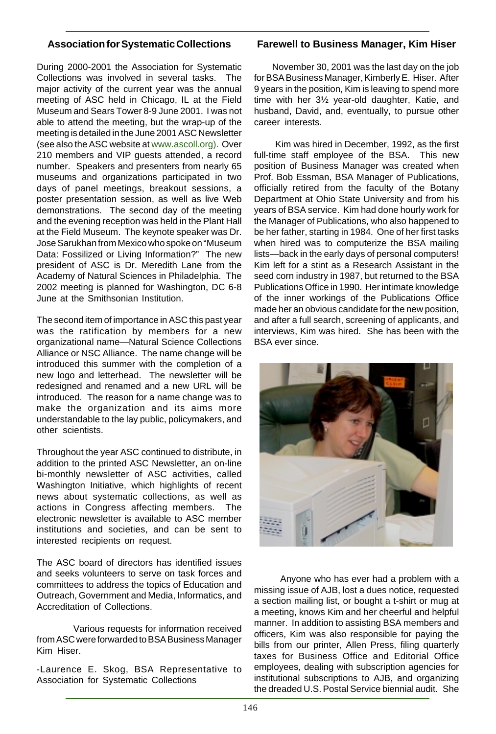## Association for Systematic Collections

During 2000-2001 the Association for Systematic Collections was involved in several tasks. The major activity of the current year was the annual meeting of ASC held in Chicago, IL at the Field Museum and Sears Tower 8-9 June 2001. I was not able to attend the meeting, but the wrap-up of the meeting is detailed in the June 2001 ASC Newsletter (see also the ASC website at www.ascoll.org). Over 210 members and VIP guests attended, a record number. Speakers and presenters from nearly 65 museums and organizations participated in two days of panel meetings, breakout sessions, a poster presentation session, as well as live Web demonstrations. The second day of the meeting and the evening reception was held in the Plant Hall at the Field Museum. The keynote speaker was Dr. Jose Sarukhan from Mexico who spoke on "Museum Data: Fossilized or Living Information?" The new president of ASC is Dr. Meredith Lane from the Academy of Natural Sciences in Philadelphia. The 2002 meeting is planned for Washington, DC 6-8 June at the Smithsonian Institution.

The second item of importance in ASC this past year was the ratification by members for a new organizational name—Natural Science Collections Alliance or NSC Alliance. The name change will be introduced this summer with the completion of a new logo and letterhead. The newsletter will be redesigned and renamed and a new URL will be introduced. The reason for a name change was to make the organization and its aims more understandable to the lay public, policymakers, and other scientists.

Throughout the year ASC continued to distribute, in addition to the printed ASC Newsletter, an on-line bi-monthly newsletter of ASC activities, called Washington Initiative, which highlights of recent news about systematic collections, as well as actions in Congress affecting members. The electronic newsletter is available to ASC member institutions and societies, and can be sent to interested recipients on request.

The ASC board of directors has identified issues and seeks volunteers to serve on task forces and committees to address the topics of Education and Outreach, Government and Media, Informatics, and Accreditation of Collections.

Various requests for information received from ASC were forwarded to BSA Business Manager Kim Hiser.

-Laurence E. Skog, BSA Representative to Association for Systematic Collections

## Farewell to Business Manager, Kim Hiser

November 30, 2001 was the last day on the job for BSA Business Manager, Kimberly E. Hiser. After 9 years in the position, Kim is leaving to spend more time with her 3½ year-old daughter, Katie, and husband, David, and, eventually, to pursue other career interests.

Kim was hired in December, 1992, as the first full-time staff employee of the BSA. This new position of Business Manager was created when Prof. Bob Essman, BSA Manager of Publications, officially retired from the faculty of the Botany Department at Ohio State University and from his years of BSA service. Kim had done hourly work for the Manager of Publications, who also happened to be her father, starting in 1984. One of her first tasks when hired was to computerize the BSA mailing lists—back in the early days of personal computers! Kim left for a stint as a Research Assistant in the seed corn industry in 1987, but returned to the BSA Publications Office in 1990. Her intimate knowledge of the inner workings of the Publications Office made her an obvious candidate for the new position, and after a full search, screening of applicants, and interviews, Kim was hired. She has been with the BSA ever since.

Anyone who has ever had a problem with a missing issue of AJB, lost a dues notice, requested a section mailing list, or bought a t-shirt or mug at a meeting, knows Kim and her cheerful and helpful manner. In addition to assisting BSA members and officers, Kim was also responsible for paying the bills from our printer, Allen Press, filing quarterly taxes for Business Office and Editorial Office employees, dealing with subscription agencies for institutional subscriptions to AJB, and organizing the dreaded U.S. Postal Service biennial audit. She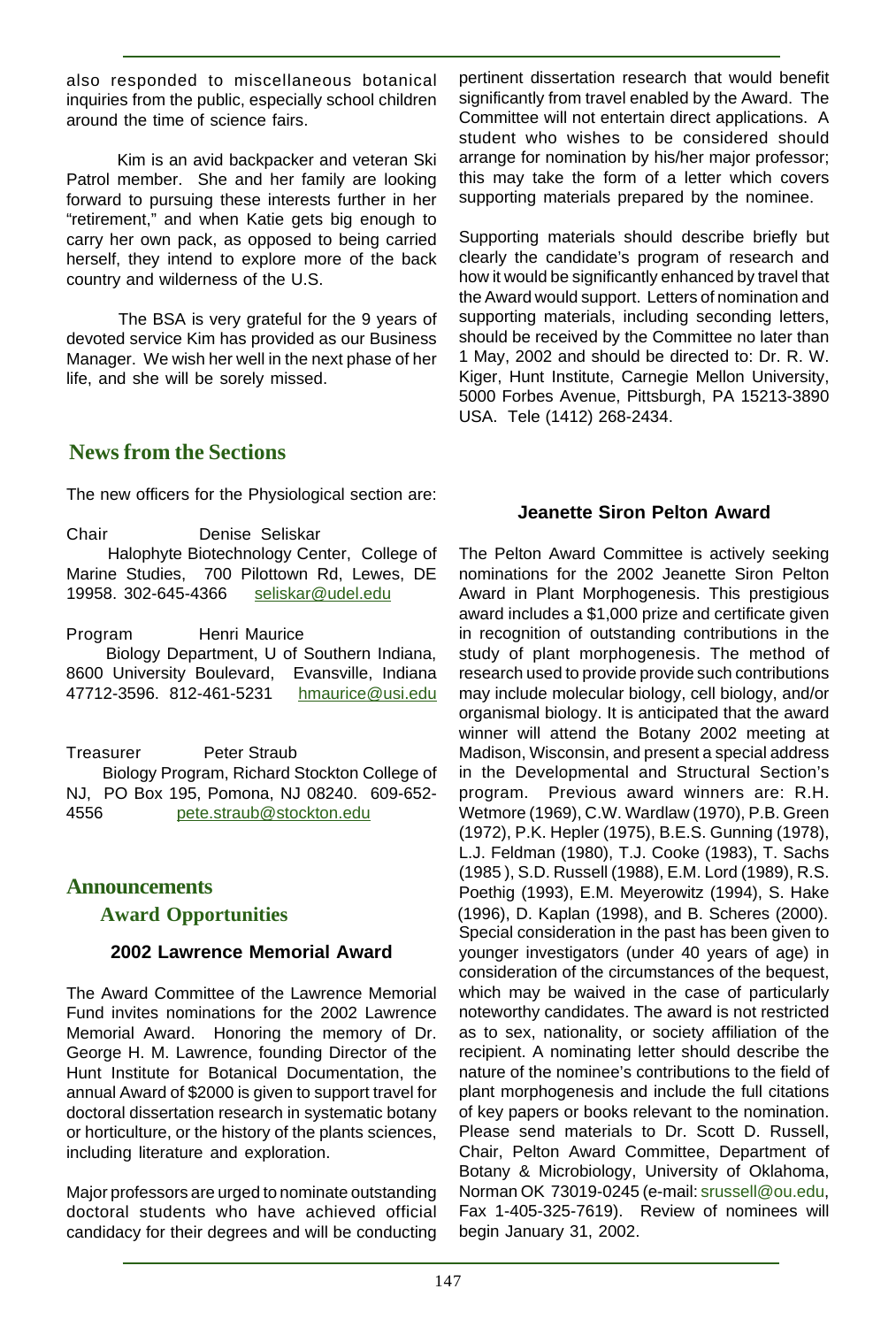also responded to miscellaneous botanical inquiries from the public, especially school children around the time of science fairs.

Kim is an avid backpacker and veteran Ski Patrol member. She and her family are looking forward to pursuing these interests further in her "retirement," and when Katie gets big enough to carry her own pack, as opposed to being carried herself, they intend to explore more of the back country and wilderness of the U.S.

The BSA is very grateful for the 9 years of devoted service Kim has provided as our Business Manager. We wish her well in the next phase of her life, and she will be sorely missed.

## News from the Sections

The new officers for the Physiological section are:

Chair Denise Seliskar
Halophyte Biotechnology Center, College of Marine Studies, 700 Pilottown Rd, Lewes, DE 19958. 302-645-4366 seliskar@udel.edu

Program Henri Maurice
Biology Department, U of Southern Indiana, 8600 University Boulevard, Evansville, Indiana 47712-3596. 812-461-5231 hmaurice@usi.edu

Treasurer Peter Straub
Biology Program, Richard Stockton College of NJ, PO Box 195, Pomona, NJ 08240. 609-652-4556 pete.straub@stockton.edu

## Announcements

### Award Opportunities

#### 2002 Lawrence Memorial Award

The Award Committee of the Lawrence Memorial Fund invites nominations for the 2002 Lawrence Memorial Award. Honoring the memory of Dr. George H. M. Lawrence, founding Director of the Hunt Institute for Botanical Documentation, the annual Award of $2000 is given to support travel for doctoral dissertation research in systematic botany or horticulture, or the history of the plants sciences, including literature and exploration.

Major professors are urged to nominate outstanding doctoral students who have achieved official candidacy for their degrees and will be conducting pertinent dissertation research that would benefit significantly from travel enabled by the Award. The Committee will not entertain direct applications. A student who wishes to be considered should arrange for nomination by his/her major professor; this may take the form of a letter which covers supporting materials prepared by the nominee.

Supporting materials should describe briefly but clearly the candidate's program of research and how it would be significantly enhanced by travel that the Award would support. Letters of nomination and supporting materials, including seconding letters, should be received by the Committee no later than 1 May, 2002 and should be directed to: Dr. R. W. Kiger, Hunt Institute, Carnegie Mellon University, 5000 Forbes Avenue, Pittsburgh, PA 15213-3890 USA. Tele (1412) 268-2434.

#### Jeanette Siron Pelton Award

The Pelton Award Committee is actively seeking nominations for the 2002 Jeanette Siron Pelton Award in Plant Morphogenesis. This prestigious award includes a $1,000 prize and certificate given in recognition of outstanding contributions in the study of plant morphogenesis. The method of research used to provide provide such contributions may include molecular biology, cell biology, and/or organismal biology. It is anticipated that the award winner will attend the Botany 2002 meeting at Madison, Wisconsin, and present a special address in the Developmental and Structural Section's program. Previous award winners are: R.H. Wetmore (1969), C.W. Wardlaw (1970), P.B. Green (1972), P.K. Hepler (1975), B.E.S. Gunning (1978), L.J. Feldman (1980), T.J. Cooke (1983), T. Sachs (1985 ), S.D. Russell (1988), E.M. Lord (1989), R.S. Poethig (1993), E.M. Meyerowitz (1994), S. Hake (1996), D. Kaplan (1998), and B. Scheres (2000). Special consideration in the past has been given to younger investigators (under 40 years of age) in consideration of the circumstances of the bequest, which may be waived in the case of particularly noteworthy candidates. The award is not restricted as to sex, nationality, or society affiliation of the recipient. A nominating letter should describe the nature of the nominee's contributions to the field of plant morphogenesis and include the full citations of key papers or books relevant to the nomination. Please send materials to Dr. Scott D. Russell, Chair, Pelton Award Committee, Department of Botany & Microbiology, University of Oklahoma, Norman OK 73019-0245 (e-mail: srussell@ou.edu, Fax 1-405-325-7619). Review of nominees will begin January 31, 2002.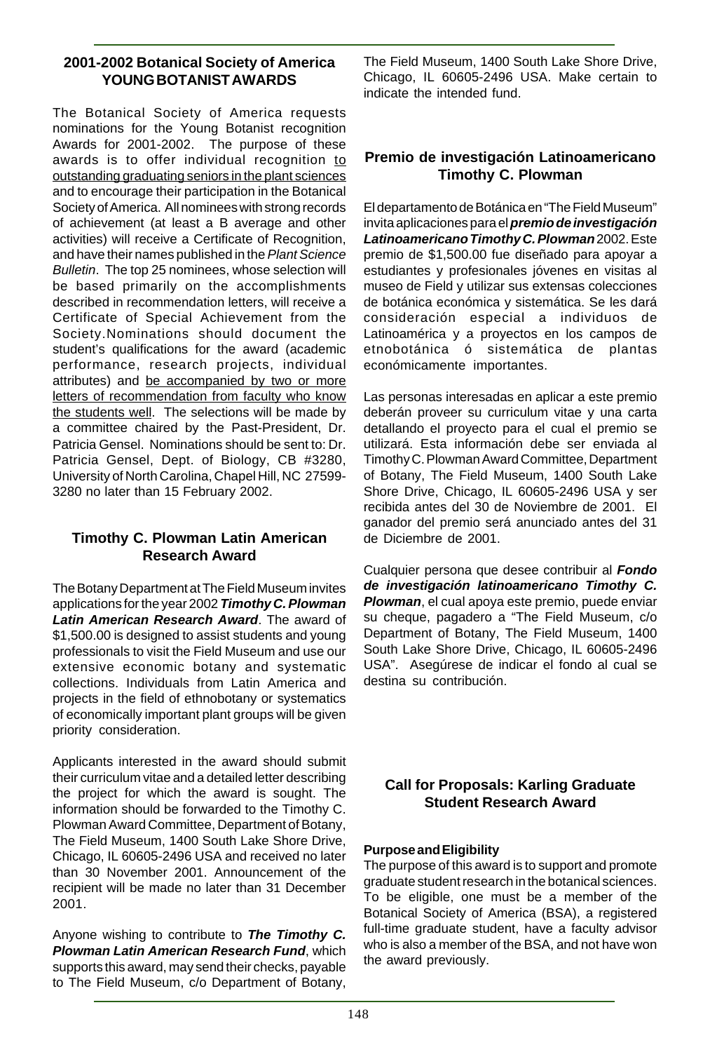## 2001-2002 Botanical Society of America YOUNG BOTANIST AWARDS

The Botanical Society of America requests nominations for the Young Botanist recognition Awards for 2001-2002. The purpose of these awards is to offer individual recognition to outstanding graduating seniors in the plant sciences and to encourage their participation in the Botanical Society of America. All nominees with strong records of achievement (at least a B average and other activities) will receive a Certificate of Recognition, and have their names published in the *Plant Science Bulletin*. The top 25 nominees, whose selection will be based primarily on the accomplishments described in recommendation letters, will receive a Certificate of Special Achievement from the Society.Nominations should document the student's qualifications for the award (academic performance, research projects, individual attributes) and be accompanied by two or more letters of recommendation from faculty who know the students well. The selections will be made by a committee chaired by the Past-President, Dr. Patricia Gensel. Nominations should be sent to: Dr. Patricia Gensel, Dept. of Biology, CB #3280, University of North Carolina, Chapel Hill, NC 27599-3280 no later than 15 February 2002.

## Timothy C. Plowman Latin American Research Award

The Botany Department at The Field Museum invites applications for the year 2002 ***Timothy C. Plowman Latin American Research Award***. The award of $1,500.00 is designed to assist students and young professionals to visit the Field Museum and use our extensive economic botany and systematic collections. Individuals from Latin America and projects in the field of ethnobotany or systematics of economically important plant groups will be given priority consideration.

Applicants interested in the award should submit their curriculum vitae and a detailed letter describing the project for which the award is sought. The information should be forwarded to the Timothy C. Plowman Award Committee, Department of Botany, The Field Museum, 1400 South Lake Shore Drive, Chicago, IL 60605-2496 USA and received no later than 30 November 2001. Announcement of the recipient will be made no later than 31 December 2001.

Anyone wishing to contribute to ***The Timothy C. Plowman Latin American Research Fund***, which supports this award, may send their checks, payable to The Field Museum, c/o Department of Botany, The Field Museum, 1400 South Lake Shore Drive, Chicago, IL 60605-2496 USA. Make certain to indicate the intended fund.

## Premio de investigación Latinoamericano Timothy C. Plowman

El departamento de Botánica en "The Field Museum" invita aplicaciones para el ***premio de investigación Latinoamericano Timothy C. Plowman*** 2002. Este premio de $1,500.00 fue diseñado para apoyar a estudiantes y profesionales jóvenes en visitas al museo de Field y utilizar sus extensas colecciones de botánica económica y sistemática. Se les dará consideración especial a individuos de Latinoamérica y a proyectos en los campos de etnobotánica ó sistemática de plantas económicamente importantes.

Las personas interesadas en aplicar a este premio deberán proveer su curriculum vitae y una carta detallando el proyecto para el cual el premio se utilizará. Esta información debe ser enviada al Timothy C. Plowman Award Committee, Department of Botany, The Field Museum, 1400 South Lake Shore Drive, Chicago, IL 60605-2496 USA y ser recibida antes del 30 de Noviembre de 2001. El ganador del premio será anunciado antes del 31 de Diciembre de 2001.

Cualquier persona que desee contribuir al ***Fondo de investigación latinoamericano Timothy C. Plowman***, el cual apoya este premio, puede enviar su cheque, pagadero a "The Field Museum, c/o Department of Botany, The Field Museum, 1400 South Lake Shore Drive, Chicago, IL 60605-2496 USA". Asegúrese de indicar el fondo al cual se destina su contribución.

## Call for Proposals: Karling Graduate Student Research Award

**Purpose and Eligibility**

The purpose of this award is to support and promote graduate student research in the botanical sciences. To be eligible, one must be a member of the Botanical Society of America (BSA), a registered full-time graduate student, have a faculty advisor who is also a member of the BSA, and not have won the award previously.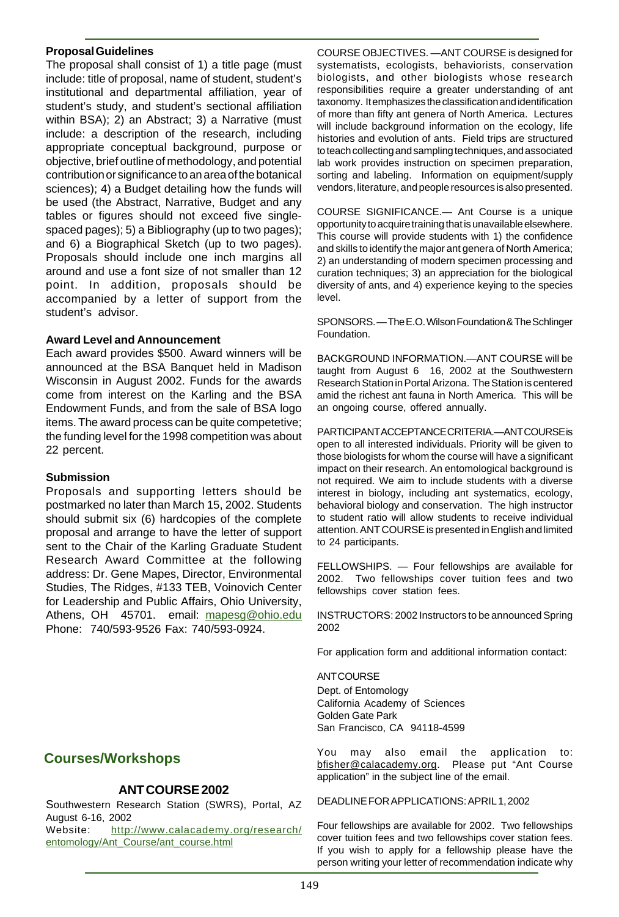**Proposal Guidelines**

The proposal shall consist of 1) a title page (must include: title of proposal, name of student, student's institutional and departmental affiliation, year of student's study, and student's sectional affiliation within BSA); 2) an Abstract; 3) a Narrative (must include: a description of the research, including appropriate conceptual background, purpose or objective, brief outline of methodology, and potential contribution or significance to an area of the botanical sciences); 4) a Budget detailing how the funds will be used (the Abstract, Narrative, Budget and any tables or figures should not exceed five single-spaced pages); 5) a Bibliography (up to two pages); and 6) a Biographical Sketch (up to two pages). Proposals should include one inch margins all around and use a font size of not smaller than 12 point. In addition, proposals should be accompanied by a letter of support from the student's advisor.

**Award Level and Announcement**

Each award provides $500. Award winners will be announced at the BSA Banquet held in Madison Wisconsin in August 2002. Funds for the awards come from interest on the Karling and the BSA Endowment Funds, and from the sale of BSA logo items. The award process can be quite competetive; the funding level for the 1998 competition was about 22 percent.

**Submission**

Proposals and supporting letters should be postmarked no later than March 15, 2002. Students should submit six (6) hardcopies of the complete proposal and arrange to have the letter of support sent to the Chair of the Karling Graduate Student Research Award Committee at the following address: Dr. Gene Mapes, Director, Environmental Studies, The Ridges, #133 TEB, Voinovich Center for Leadership and Public Affairs, Ohio University, Athens, OH 45701. email: mapesg@ohio.edu Phone: 740/593-9526 Fax: 740/593-0924.

## Courses/Workshops

### ANT COURSE 2002

Southwestern Research Station (SWRS), Portal, AZ
August 6-16, 2002
Website: http://www.calacademy.org/research/entomology/Ant_Course/ant_course.html

COURSE OBJECTIVES. —ANT COURSE is designed for systematists, ecologists, behaviorists, conservation biologists, and other biologists whose research responsibilities require a greater understanding of ant taxonomy. It emphasizes the classification and identification of more than fifty ant genera of North America. Lectures will include background information on the ecology, life histories and evolution of ants. Field trips are structured to teach collecting and sampling techniques, and associated lab work provides instruction on specimen preparation, sorting and labeling. Information on equipment/supply vendors, literature, and people resources is also presented.

COURSE SIGNIFICANCE.— Ant Course is a unique opportunity to acquire training that is unavailable elsewhere. This course will provide students with 1) the confidence and skills to identify the major ant genera of North America; 2) an understanding of modern specimen processing and curation techniques; 3) an appreciation for the biological diversity of ants, and 4) experience keying to the species level.

SPONSORS. — The E.O. Wilson Foundation & The Schlinger Foundation.

BACKGROUND INFORMATION.—ANT COURSE will be taught from August 6 16, 2002 at the Southwestern Research Station in Portal Arizona. The Station is centered amid the richest ant fauna in North America. This will be an ongoing course, offered annually.

PARTICIPANT ACCEPTANCE CRITERIA.—ANT COURSE is open to all interested individuals. Priority will be given to those biologists for whom the course will have a significant impact on their research. An entomological background is not required. We aim to include students with a diverse interest in biology, including ant systematics, ecology, behavioral biology and conservation. The high instructor to student ratio will allow students to receive individual attention. ANT COURSE is presented in English and limited to 24 participants.

FELLOWSHIPS. — Four fellowships are available for 2002. Two fellowships cover tuition fees and two fellowships cover station fees.

INSTRUCTORS: 2002 Instructors to be announced Spring 2002

For application form and additional information contact:

ANT COURSE
Dept. of Entomology
California Academy of Sciences
Golden Gate Park
San Francisco, CA 94118-4599

You may also email the application to: bfisher@calacademy.org. Please put "Ant Course application" in the subject line of the email.

DEADLINE FOR APPLICATIONS: APRIL 1, 2002

Four fellowships are available for 2002. Two fellowships cover tuition fees and two fellowships cover station fees. If you wish to apply for a fellowship please have the person writing your letter of recommendation indicate why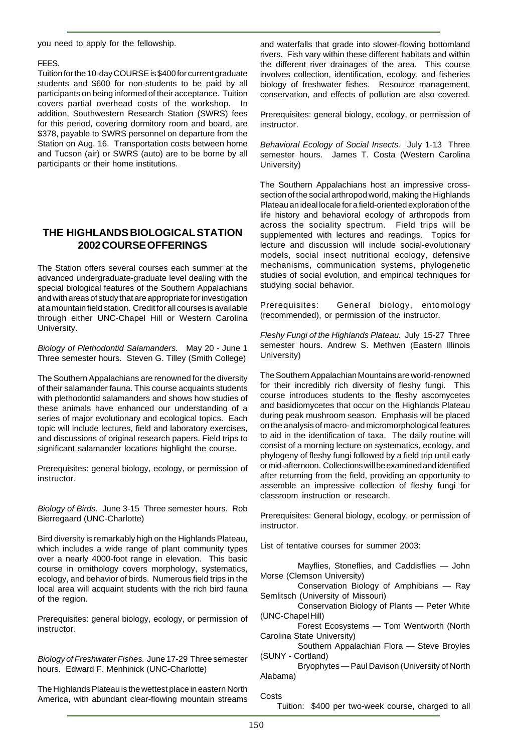you need to apply for the fellowship.

FEES.

Tuition for the 10-day COURSE is $400 for current graduate students and $600 for non-students to be paid by all participants on being informed of their acceptance. Tuition covers partial overhead costs of the workshop. In addition, Southwestern Research Station (SWRS) fees for this period, covering dormitory room and board, are $378, payable to SWRS personnel on departure from the Station on Aug. 16. Transportation costs between home and Tucson (air) or SWRS (auto) are to be borne by all participants or their home institutions.

## THE HIGHLANDS BIOLOGICAL STATION 2002 COURSE OFFERINGS

The Station offers several courses each summer at the advanced undergraduate-graduate level dealing with the special biological features of the Southern Appalachians and with areas of study that are appropriate for investigation at a mountain field station. Credit for all courses is available through either UNC-Chapel Hill or Western Carolina University.

*Biology of Plethodontid Salamanders.* May 20 - June 1 Three semester hours. Steven G. Tilley (Smith College)

The Southern Appalachians are renowned for the diversity of their salamander fauna. This course acquaints students with plethodontid salamanders and shows how studies of these animals have enhanced our understanding of a series of major evolutionary and ecological topics. Each topic will include lectures, field and laboratory exercises, and discussions of original research papers. Field trips to significant salamander locations highlight the course.

Prerequisites: general biology, ecology, or permission of instructor.

*Biology of Birds.* June 3-15 Three semester hours. Rob Bierregaard (UNC-Charlotte)

Bird diversity is remarkably high on the Highlands Plateau, which includes a wide range of plant community types over a nearly 4000-foot range in elevation. This basic course in ornithology covers morphology, systematics, ecology, and behavior of birds. Numerous field trips in the local area will acquaint students with the rich bird fauna of the region.

Prerequisites: general biology, ecology, or permission of instructor.

*Biology of Freshwater Fishes.* June 17-29 Three semester hours. Edward F. Menhinick (UNC-Charlotte)

The Highlands Plateau is the wettest place in eastern North America, with abundant clear-flowing mountain streams and waterfalls that grade into slower-flowing bottomland rivers. Fish vary within these different habitats and within the different river drainages of the area. This course involves collection, identification, ecology, and fisheries biology of freshwater fishes. Resource management, conservation, and effects of pollution are also covered.

Prerequisites: general biology, ecology, or permission of instructor.

*Behavioral Ecology of Social Insects.* July 1-13 Three semester hours. James T. Costa (Western Carolina University)

The Southern Appalachians host an impressive cross-section of the social arthropod world, making the Highlands Plateau an ideal locale for a field-oriented exploration of the life history and behavioral ecology of arthropods from across the sociality spectrum. Field trips will be supplemented with lectures and readings. Topics for lecture and discussion will include social-evolutionary models, social insect nutritional ecology, defensive mechanisms, communication systems, phylogenetic studies of social evolution, and empirical techniques for studying social behavior.

Prerequisites: General biology, entomology (recommended), or permission of the instructor.

*Fleshy Fungi of the Highlands Plateau.* July 15-27 Three semester hours. Andrew S. Methven (Eastern Illinois University)

The Southern Appalachian Mountains are world-renowned for their incredibly rich diversity of fleshy fungi. This course introduces students to the fleshy ascomycetes and basidiomycetes that occur on the Highlands Plateau during peak mushroom season. Emphasis will be placed on the analysis of macro- and micromorphological features to aid in the identification of taxa. The daily routine will consist of a morning lecture on systematics, ecology, and phylogeny of fleshy fungi followed by a field trip until early or mid-afternoon. Collections will be examined and identified after returning from the field, providing an opportunity to assemble an impressive collection of fleshy fungi for classroom instruction or research.

Prerequisites: General biology, ecology, or permission of instructor.

List of tentative courses for summer 2003:

Mayflies, Stoneflies, and Caddisflies — John Morse (Clemson University)

Conservation Biology of Amphibians — Ray Semlitsch (University of Missouri)

Conservation Biology of Plants — Peter White (UNC-Chapel Hill)

Forest Ecosystems — Tom Wentworth (North Carolina State University)

Southern Appalachian Flora — Steve Broyles (SUNY - Cortland)

Bryophytes — Paul Davison (University of North Alabama)

Costs

Tuition: $400 per two-week course, charged to all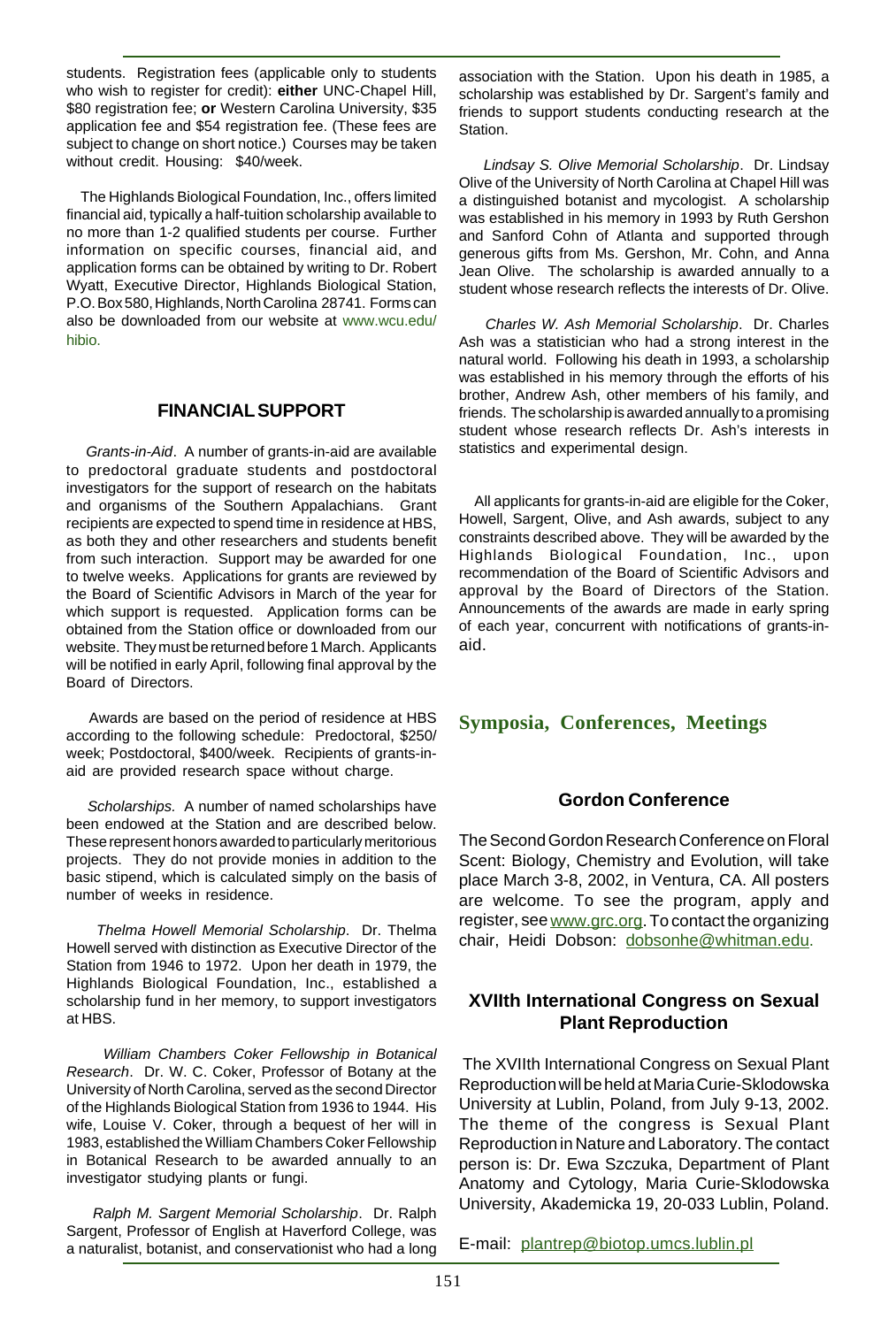students. Registration fees (applicable only to students who wish to register for credit): **either** UNC-Chapel Hill, $80 registration fee; **or** Western Carolina University, $35 application fee and $54 registration fee. (These fees are subject to change on short notice.) Courses may be taken without credit. Housing: $40/week.

The Highlands Biological Foundation, Inc., offers limited financial aid, typically a half-tuition scholarship available to no more than 1-2 qualified students per course. Further information on specific courses, financial aid, and application forms can be obtained by writing to Dr. Robert Wyatt, Executive Director, Highlands Biological Station, P.O. Box 580, Highlands, North Carolina 28741. Forms can also be downloaded from our website at www.wcu.edu/hibio.

### FINANCIAL SUPPORT

*Grants-in-Aid*. A number of grants-in-aid are available to predoctoral graduate students and postdoctoral investigators for the support of research on the habitats and organisms of the Southern Appalachians. Grant recipients are expected to spend time in residence at HBS, as both they and other researchers and students benefit from such interaction. Support may be awarded for one to twelve weeks. Applications for grants are reviewed by the Board of Scientific Advisors in March of the year for which support is requested. Application forms can be obtained from the Station office or downloaded from our website. They must be returned before 1 March. Applicants will be notified in early April, following final approval by the Board of Directors.

Awards are based on the period of residence at HBS according to the following schedule: Predoctoral, $250/week; Postdoctoral, $400/week. Recipients of grants-in-aid are provided research space without charge.

*Scholarships.* A number of named scholarships have been endowed at the Station and are described below. These represent honors awarded to particularly meritorious projects. They do not provide monies in addition to the basic stipend, which is calculated simply on the basis of number of weeks in residence.

*Thelma Howell Memorial Scholarship*. Dr. Thelma Howell served with distinction as Executive Director of the Station from 1946 to 1972. Upon her death in 1979, the Highlands Biological Foundation, Inc., established a scholarship fund in her memory, to support investigators at HBS.

*William Chambers Coker Fellowship in Botanical Research*. Dr. W. C. Coker, Professor of Botany at the University of North Carolina, served as the second Director of the Highlands Biological Station from 1936 to 1944. His wife, Louise V. Coker, through a bequest of her will in 1983, established the William Chambers Coker Fellowship in Botanical Research to be awarded annually to an investigator studying plants or fungi.

*Ralph M. Sargent Memorial Scholarship*. Dr. Ralph Sargent, Professor of English at Haverford College, was a naturalist, botanist, and conservationist who had a long association with the Station. Upon his death in 1985, a scholarship was established by Dr. Sargent's family and friends to support students conducting research at the Station.

*Lindsay S. Olive Memorial Scholarship*. Dr. Lindsay Olive of the University of North Carolina at Chapel Hill was a distinguished botanist and mycologist. A scholarship was established in his memory in 1993 by Ruth Gershon and Sanford Cohn of Atlanta and supported through generous gifts from Ms. Gershon, Mr. Cohn, and Anna Jean Olive. The scholarship is awarded annually to a student whose research reflects the interests of Dr. Olive.

*Charles W. Ash Memorial Scholarship*. Dr. Charles Ash was a statistician who had a strong interest in the natural world. Following his death in 1993, a scholarship was established in his memory through the efforts of his brother, Andrew Ash, other members of his family, and friends. The scholarship is awarded annually to a promising student whose research reflects Dr. Ash's interests in statistics and experimental design.

All applicants for grants-in-aid are eligible for the Coker, Howell, Sargent, Olive, and Ash awards, subject to any constraints described above. They will be awarded by the Highlands Biological Foundation, Inc., upon recommendation of the Board of Scientific Advisors and approval by the Board of Directors of the Station. Announcements of the awards are made in early spring of each year, concurrent with notifications of grants-in-aid.

## Symposia, Conferences, Meetings

### Gordon Conference

The Second Gordon Research Conference on Floral Scent: Biology, Chemistry and Evolution, will take place March 3-8, 2002, in Ventura, CA. All posters are welcome. To see the program, apply and register, see www.grc.org. To contact the organizing chair, Heidi Dobson: dobsonhe@whitman.edu.

### XVIIth International Congress on Sexual Plant Reproduction

The XVIIth International Congress on Sexual Plant Reproduction will be held at Maria Curie-Sklodowska University at Lublin, Poland, from July 9-13, 2002. The theme of the congress is Sexual Plant Reproduction in Nature and Laboratory. The contact person is: Dr. Ewa Szczuka, Department of Plant Anatomy and Cytology, Maria Curie-Sklodowska University, Akademicka 19, 20-033 Lublin, Poland.

E-mail: plantrep@biotop.umcs.lublin.pl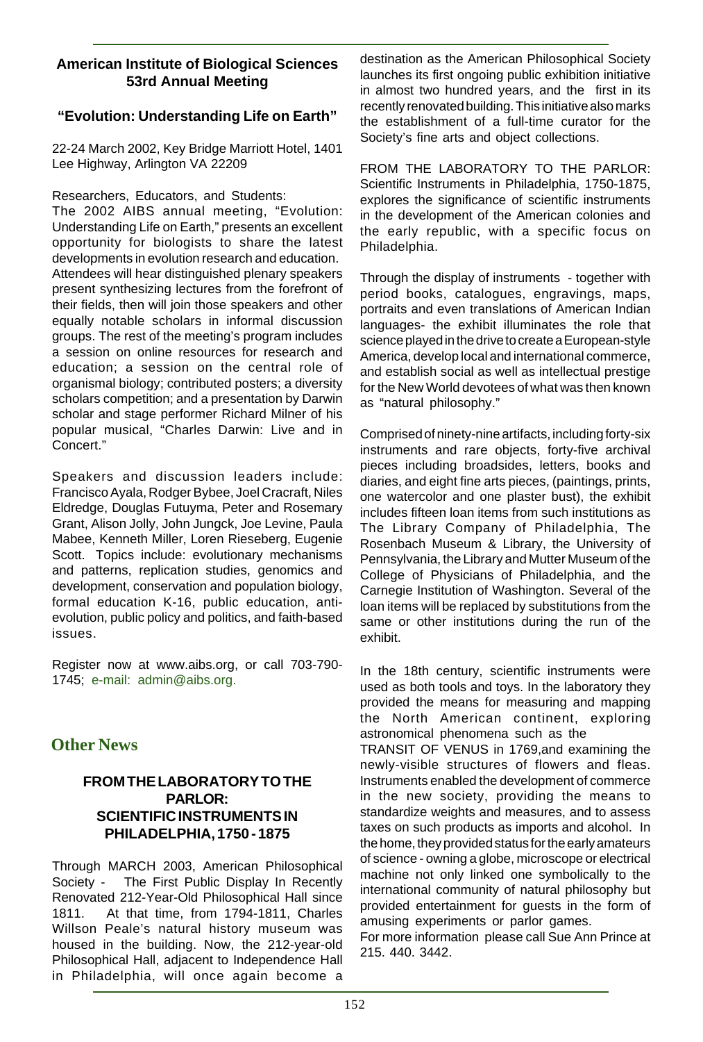### American Institute of Biological Sciences 53rd Annual Meeting

### "Evolution: Understanding Life on Earth"

22-24 March 2002, Key Bridge Marriott Hotel, 1401 Lee Highway, Arlington VA 22209

Researchers, Educators, and Students:
The 2002 AIBS annual meeting, "Evolution: Understanding Life on Earth," presents an excellent opportunity for biologists to share the latest developments in evolution research and education. Attendees will hear distinguished plenary speakers present synthesizing lectures from the forefront of their fields, then will join those speakers and other equally notable scholars in informal discussion groups. The rest of the meeting's program includes a session on online resources for research and education; a session on the central role of organismal biology; contributed posters; a diversity scholars competition; and a presentation by Darwin scholar and stage performer Richard Milner of his popular musical, "Charles Darwin: Live and in Concert."

Speakers and discussion leaders include: Francisco Ayala, Rodger Bybee, Joel Cracraft, Niles Eldredge, Douglas Futuyma, Peter and Rosemary Grant, Alison Jolly, John Jungck, Joe Levine, Paula Mabee, Kenneth Miller, Loren Rieseberg, Eugenie Scott. Topics include: evolutionary mechanisms and patterns, replication studies, genomics and development, conservation and population biology, formal education K-16, public education, anti-evolution, public policy and politics, and faith-based issues.

Register now at www.aibs.org, or call 703-790-1745; e-mail: admin@aibs.org.

## Other News

### FROM THE LABORATORY TO THE PARLOR: SCIENTIFIC INSTRUMENTS IN PHILADELPHIA, 1750 - 1875

Through MARCH 2003, American Philosophical Society - The First Public Display In Recently Renovated 212-Year-Old Philosophical Hall since 1811. At that time, from 1794-1811, Charles Willson Peale's natural history museum was housed in the building. Now, the 212-year-old Philosophical Hall, adjacent to Independence Hall in Philadelphia, will once again become a destination as the American Philosophical Society launches its first ongoing public exhibition initiative in almost two hundred years, and the first in its recently renovated building. This initiative also marks the establishment of a full-time curator for the Society's fine arts and object collections.

FROM THE LABORATORY TO THE PARLOR: Scientific Instruments in Philadelphia, 1750-1875, explores the significance of scientific instruments in the development of the American colonies and the early republic, with a specific focus on Philadelphia.

Through the display of instruments - together with period books, catalogues, engravings, maps, portraits and even translations of American Indian languages- the exhibit illuminates the role that science played in the drive to create a European-style America, develop local and international commerce, and establish social as well as intellectual prestige for the New World devotees of what was then known as "natural philosophy."

Comprised of ninety-nine artifacts, including forty-six instruments and rare objects, forty-five archival pieces including broadsides, letters, books and diaries, and eight fine arts pieces, (paintings, prints, one watercolor and one plaster bust), the exhibit includes fifteen loan items from such institutions as The Library Company of Philadelphia, The Rosenbach Museum & Library, the University of Pennsylvania, the Library and Mutter Museum of the College of Physicians of Philadelphia, and the Carnegie Institution of Washington. Several of the loan items will be replaced by substitutions from the same or other institutions during the run of the exhibit.

In the 18th century, scientific instruments were used as both tools and toys. In the laboratory they provided the means for measuring and mapping the North American continent, exploring astronomical phenomena such as the TRANSIT OF VENUS in 1769,and examining the newly-visible structures of flowers and fleas. Instruments enabled the development of commerce in the new society, providing the means to standardize weights and measures, and to assess taxes on such products as imports and alcohol. In the home, they provided status for the early amateurs of science - owning a globe, microscope or electrical machine not only linked one symbolically to the international community of natural philosophy but provided entertainment for guests in the form of amusing experiments or parlor games.

For more information please call Sue Ann Prince at 215. 440. 3442.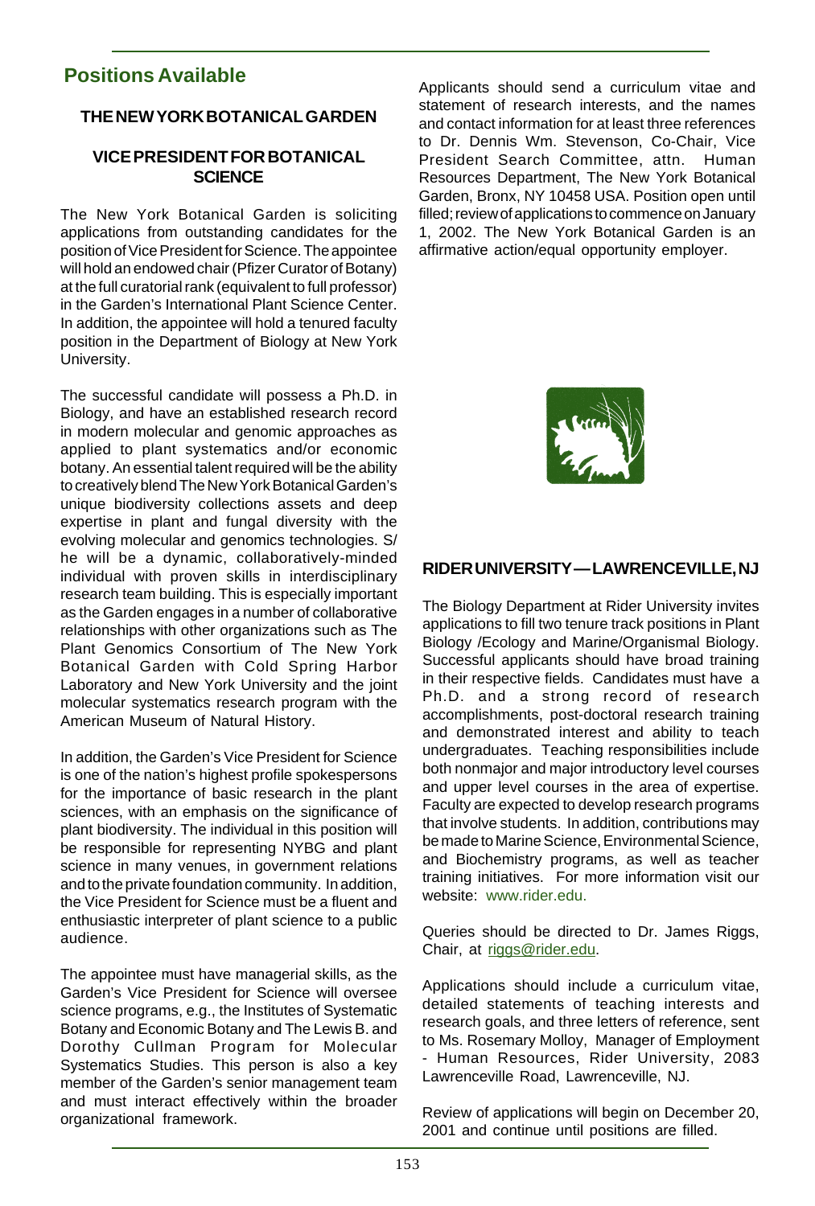## Positions Available

### THE NEW YORK BOTANICAL GARDEN

### VICE PRESIDENT FOR BOTANICAL SCIENCE

The New York Botanical Garden is soliciting applications from outstanding candidates for the position of Vice President for Science. The appointee will hold an endowed chair (Pfizer Curator of Botany) at the full curatorial rank (equivalent to full professor) in the Garden's International Plant Science Center. In addition, the appointee will hold a tenured faculty position in the Department of Biology at New York University.

The successful candidate will possess a Ph.D. in Biology, and have an established research record in modern molecular and genomic approaches as applied to plant systematics and/or economic botany. An essential talent required will be the ability to creatively blend The New York Botanical Garden's unique biodiversity collections assets and deep expertise in plant and fungal diversity with the evolving molecular and genomics technologies. S/he will be a dynamic, collaboratively-minded individual with proven skills in interdisciplinary research team building. This is especially important as the Garden engages in a number of collaborative relationships with other organizations such as The Plant Genomics Consortium of The New York Botanical Garden with Cold Spring Harbor Laboratory and New York University and the joint molecular systematics research program with the American Museum of Natural History.

In addition, the Garden's Vice President for Science is one of the nation's highest profile spokespersons for the importance of basic research in the plant sciences, with an emphasis on the significance of plant biodiversity. The individual in this position will be responsible for representing NYBG and plant science in many venues, in government relations and to the private foundation community. In addition, the Vice President for Science must be a fluent and enthusiastic interpreter of plant science to a public audience.

The appointee must have managerial skills, as the Garden's Vice President for Science will oversee science programs, e.g., the Institutes of Systematic Botany and Economic Botany and The Lewis B. and Dorothy Cullman Program for Molecular Systematics Studies. This person is also a key member of the Garden's senior management team and must interact effectively within the broader organizational framework.

Applicants should send a curriculum vitae and statement of research interests, and the names and contact information for at least three references to Dr. Dennis Wm. Stevenson, Co-Chair, Vice President Search Committee, attn. Human Resources Department, The New York Botanical Garden, Bronx, NY 10458 USA. Position open until filled; review of applications to commence on January 1, 2002. The New York Botanical Garden is an affirmative action/equal opportunity employer.

### RIDER UNIVERSITY — LAWRENCEVILLE, NJ

The Biology Department at Rider University invites applications to fill two tenure track positions in Plant Biology /Ecology and Marine/Organismal Biology. Successful applicants should have broad training in their respective fields. Candidates must have a Ph.D. and a strong record of research accomplishments, post-doctoral research training and demonstrated interest and ability to teach undergraduates. Teaching responsibilities include both nonmajor and major introductory level courses and upper level courses in the area of expertise. Faculty are expected to develop research programs that involve students. In addition, contributions may be made to Marine Science, Environmental Science, and Biochemistry programs, as well as teacher training initiatives. For more information visit our website: www.rider.edu.

Queries should be directed to Dr. James Riggs, Chair, at riggs@rider.edu.

Applications should include a curriculum vitae, detailed statements of teaching interests and research goals, and three letters of reference, sent to Ms. Rosemary Molloy, Manager of Employment - Human Resources, Rider University, 2083 Lawrenceville Road, Lawrenceville, NJ.

Review of applications will begin on December 20, 2001 and continue until positions are filled.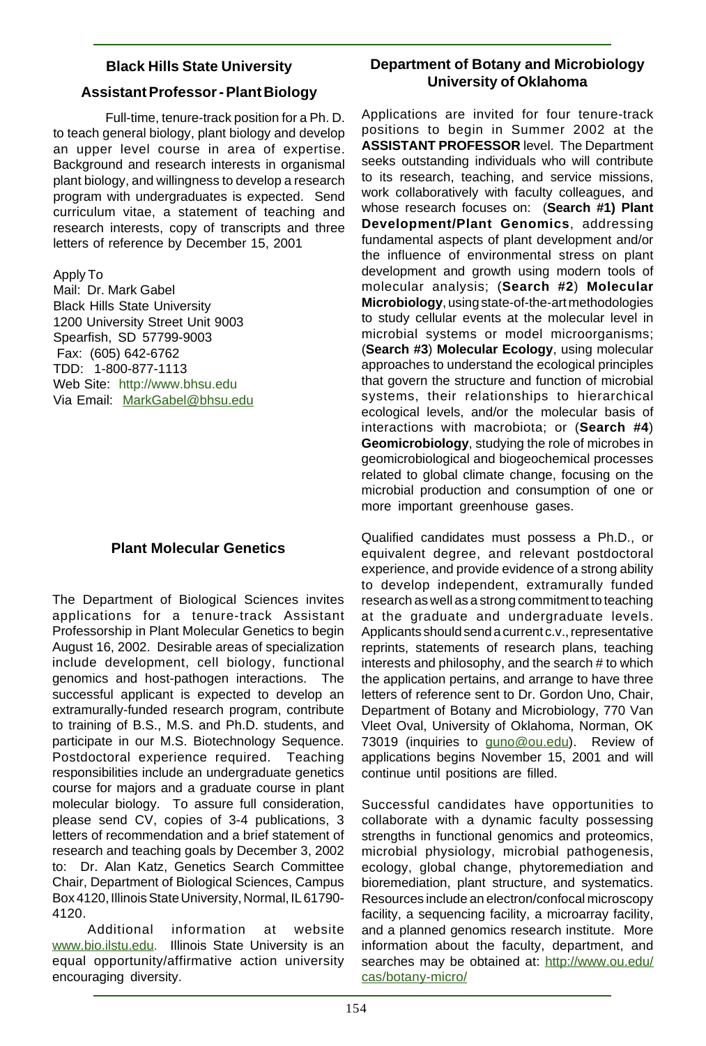## Black Hills State University

### Assistant Professor - Plant Biology

Full-time, tenure-track position for a Ph. D. to teach general biology, plant biology and develop an upper level course in area of expertise. Background and research interests in organismal plant biology, and willingness to develop a research program with undergraduates is expected. Send curriculum vitae, a statement of teaching and research interests, copy of transcripts and three letters of reference by December 15, 2001

Apply To
Mail: Dr. Mark Gabel
Black Hills State University
1200 University Street Unit 9003
Spearfish, SD 57799-9003
Fax: (605) 642-6762
TDD: 1-800-877-1113
Web Site: http://www.bhsu.edu
Via Email: MarkGabel@bhsu.edu

## Plant Molecular Genetics

The Department of Biological Sciences invites applications for a tenure-track Assistant Professorship in Plant Molecular Genetics to begin August 16, 2002. Desirable areas of specialization include development, cell biology, functional genomics and host-pathogen interactions. The successful applicant is expected to develop an extramurally-funded research program, contribute to training of B.S., M.S. and Ph.D. students, and participate in our M.S. Biotechnology Sequence. Postdoctoral experience required. Teaching responsibilities include an undergraduate genetics course for majors and a graduate course in plant molecular biology. To assure full consideration, please send CV, copies of 3-4 publications, 3 letters of recommendation and a brief statement of research and teaching goals by December 3, 2002 to: Dr. Alan Katz, Genetics Search Committee Chair, Department of Biological Sciences, Campus Box 4120, Illinois State University, Normal, IL 61790-4120.

Additional information at website www.bio.ilstu.edu. Illinois State University is an equal opportunity/affirmative action university encouraging diversity.

## Department of Botany and Microbiology University of Oklahoma

Applications are invited for four tenure-track positions to begin in Summer 2002 at the **ASSISTANT PROFESSOR** level. The Department seeks outstanding individuals who will contribute to its research, teaching, and service missions, work collaboratively with faculty colleagues, and whose research focuses on: (**Search #1) Plant Development/Plant Genomics**, addressing fundamental aspects of plant development and/or the influence of environmental stress on plant development and growth using modern tools of molecular analysis; (**Search #2**) **Molecular Microbiology**, using state-of-the-art methodologies to study cellular events at the molecular level in microbial systems or model microorganisms; (**Search #3**) **Molecular Ecology**, using molecular approaches to understand the ecological principles that govern the structure and function of microbial systems, their relationships to hierarchical ecological levels, and/or the molecular basis of interactions with macrobiota; or (**Search #4**) **Geomicrobiology**, studying the role of microbes in geomicrobiological and biogeochemical processes related to global climate change, focusing on the microbial production and consumption of one or more important greenhouse gases.

Qualified candidates must possess a Ph.D., or equivalent degree, and relevant postdoctoral experience, and provide evidence of a strong ability to develop independent, extramurally funded research as well as a strong commitment to teaching at the graduate and undergraduate levels. Applicants should send a current c.v., representative reprints, statements of research plans, teaching interests and philosophy, and the search # to which the application pertains, and arrange to have three letters of reference sent to Dr. Gordon Uno, Chair, Department of Botany and Microbiology, 770 Van Vleet Oval, University of Oklahoma, Norman, OK 73019 (inquiries to guno@ou.edu). Review of applications begins November 15, 2001 and will continue until positions are filled.

Successful candidates have opportunities to collaborate with a dynamic faculty possessing strengths in functional genomics and proteomics, microbial physiology, microbial pathogenesis, ecology, global change, phytoremediation and bioremediation, plant structure, and systematics. Resources include an electron/confocal microscopy facility, a sequencing facility, a microarray facility, and a planned genomics research institute. More information about the faculty, department, and searches may be obtained at: http://www.ou.edu/cas/botany-micro/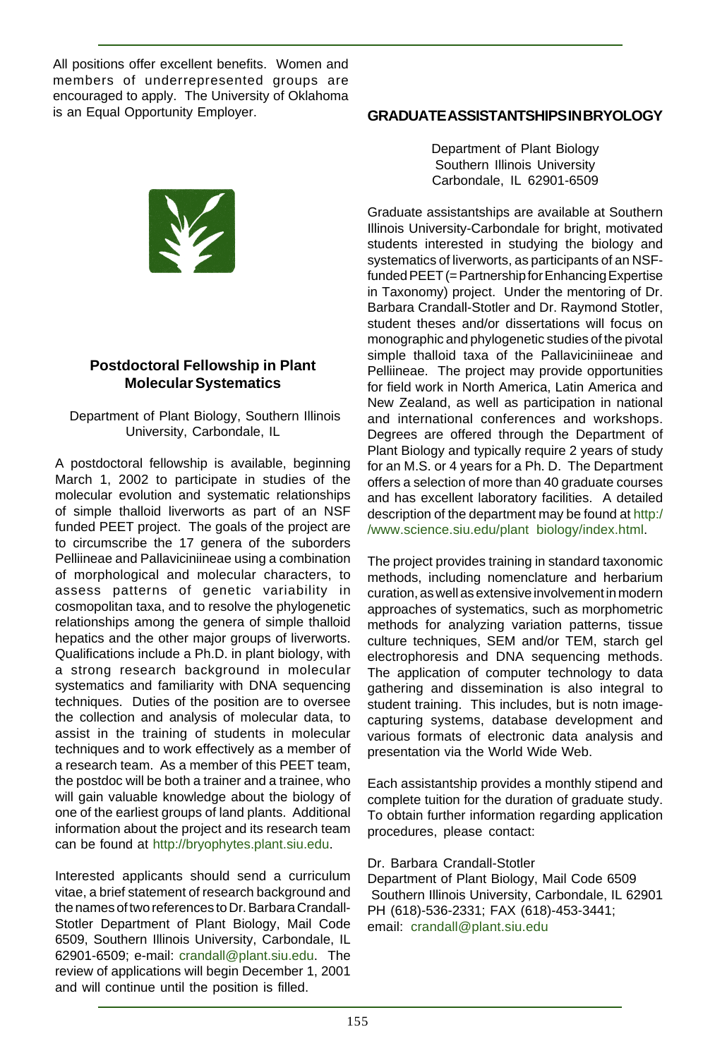All positions offer excellent benefits. Women and members of underrepresented groups are encouraged to apply. The University of Oklahoma is an Equal Opportunity Employer.

## Postdoctoral Fellowship in Plant Molecular Systematics

Department of Plant Biology, Southern Illinois University, Carbondale, IL

A postdoctoral fellowship is available, beginning March 1, 2002 to participate in studies of the molecular evolution and systematic relationships of simple thalloid liverworts as part of an NSF funded PEET project. The goals of the project are to circumscribe the 17 genera of the suborders Pelliineae and Pallaviciniineae using a combination of morphological and molecular characters, to assess patterns of genetic variability in cosmopolitan taxa, and to resolve the phylogenetic relationships among the genera of simple thalloid hepatics and the other major groups of liverworts. Qualifications include a Ph.D. in plant biology, with a strong research background in molecular systematics and familiarity with DNA sequencing techniques. Duties of the position are to oversee the collection and analysis of molecular data, to assist in the training of students in molecular techniques and to work effectively as a member of a research team. As a member of this PEET team, the postdoc will be both a trainer and a trainee, who will gain valuable knowledge about the biology of one of the earliest groups of land plants. Additional information about the project and its research team can be found at http://bryophytes.plant.siu.edu.

Interested applicants should send a curriculum vitae, a brief statement of research background and the names of two references to Dr. Barbara Crandall-Stotler Department of Plant Biology, Mail Code 6509, Southern Illinois University, Carbondale, IL 62901-6509; e-mail: crandall@plant.siu.edu. The review of applications will begin December 1, 2001 and will continue until the position is filled.

## GRADUATE ASSISTANTSHIPS IN BRYOLOGY

Department of Plant Biology
Southern Illinois University
Carbondale, IL 62901-6509

Graduate assistantships are available at Southern Illinois University-Carbondale for bright, motivated students interested in studying the biology and systematics of liverworts, as participants of an NSF-funded PEET (= Partnership for Enhancing Expertise in Taxonomy) project. Under the mentoring of Dr. Barbara Crandall-Stotler and Dr. Raymond Stotler, student theses and/or dissertations will focus on monographic and phylogenetic studies of the pivotal simple thalloid taxa of the Pallaviciniineae and Pelliineae. The project may provide opportunities for field work in North America, Latin America and New Zealand, as well as participation in national and international conferences and workshops. Degrees are offered through the Department of Plant Biology and typically require 2 years of study for an M.S. or 4 years for a Ph. D. The Department offers a selection of more than 40 graduate courses and has excellent laboratory facilities. A detailed description of the department may be found at http://www.science.siu.edu/plant biology/index.html.

The project provides training in standard taxonomic methods, including nomenclature and herbarium curation, as well as extensive involvement in modern approaches of systematics, such as morphometric methods for analyzing variation patterns, tissue culture techniques, SEM and/or TEM, starch gel electrophoresis and DNA sequencing methods. The application of computer technology to data gathering and dissemination is also integral to student training. This includes, but is notn image-capturing systems, database development and various formats of electronic data analysis and presentation via the World Wide Web.

Each assistantship provides a monthly stipend and complete tuition for the duration of graduate study. To obtain further information regarding application procedures, please contact:

Dr. Barbara Crandall-Stotler
Department of Plant Biology, Mail Code 6509
Southern Illinois University, Carbondale, IL 62901
PH (618)-536-2331; FAX (618)-453-3441;
email: crandall@plant.siu.edu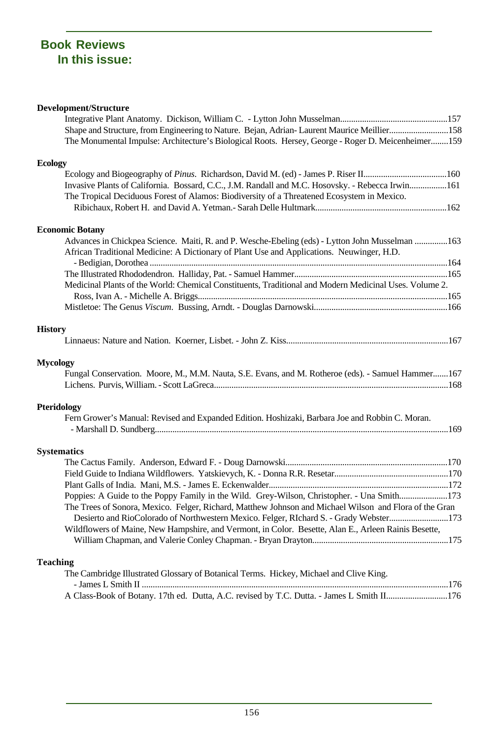## Book Reviews
### In this issue:

**Development/Structure**

Integrative Plant Anatomy. Dickison, William C. - Lytton John Musselman....157
Shape and Structure, from Engineering to Nature. Bejan, Adrian- Laurent Maurice Meillier....158
The Monumental Impulse: Architecture's Biological Roots. Hersey, George - Roger D. Meicenheimer....159

**Ecology**

Ecology and Biogeography of *Pinus*. Richardson, David M. (ed) - James P. Riser II....160
Invasive Plants of California. Bossard, C.C., J.M. Randall and M.C. Hosovsky. - Rebecca Irwin....161
The Tropical Deciduous Forest of Alamos: Biodiversity of a Threatened Ecosystem in Mexico. Ribichaux, Robert H. and David A. Yetman.- Sarah Delle Hultmark....162

**Economic Botany**

Advances in Chickpea Science. Maiti, R. and P. Wesche-Ebeling (eds) - Lytton John Musselman ....163
African Traditional Medicine: A Dictionary of Plant Use and Applications. Neuwinger, H.D. - Bedigian, Dorothea ....164
The Illustrated Rhododendron. Halliday, Pat. - Samuel Hammer....165
Medicinal Plants of the World: Chemical Constituents, Traditional and Modern Medicinal Uses. Volume 2. Ross, Ivan A. - Michelle A. Briggs....165
Mistletoe: The Genus *Viscum*. Bussing, Arndt. - Douglas Darnowski....166

**History**

Linnaeus: Nature and Nation. Koerner, Lisbet. - John Z. Kiss....167

**Mycology**

Fungal Conservation. Moore, M., M.M. Nauta, S.E. Evans, and M. Rotheroe (eds). - Samuel Hammer....167
Lichens. Purvis, William. - Scott LaGreca....168

**Pteridology**

Fern Grower's Manual: Revised and Expanded Edition. Hoshizaki, Barbara Joe and Robbin C. Moran. - Marshall D. Sundberg....169

**Systematics**

The Cactus Family. Anderson, Edward F. - Doug Darnowski....170
Field Guide to Indiana Wildflowers. Yatskievych, K. - Donna R.R. Resetar....170
Plant Galls of India. Mani, M.S. - James E. Eckenwalder....172
Poppies: A Guide to the Poppy Family in the Wild. Grey-Wilson, Christopher. - Una Smith....173
The Trees of Sonora, Mexico. Felger, Richard, Matthew Johnson and Michael Wilson and Flora of the Gran Desierto and RioColorado of Northwestern Mexico. Felger, RIchard S. - Grady Webster....173
Wildflowers of Maine, New Hampshire, and Vermont, in Color. Besette, Alan E., Arleen Rainis Besette, William Chapman, and Valerie Conley Chapman. - Bryan Drayton....175

**Teaching**

The Cambridge Illustrated Glossary of Botanical Terms. Hickey, Michael and Clive King. - James L Smith II ....176
A Class-Book of Botany. 17th ed. Dutta, A.C. revised by T.C. Dutta. - James L Smith II....176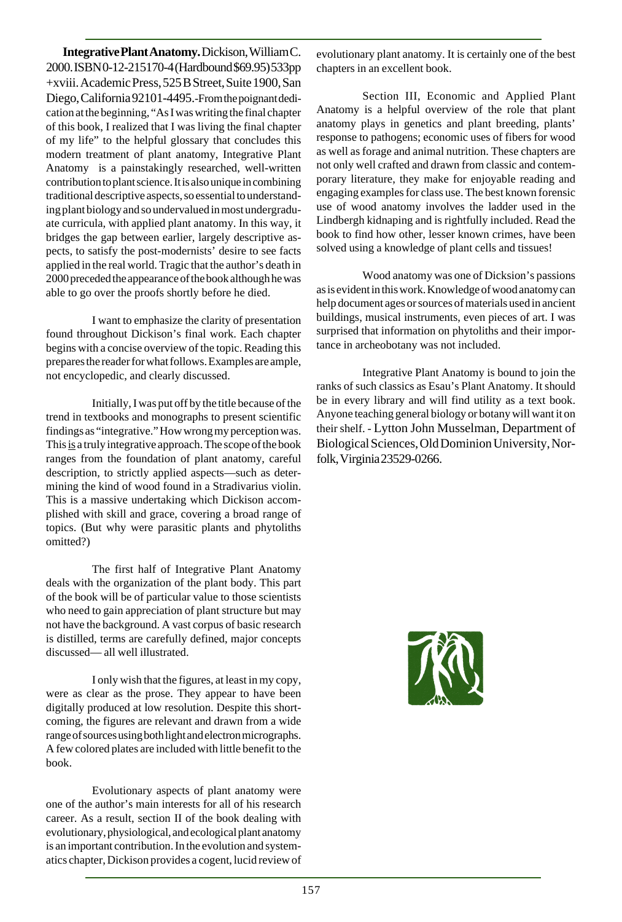**Integrative Plant Anatomy.** Dickison, William C. 2000. ISBN 0-12-215170-4 (Hardbound $69.95) 533pp +xviii. Academic Press, 525 B Street, Suite 1900, San Diego, California 92101-4495.-From the poignant dedication at the beginning, "As I was writing the final chapter of this book, I realized that I was living the final chapter of my life" to the helpful glossary that concludes this modern treatment of plant anatomy, Integrative Plant Anatomy is a painstakingly researched, well-written contribution to plant science. It is also unique in combining traditional descriptive aspects, so essential to understanding plant biology and so undervalued in most undergraduate curricula, with applied plant anatomy. In this way, it bridges the gap between earlier, largely descriptive aspects, to satisfy the post-modernists' desire to see facts applied in the real world. Tragic that the author's death in 2000 preceded the appearance of the book although he was able to go over the proofs shortly before he died.

I want to emphasize the clarity of presentation found throughout Dickison's final work. Each chapter begins with a concise overview of the topic. Reading this prepares the reader for what follows. Examples are ample, not encyclopedic, and clearly discussed.

Initially, I was put off by the title because of the trend in textbooks and monographs to present scientific findings as "integrative." How wrong my perception was. This <u>is</u> a truly integrative approach. The scope of the book ranges from the foundation of plant anatomy, careful description, to strictly applied aspects—such as determining the kind of wood found in a Stradivarius violin. This is a massive undertaking which Dickison accomplished with skill and grace, covering a broad range of topics. (But why were parasitic plants and phytoliths omitted?)

The first half of Integrative Plant Anatomy deals with the organization of the plant body. This part of the book will be of particular value to those scientists who need to gain appreciation of plant structure but may not have the background. A vast corpus of basic research is distilled, terms are carefully defined, major concepts discussed— all well illustrated.

I only wish that the figures, at least in my copy, were as clear as the prose. They appear to have been digitally produced at low resolution. Despite this shortcoming, the figures are relevant and drawn from a wide range of sources using both light and electron micrographs. A few colored plates are included with little benefit to the book.

Evolutionary aspects of plant anatomy were one of the author's main interests for all of his research career. As a result, section II of the book dealing with evolutionary, physiological, and ecological plant anatomy is an important contribution. In the evolution and systematics chapter, Dickison provides a cogent, lucid review of evolutionary plant anatomy. It is certainly one of the best chapters in an excellent book.

Section III, Economic and Applied Plant Anatomy is a helpful overview of the role that plant anatomy plays in genetics and plant breeding, plants' response to pathogens; economic uses of fibers for wood as well as forage and animal nutrition. These chapters are not only well crafted and drawn from classic and contemporary literature, they make for enjoyable reading and engaging examples for class use. The best known forensic use of wood anatomy involves the ladder used in the Lindbergh kidnaping and is rightfully included. Read the book to find how other, lesser known crimes, have been solved using a knowledge of plant cells and tissues!

Wood anatomy was one of Dicksion's passions as is evident in this work. Knowledge of wood anatomy can help document ages or sources of materials used in ancient buildings, musical instruments, even pieces of art. I was surprised that information on phytoliths and their importance in archeobotany was not included.

Integrative Plant Anatomy is bound to join the ranks of such classics as Esau's Plant Anatomy. It should be in every library and will find utility as a text book. Anyone teaching general biology or botany will want it on their shelf. - Lytton John Musselman, Department of Biological Sciences, Old Dominion University, Norfolk, Virginia 23529-0266.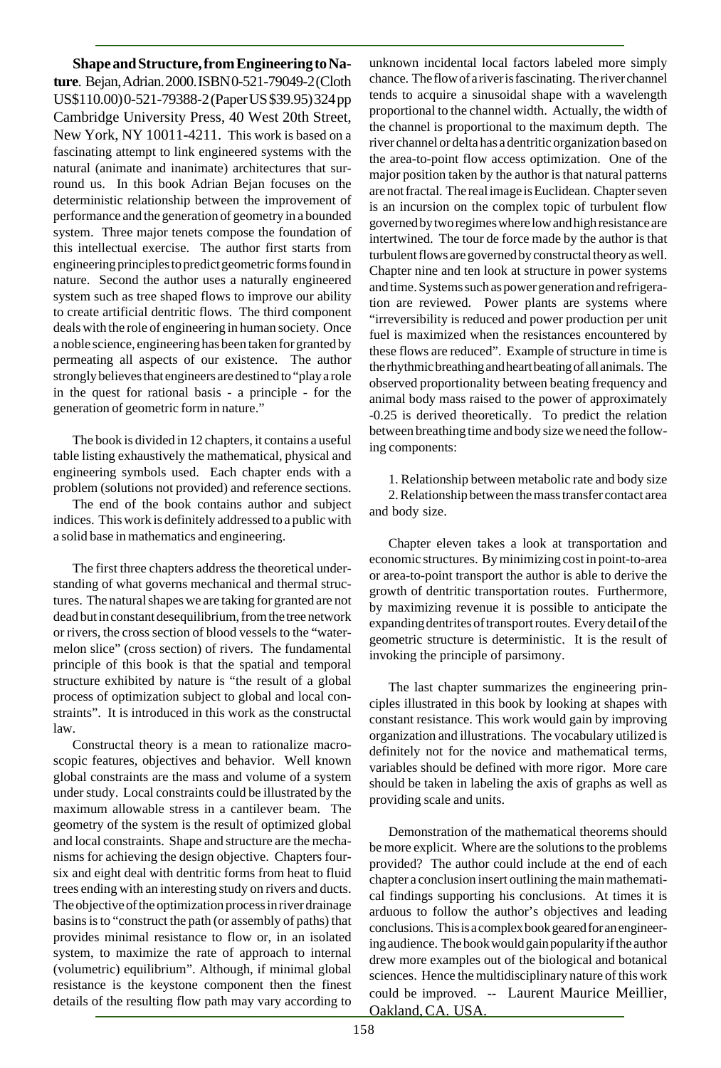**Shape and Structure, from Engineering to Nature**. Bejan, Adrian. 2000. ISBN 0-521-79049-2 (Cloth US$110.00) 0-521-79388-2 (Paper US $39.95) 324 pp Cambridge University Press, 40 West 20th Street, New York, NY 10011-4211. This work is based on a fascinating attempt to link engineered systems with the natural (animate and inanimate) architectures that surround us. In this book Adrian Bejan focuses on the deterministic relationship between the improvement of performance and the generation of geometry in a bounded system. Three major tenets compose the foundation of this intellectual exercise. The author first starts from engineering principles to predict geometric forms found in nature. Second the author uses a naturally engineered system such as tree shaped flows to improve our ability to create artificial dentritic flows. The third component deals with the role of engineering in human society. Once a noble science, engineering has been taken for granted by permeating all aspects of our existence. The author strongly believes that engineers are destined to "play a role in the quest for rational basis - a principle - for the generation of geometric form in nature."

The book is divided in 12 chapters, it contains a useful table listing exhaustively the mathematical, physical and engineering symbols used. Each chapter ends with a problem (solutions not provided) and reference sections.

The end of the book contains author and subject indices. This work is definitely addressed to a public with a solid base in mathematics and engineering.

The first three chapters address the theoretical understanding of what governs mechanical and thermal structures. The natural shapes we are taking for granted are not dead but in constant desequilibrium, from the tree network or rivers, the cross section of blood vessels to the "watermelon slice" (cross section) of rivers. The fundamental principle of this book is that the spatial and temporal structure exhibited by nature is "the result of a global process of optimization subject to global and local constraints". It is introduced in this work as the constructal law.

Constructal theory is a mean to rationalize macroscopic features, objectives and behavior. Well known global constraints are the mass and volume of a system under study. Local constraints could be illustrated by the maximum allowable stress in a cantilever beam. The geometry of the system is the result of optimized global and local constraints. Shape and structure are the mechanisms for achieving the design objective. Chapters four-six and eight deal with dentritic forms from heat to fluid trees ending with an interesting study on rivers and ducts. The objective of the optimization process in river drainage basins is to "construct the path (or assembly of paths) that provides minimal resistance to flow or, in an isolated system, to maximize the rate of approach to internal (volumetric) equilibrium". Although, if minimal global resistance is the keystone component then the finest details of the resulting flow path may vary according to unknown incidental local factors labeled more simply chance. The flow of a river is fascinating. The river channel tends to acquire a sinusoidal shape with a wavelength proportional to the channel width. Actually, the width of the channel is proportional to the maximum depth. The river channel or delta has a dentritic organization based on the area-to-point flow access optimization. One of the major position taken by the author is that natural patterns are not fractal. The real image is Euclidean. Chapter seven is an incursion on the complex topic of turbulent flow governed by two regimes where low and high resistance are intertwined. The tour de force made by the author is that turbulent flows are governed by constructal theory as well. Chapter nine and ten look at structure in power systems and time. Systems such as power generation and refrigeration are reviewed. Power plants are systems where "irreversibility is reduced and power production per unit fuel is maximized when the resistances encountered by these flows are reduced". Example of structure in time is the rhythmic breathing and heart beating of all animals. The observed proportionality between bearing frequency and animal body mass raised to the power of approximately -0.25 is derived theoretically. To predict the relation between breathing time and body size we need the following components:

1. Relationship between metabolic rate and body size
2. Relationship between the mass transfer contact area and body size.

Chapter eleven takes a look at transportation and economic structures. By minimizing cost in point-to-area or area-to-point transport the author is able to derive the growth of dentritic transportation routes. Furthermore, by maximizing revenue it is possible to anticipate the expanding dentrites of transport routes. Every detail of the geometric structure is deterministic. It is the result of invoking the principle of parsimony.

The last chapter summarizes the engineering principles illustrated in this book by looking at shapes with constant resistance. This work would gain by improving organization and illustrations. The vocabulary utilized is definitely not for the novice and mathematical terms, variables should be defined with more rigor. More care should be taken in labeling the axis of graphs as well as providing scale and units.

Demonstration of the mathematical theorems should be more explicit. Where are the solutions to the problems provided? The author could include at the end of each chapter a conclusion insert outlining the main mathematical findings supporting his conclusions. At times it is arduous to follow the author's objectives and leading conclusions. This is a complex book geared for an engineering audience. The book would gain popularity if the author drew more examples out of the biological and botanical sciences. Hence the multidisciplinary nature of this work could be improved. -- Laurent Maurice Meillier, Oakland, CA. USA.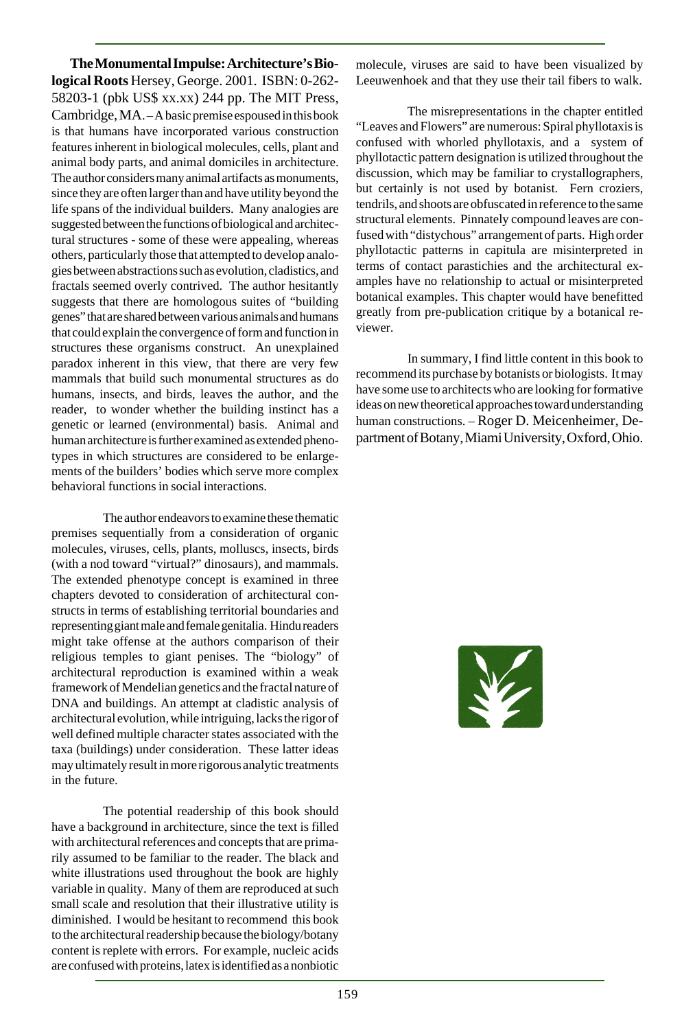**The Monumental Impulse: Architecture's Biological Roots** Hersey, George. 2001. ISBN: 0-262-58203-1 (pbk US$ xx.xx) 244 pp. The MIT Press, Cambridge, MA. – A basic premise espoused in this book is that humans have incorporated various construction features inherent in biological molecules, cells, plant and animal body parts, and animal domiciles in architecture. The author considers many animal artifacts as monuments, since they are often larger than and have utility beyond the life spans of the individual builders. Many analogies are suggested between the functions of biological and architectural structures - some of these were appealing, whereas others, particularly those that attempted to develop analogies between abstractions such as evolution, cladistics, and fractals seemed overly contrived. The author hesitantly suggests that there are homologous suites of "building genes" that are shared between various animals and humans that could explain the convergence of form and function in structures these organisms construct. An unexplained paradox inherent in this view, that there are very few mammals that build such monumental structures as do humans, insects, and birds, leaves the author, and the reader, to wonder whether the building instinct has a genetic or learned (environmental) basis. Animal and human architecture is further examined as extended phenotypes in which structures are considered to be enlargements of the builders' bodies which serve more complex behavioral functions in social interactions.

The author endeavors to examine these thematic premises sequentially from a consideration of organic molecules, viruses, cells, plants, molluscs, insects, birds (with a nod toward "virtual?" dinosaurs), and mammals. The extended phenotype concept is examined in three chapters devoted to consideration of architectural constructs in terms of establishing territorial boundaries and representing giant male and female genitalia. Hindu readers might take offense at the authors comparison of their religious temples to giant penises. The "biology" of architectural reproduction is examined within a weak framework of Mendelian genetics and the fractal nature of DNA and buildings. An attempt at cladistic analysis of architectural evolution, while intriguing, lacks the rigor of well defined multiple character states associated with the taxa (buildings) under consideration. These latter ideas may ultimately result in more rigorous analytic treatments in the future.

The potential readership of this book should have a background in architecture, since the text is filled with architectural references and concepts that are primarily assumed to be familiar to the reader. The black and white illustrations used throughout the book are highly variable in quality. Many of them are reproduced at such small scale and resolution that their illustrative utility is diminished. I would be hesitant to recommend this book to the architectural readership because the biology/botany content is replete with errors. For example, nucleic acids are confused with proteins, latex is identified as a nonbiotic molecule, viruses are said to have been visualized by Leeuwenhoek and that they use their tail fibers to walk.

The misrepresentations in the chapter entitled "Leaves and Flowers" are numerous: Spiral phyllotaxis is confused with whorled phyllotaxis, and a system of phyllotactic pattern designation is utilized throughout the discussion, which may be familiar to crystallographers, but certainly is not used by botanist. Fern croziers, tendrils, and shoots are obfuscated in reference to the same structural elements. Pinnately compound leaves are confused with "distychous" arrangement of parts. High order phyllotactic patterns in capitula are misinterpreted in terms of contact parastichies and the architectural examples have no relationship to actual or misinterpreted botanical examples. This chapter would have benefitted greatly from pre-publication critique by a botanical reviewer.

In summary, I find little content in this book to recommend its purchase by botanists or biologists. It may have some use to architects who are looking for formative ideas on new theoretical approaches toward understanding human constructions. – Roger D. Meicenheimer, Department of Botany, Miami University, Oxford, Ohio.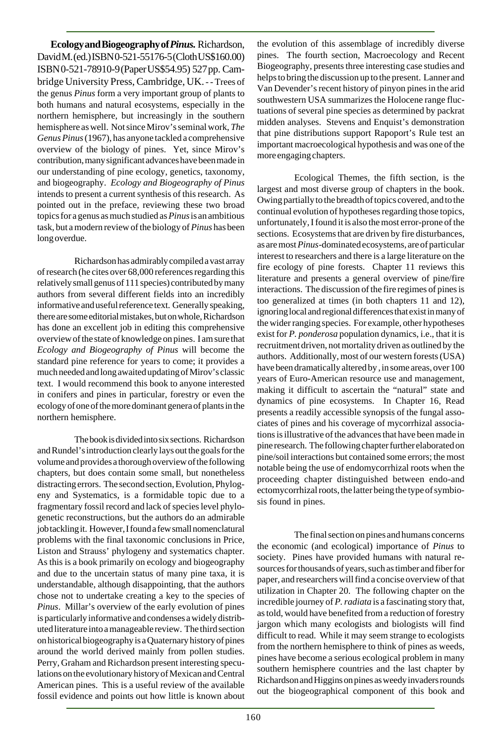**Ecology and Biogeography of *Pinus.*** Richardson, David M. (ed.) ISBN 0-521-55176-5 (Cloth US$160.00) ISBN 0-521-78910-9 (Paper US$54.95) 527 pp. Cambridge University Press, Cambridge, UK. - - Trees of the genus *Pinus* form a very important group of plants to both humans and natural ecosystems, especially in the northern hemisphere, but increasingly in the southern hemisphere as well. Not since Mirov's seminal work, *The Genus Pinus* (1967), has anyone tackled a comprehensive overview of the biology of pines. Yet, since Mirov's contribution, many significant advances have been made in our understanding of pine ecology, genetics, taxonomy, and biogeography. *Ecology and Biogeography of Pinus* intends to present a current synthesis of this research. As pointed out in the preface, reviewing these two broad topics for a genus as much studied as *Pinus* is an ambitious task, but a modern review of the biology of *Pinus* has been long overdue.

Richardson has admirably compiled a vast array of research (he cites over 68,000 references regarding this relatively small genus of 111 species) contributed by many authors from several different fields into an incredibly informative and useful reference text. Generally speaking, there are some editorial mistakes, but on whole, Richardson has done an excellent job in editing this comprehensive overview of the state of knowledge on pines. I am sure that *Ecology and Biogeography of Pinus* will become the standard pine reference for years to come; it provides a much needed and long awaited updating of Mirov's classic text. I would recommend this book to anyone interested in conifers and pines in particular, forestry or even the ecology of one of the more dominant genera of plants in the northern hemisphere.

The book is divided into six sections. Richardson and Rundel's introduction clearly lays out the goals for the volume and provides a thorough overview of the following chapters, but does contain some small, but nonetheless distracting errors. The second section, Evolution, Phylogeny and Systematics, is a formidable topic due to a fragmentary fossil record and lack of species level phylogenetic reconstructions, but the authors do an admirable job tackling it. However, I found a few small nomenclatural problems with the final taxonomic conclusions in Price, Liston and Strauss' phylogeny and systematics chapter. As this is a book primarily on ecology and biogeography and due to the uncertain status of many pine taxa, it is understandable, although disappointing, that the authors chose not to undertake creating a key to the species of *Pinus*. Millar's overview of the early evolution of pines is particularly informative and condenses a widely distributed literature into a manageable review. The third section on historical biogeography is a Quaternary history of pines around the world derived mainly from pollen studies. Perry, Graham and Richardson present interesting speculations on the evolutionary history of Mexican and Central American pines. This is a useful review of the available fossil evidence and points out how little is known about the evolution of this assemblage of incredibly diverse pines. The fourth section, Macroecology and Recent Biogeography, presents three interesting case studies and helps to bring the discussion up to the present. Lanner and Van Devender's recent history of pinyon pines in the arid southwestern USA summarizes the Holocene range fluctuations of several pine species as determined by packrat midden analyses. Stevens and Enquist's demonstration that pine distributions support Rapoport's Rule test an important macroecological hypothesis and was one of the more engaging chapters.

Ecological Themes, the fifth section, is the largest and most diverse group of chapters in the book. Owing partially to the breadth of topics covered, and to the continual evolution of hypotheses regarding those topics, unfortunately, I found it is also the most error-prone of the sections. Ecosystems that are driven by fire disturbances, as are most *Pinus*-dominated ecosystems, are of particular interest to researchers and there is a large literature on the fire ecology of pine forests. Chapter 11 reviews this literature and presents a general overview of pine/fire interactions. The discussion of the fire regimes of pines is too generalized at times (in both chapters 11 and 12), ignoring local and regional differences that exist in many of the wider ranging species. For example, other hypotheses exist for *P. ponderosa* population dynamics, i.e., that it is recruitment driven, not mortality driven as outlined by the authors. Additionally, most of our western forests (USA) have been dramatically altered by , in some areas, over 100 years of Euro-American resource use and management, making it difficult to ascertain the "natural" state and dynamics of pine ecosystems. In Chapter 16, Read presents a readily accessible synopsis of the fungal associates of pines and his coverage of mycorrhizal associations is illustrative of the advances that have been made in pine research. The following chapter further elaborated on pine/soil interactions but contained some errors; the most notable being the use of endomycorrhizal roots when the proceeding chapter distinguished between endo-and ectomycorrhizal roots, the latter being the type of symbiosis found in pines.

The final section on pines and humans concerns the economic (and ecological) importance of *Pinus* to society. Pines have provided humans with natural resources for thousands of years, such as timber and fiber for paper, and researchers will find a concise overview of that utilization in Chapter 20. The following chapter on the incredible journey of *P. radiata* is a fascinating story that, as told, would have benefited from a reduction of forestry jargon which many ecologists and biologists will find difficult to read. While it may seem strange to ecologists from the northern hemisphere to think of pines as weeds, pines have become a serious ecological problem in many southern hemisphere countries and the last chapter by Richardson and Higgins on pines as weedy invaders rounds out the biogeographical component of this book and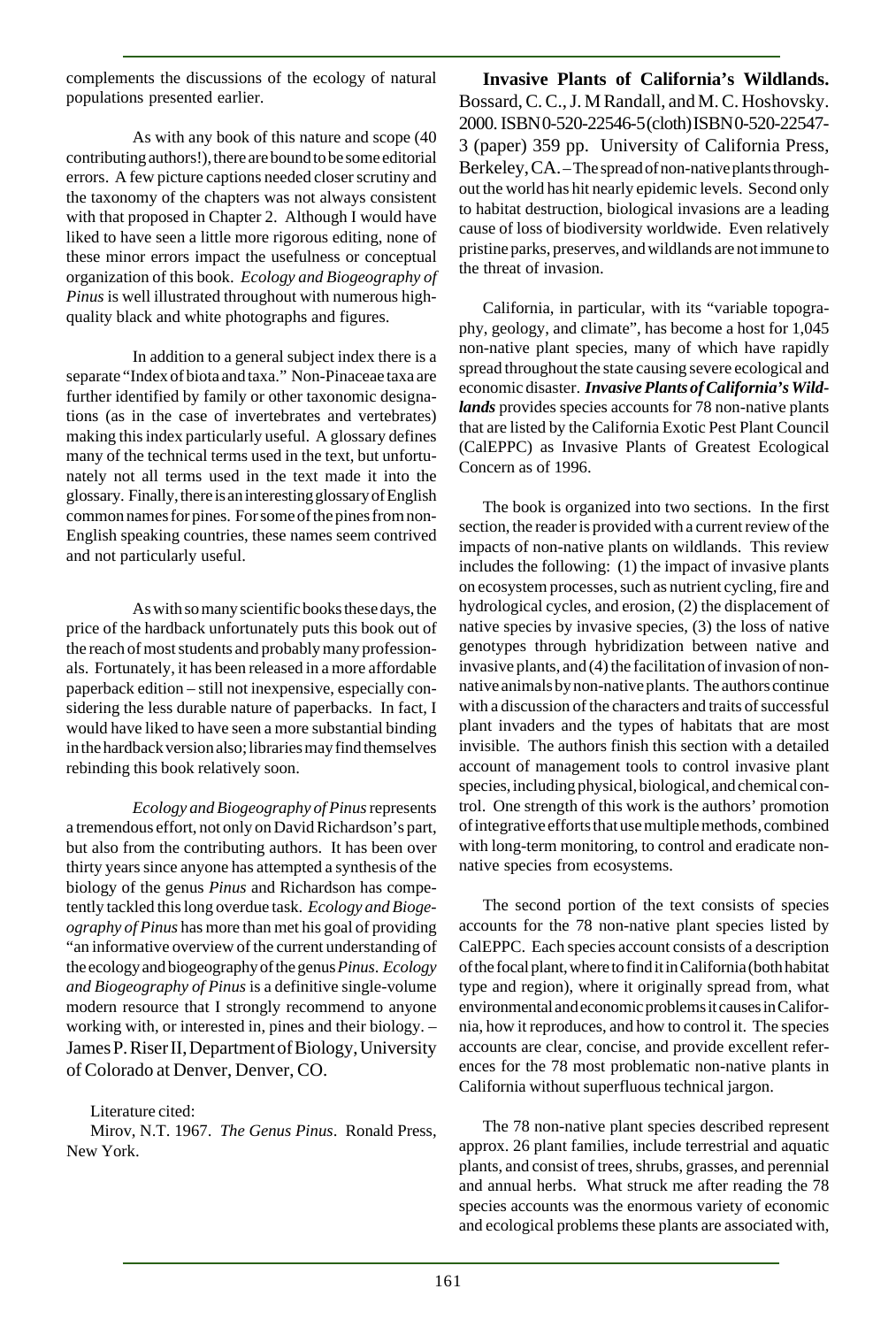complements the discussions of the ecology of natural populations presented earlier.

As with any book of this nature and scope (40 contributing authors!), there are bound to be some editorial errors. A few picture captions needed closer scrutiny and the taxonomy of the chapters was not always consistent with that proposed in Chapter 2. Although I would have liked to have seen a little more rigorous editing, none of these minor errors impact the usefulness or conceptual organization of this book. *Ecology and Biogeography of Pinus* is well illustrated throughout with numerous high-quality black and white photographs and figures.

In addition to a general subject index there is a separate "Index of biota and taxa." Non-Pinaceae taxa are further identified by family or other taxonomic designations (as in the case of invertebrates and vertebrates) making this index particularly useful. A glossary defines many of the technical terms used in the text, but unfortunately not all terms used in the text made it into the glossary. Finally, there is an interesting glossary of English common names for pines. For some of the pines from non-English speaking countries, these names seem contrived and not particularly useful.

As with so many scientific books these days, the price of the hardback unfortunately puts this book out of the reach of most students and probably many professionals. Fortunately, it has been released in a more affordable paperback edition – still not inexpensive, especially considering the less durable nature of paperbacks. In fact, I would have liked to have seen a more substantial binding in the hardback version also; libraries may find themselves rebinding this book relatively soon.

*Ecology and Biogeography of Pinus* represents a tremendous effort, not only on David Richardson's part, but also from the contributing authors. It has been over thirty years since anyone has attempted a synthesis of the biology of the genus *Pinus* and Richardson has competently tackled this long overdue task. *Ecology and Biogeography of Pinus* has more than met his goal of providing "an informative overview of the current understanding of the ecology and biogeography of the genus *Pinus*. *Ecology and Biogeography of Pinus* is a definitive single-volume modern resource that I strongly recommend to anyone working with, or interested in, pines and their biology. – James P. Riser II, Department of Biology, University of Colorado at Denver, Denver, CO.

Literature cited:

Mirov, N.T. 1967. *The Genus Pinus*. Ronald Press, New York.

**Invasive Plants of California's Wildlands.** Bossard, C. C., J. M Randall, and M. C. Hoshovsky. 2000. ISBN 0-520-22546-5 (cloth) ISBN 0-520-22547-3 (paper) 359 pp. University of California Press, Berkeley, CA. – The spread of non-native plants throughout the world has hit nearly epidemic levels. Second only to habitat destruction, biological invasions are a leading cause of loss of biodiversity worldwide. Even relatively pristine parks, preserves, and wildlands are not immune to the threat of invasion.

California, in particular, with its "variable topography, geology, and climate", has become a host for 1,045 non-native plant species, many of which have rapidly spread throughout the state causing severe ecological and economic disaster. ***Invasive Plants of California's Wildlands*** provides species accounts for 78 non-native plants that are listed by the California Exotic Pest Plant Council (CalEPPC) as Invasive Plants of Greatest Ecological Concern as of 1996.

The book is organized into two sections. In the first section, the reader is provided with a current review of the impacts of non-native plants on wildlands. This review includes the following: (1) the impact of invasive plants on ecosystem processes, such as nutrient cycling, fire and hydrological cycles, and erosion, (2) the displacement of native species by invasive species, (3) the loss of native genotypes through hybridization between native and invasive plants, and (4) the facilitation of invasion of non-native animals by non-native plants. The authors continue with a discussion of the characters and traits of successful plant invaders and the types of habitats that are most invisible. The authors finish this section with a detailed account of management tools to control invasive plant species, including physical, biological, and chemical control. One strength of this work is the authors' promotion of integrative efforts that use multiple methods, combined with long-term monitoring, to control and eradicate non-native species from ecosystems.

The second portion of the text consists of species accounts for the 78 non-native plant species listed by CalEPPC. Each species account consists of a description of the focal plant, where to find it in California (both habitat type and region), where it originally spread from, what environmental and economic problems it causes in California, how it reproduces, and how to control it. The species accounts are clear, concise, and provide excellent references for the 78 most problematic non-native plants in California without superfluous technical jargon.

The 78 non-native plant species described represent approx. 26 plant families, include terrestrial and aquatic plants, and consist of trees, shrubs, grasses, and perennial and annual herbs. What struck me after reading the 78 species accounts was the enormous variety of economic and ecological problems these plants are associated with,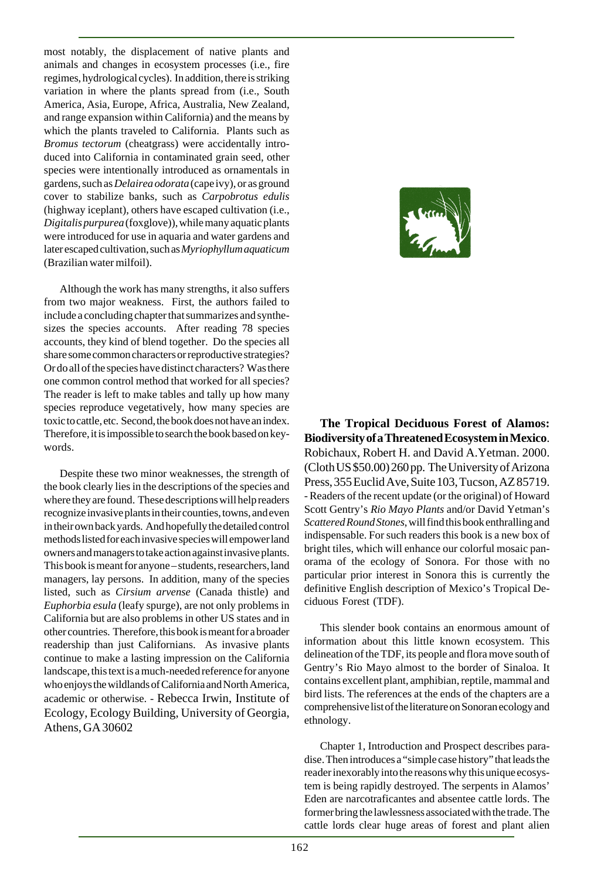most notably, the displacement of native plants and animals and changes in ecosystem processes (i.e., fire regimes, hydrological cycles). In addition, there is striking variation in where the plants spread from (i.e., South America, Asia, Europe, Africa, Australia, New Zealand, and range expansion within California) and the means by which the plants traveled to California. Plants such as *Bromus tectorum* (cheatgrass) were accidentally introduced into California in contaminated grain seed, other species were intentionally introduced as ornamentals in gardens, such as *Delairea odorata* (cape ivy), or as ground cover to stabilize banks, such as *Carpobrotus edulis* (highway iceplant), others have escaped cultivation (i.e., *Digitalis purpurea* (foxglove)), while many aquatic plants were introduced for use in aquaria and water gardens and later escaped cultivation, such as *Myriophyllum aquaticum* (Brazilian water milfoil).

Although the work has many strengths, it also suffers from two major weakness. First, the authors failed to include a concluding chapter that summarizes and synthesizes the species accounts. After reading 78 species accounts, they kind of blend together. Do the species all share some common characters or reproductive strategies? Or do all of the species have distinct characters? Was there one common control method that worked for all species? The reader is left to make tables and tally up how many species reproduce vegetatively, how many species are toxic to cattle, etc. Second, the book does not have an index. Therefore, it is impossible to search the book based on keywords.

Despite these two minor weaknesses, the strength of the book clearly lies in the descriptions of the species and where they are found. These descriptions will help readers recognize invasive plants in their counties, towns, and even in their own back yards. And hopefully the detailed control methods listed for each invasive species will empower land owners and managers to take action against invasive plants. This book is meant for anyone – students, researchers, land managers, lay persons. In addition, many of the species listed, such as *Cirsium arvense* (Canada thistle) and *Euphorbia esula* (leafy spurge), are not only problems in California but are also problems in other US states and in other countries. Therefore, this book is meant for a broader readership than just Californians. As invasive plants continue to make a lasting impression on the California landscape, this text is a much-needed reference for anyone who enjoys the wildlands of California and North America, academic or otherwise. - Rebecca Irwin, Institute of Ecology, Ecology Building, University of Georgia, Athens, GA 30602

**The Tropical Deciduous Forest of Alamos: Biodiversity of a Threatened Ecosystem in Mexico**. Robichaux, Robert H. and David A. Yetman. 2000. (Cloth US $50.00) 260 pp. The University of Arizona Press, 355 Euclid Ave, Suite 103, Tucson, AZ 85719. - Readers of the recent update (or the original) of Howard Scott Gentry's *Rio Mayo Plants* and/or David Yetman's *Scattered Round Stones*, will find this book enthralling and indispensable. For such readers this book is a new box of bright tiles, which will enhance our colorful mosaic panorama of the ecology of Sonora. For those with no particular prior interest in Sonora this is currently the definitive English description of Mexico's Tropical Deciduous Forest (TDF).

This slender book contains an enormous amount of information about this little known ecosystem. This delineation of the TDF, its people and flora move south of Gentry's Rio Mayo almost to the border of Sinaloa. It contains excellent plant, amphibian, reptile, mammal and bird lists. The references at the ends of the chapters are a comprehensive list of the literature on Sonoran ecology and ethnology.

Chapter 1, Introduction and Prospect describes paradise. Then introduces a "simple case history" that leads the reader inexorably into the reasons why this unique ecosystem is being rapidly destroyed. The serpents in Alamos' Eden are narcotraficantes and absentee cattle lords. The former bring the lawlessness associated with the trade. The cattle lords clear huge areas of forest and plant alien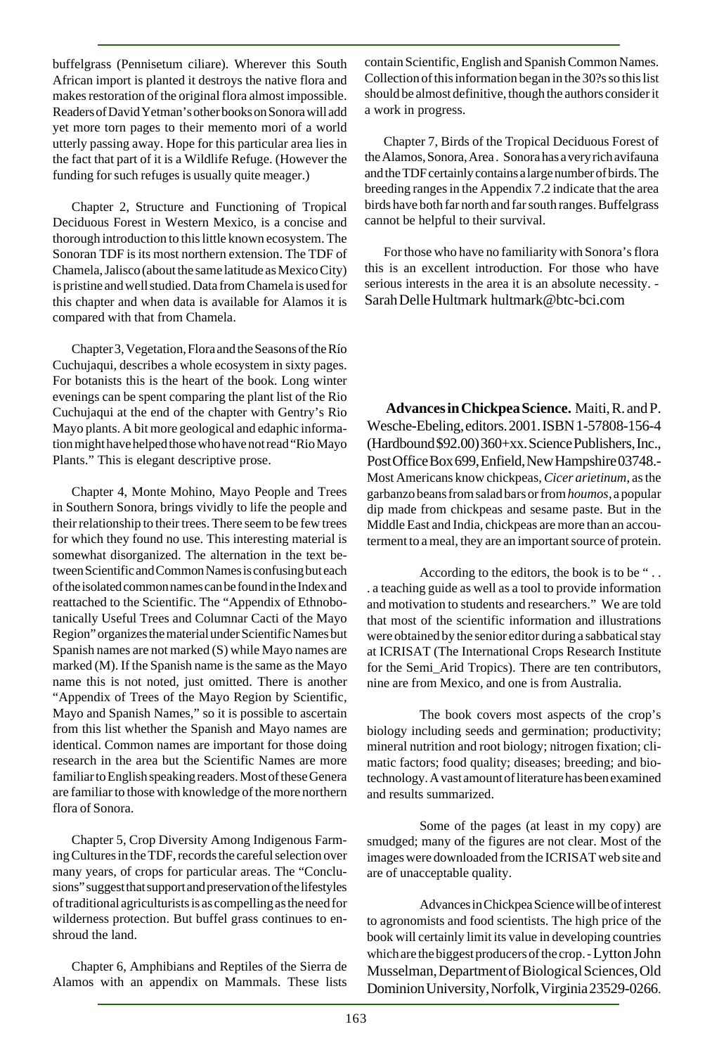buffelgrass (Pennisetum ciliare). Wherever this South African import is planted it destroys the native flora and makes restoration of the original flora almost impossible. Readers of David Yetman's other books on Sonora will add yet more torn pages to their memento mori of a world utterly passing away. Hope for this particular area lies in the fact that part of it is a Wildlife Refuge. (However the funding for such refuges is usually quite meager.)

Chapter 2, Structure and Functioning of Tropical Deciduous Forest in Western Mexico, is a concise and thorough introduction to this little known ecosystem. The Sonoran TDF is its most northern extension. The TDF of Chamela, Jalisco (about the same latitude as Mexico City) is pristine and well studied. Data from Chamela is used for this chapter and when data is available for Alamos it is compared with that from Chamela.

Chapter 3, Vegetation, Flora and the Seasons of the Río Cuchujaqui, describes a whole ecosystem in sixty pages. For botanists this is the heart of the book. Long winter evenings can be spent comparing the plant list of the Rio Cuchujaqui at the end of the chapter with Gentry's Rio Mayo plants. A bit more geological and edaphic information might have helped those who have not read "Rio Mayo Plants." This is elegant descriptive prose.

Chapter 4, Monte Mohino, Mayo People and Trees in Southern Sonora, brings vividly to life the people and their relationship to their trees. There seem to be few trees for which they found no use. This interesting material is somewhat disorganized. The alternation in the text between Scientific and Common Names is confusing but each of the isolated common names can be found in the Index and reattached to the Scientific. The "Appendix of Ethnobotanically Useful Trees and Columnar Cacti of the Mayo Region" organizes the material under Scientific Names but Spanish names are not marked (S) while Mayo names are marked (M). If the Spanish name is the same as the Mayo name this is not noted, just omitted. There is another "Appendix of Trees of the Mayo Region by Scientific, Mayo and Spanish Names," so it is possible to ascertain from this list whether the Spanish and Mayo names are identical. Common names are important for those doing research in the area but the Scientific Names are more familiar to English speaking readers. Most of these Genera are familiar to those with knowledge of the more northern flora of Sonora.

Chapter 5, Crop Diversity Among Indigenous Farming Cultures in the TDF, records the careful selection over many years, of crops for particular areas. The "Conclusions" suggest that support and preservation of the lifestyles of traditional agriculturists is as compelling as the need for wilderness protection. But buffel grass continues to enshroud the land.

Chapter 6, Amphibians and Reptiles of the Sierra de Alamos with an appendix on Mammals. These lists contain Scientific, English and Spanish Common Names. Collection of this information began in the 30?s so this list should be almost definitive, though the authors consider it a work in progress.

Chapter 7, Birds of the Tropical Deciduous Forest of the Alamos, Sonora, Area. Sonora has a very rich avifauna and the TDF certainly contains a large number of birds. The breeding ranges in the Appendix 7.2 indicate that the area birds have both far north and far south ranges. Buffelgrass cannot be helpful to their survival.

For those who have no familiarity with Sonora's flora this is an excellent introduction. For those who have serious interests in the area it is an absolute necessity. - Sarah Delle Hultmark hultmark@btc-bci.com

**Advances in Chickpea Science.** Maiti, R. and P. Wesche-Ebeling, editors. 2001. ISBN 1-57808-156-4 (Hardbound $92.00) 360+xx. Science Publishers, Inc., Post Office Box 699, Enfield, New Hampshire 03748.- Most Americans know chickpeas, *Cicer arietinum*, as the garbanzo beans from salad bars or from *houmos*, a popular dip made from chickpeas and sesame paste. But in the Middle East and India, chickpeas are more than an accouterment to a meal, they are an important source of protein.

According to the editors, the book is to be " . . . a teaching guide as well as a tool to provide information and motivation to students and researchers." We are told that most of the scientific information and illustrations were obtained by the senior editor during a sabbatical stay at ICRISAT (The International Crops Research Institute for the Semi_Arid Tropics). There are ten contributors, nine are from Mexico, and one is from Australia.

The book covers most aspects of the crop's biology including seeds and germination; productivity; mineral nutrition and root biology; nitrogen fixation; climatic factors; food quality; diseases; breeding; and biotechnology. A vast amount of literature has been examined and results summarized.

Some of the pages (at least in my copy) are smudged; many of the figures are not clear. Most of the images were downloaded from the ICRISAT web site and are of unacceptable quality.

Advances in Chickpea Science will be of interest to agronomists and food scientists. The high price of the book will certainly limit its value in developing countries which are the biggest producers of the crop. - Lytton John Musselman, Department of Biological Sciences, Old Dominion University, Norfolk, Virginia 23529-0266.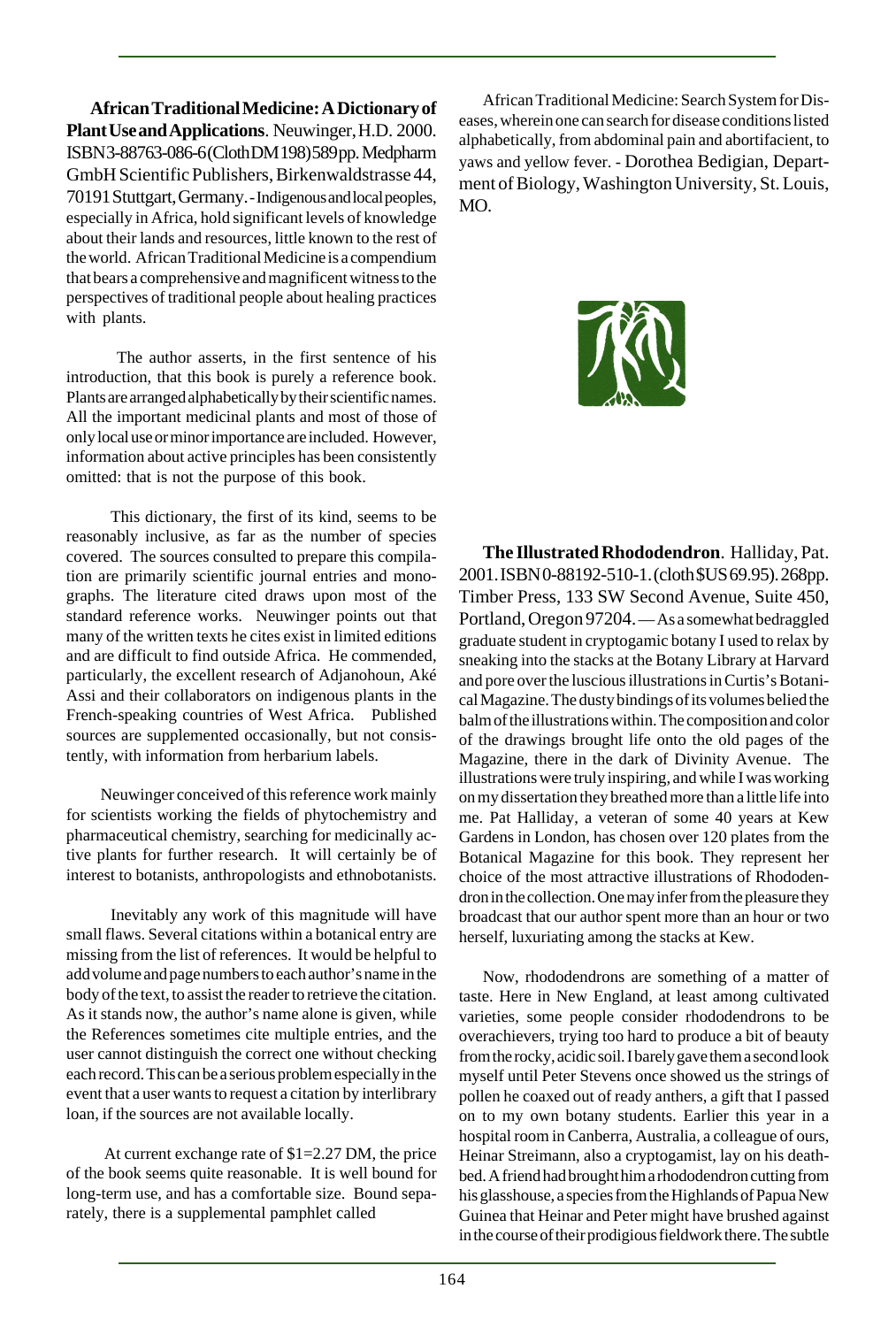**African Traditional Medicine: A Dictionary of Plant Use and Applications**. Neuwinger, H.D. 2000. ISBN 3-88763-086-6 (Cloth DM 198) 589 pp. Medpharm GmbH Scientific Publishers, Birkenwaldstrasse 44, 70191 Stuttgart, Germany. - Indigenous and local peoples, especially in Africa, hold significant levels of knowledge about their lands and resources, little known to the rest of the world. African Traditional Medicine is a compendium that bears a comprehensive and magnificent witness to the perspectives of traditional people about healing practices with plants.

The author asserts, in the first sentence of his introduction, that this book is purely a reference book. Plants are arranged alphabetically by their scientific names. All the important medicinal plants and most of those of only local use or minor importance are included. However, information about active principles has been consistently omitted: that is not the purpose of this book.

This dictionary, the first of its kind, seems to be reasonably inclusive, as far as the number of species covered. The sources consulted to prepare this compilation are primarily scientific journal entries and monographs. The literature cited draws upon most of the standard reference works. Neuwinger points out that many of the written texts he cites exist in limited editions and are difficult to find outside Africa. He commended, particularly, the excellent research of Adjanohoun, Aké Assi and their collaborators on indigenous plants in the French-speaking countries of West Africa. Published sources are supplemented occasionally, but not consistently, with information from herbarium labels.

Neuwinger conceived of this reference work mainly for scientists working the fields of phytochemistry and pharmaceutical chemistry, searching for medicinally active plants for further research. It will certainly be of interest to botanists, anthropologists and ethnobotanists.

Inevitably any work of this magnitude will have small flaws. Several citations within a botanical entry are missing from the list of references. It would be helpful to add volume and page numbers to each author's name in the body of the text, to assist the reader to retrieve the citation. As it stands now, the author's name alone is given, while the References sometimes cite multiple entries, and the user cannot distinguish the correct one without checking each record. This can be a serious problem especially in the event that a user wants to request a citation by interlibrary loan, if the sources are not available locally.

At current exchange rate of $1=2.27 DM, the price of the book seems quite reasonable. It is well bound for long-term use, and has a comfortable size. Bound separately, there is a supplemental pamphlet called African Traditional Medicine: Search System for Diseases, wherein one can search for disease conditions listed alphabetically, from abdominal pain and abortifacient, to yaws and yellow fever. - Dorothea Bedigian, Department of Biology, Washington University, St. Louis, MO.

**The Illustrated Rhododendron**. Halliday, Pat. 2001. ISBN 0-88192-510-1. (cloth $US 69.95). 268 pp. Timber Press, 133 SW Second Avenue, Suite 450, Portland, Oregon 97204. — As a somewhat bedraggled graduate student in cryptogamic botany I used to relax by sneaking into the stacks at the Botany Library at Harvard and pore over the luscious illustrations in Curtis's Botanical Magazine. The dusty bindings of its volumes belied the balm of the illustrations within. The composition and color of the drawings brought life onto the old pages of the Magazine, there in the dark of Divinity Avenue. The illustrations were truly inspiring, and while I was working on my dissertation they breathed more than a little life into me. Pat Halliday, a veteran of some 40 years at Kew Gardens in London, has chosen over 120 plates from the Botanical Magazine for this book. They represent her choice of the most attractive illustrations of Rhododendron in the collection. One may infer from the pleasure they broadcast that our author spent more than an hour or two herself, luxuriating among the stacks at Kew.

Now, rhododendrons are something of a matter of taste. Here in New England, at least among cultivated varieties, some people consider rhododendrons to be overachievers, trying too hard to produce a bit of beauty from the rocky, acidic soil. I barely gave them a second look myself until Peter Stevens once showed us the strings of pollen he coaxed out of ready anthers, a gift that I passed on to my own botany students. Earlier this year in a hospital room in Canberra, Australia, a colleague of ours, Heinar Streimann, also a cryptogamist, lay on his deathbed. A friend had brought him a rhododendron cutting from his glasshouse, a species from the Highlands of Papua New Guinea that Heinar and Peter might have brushed against in the course of their prodigious fieldwork there. The subtle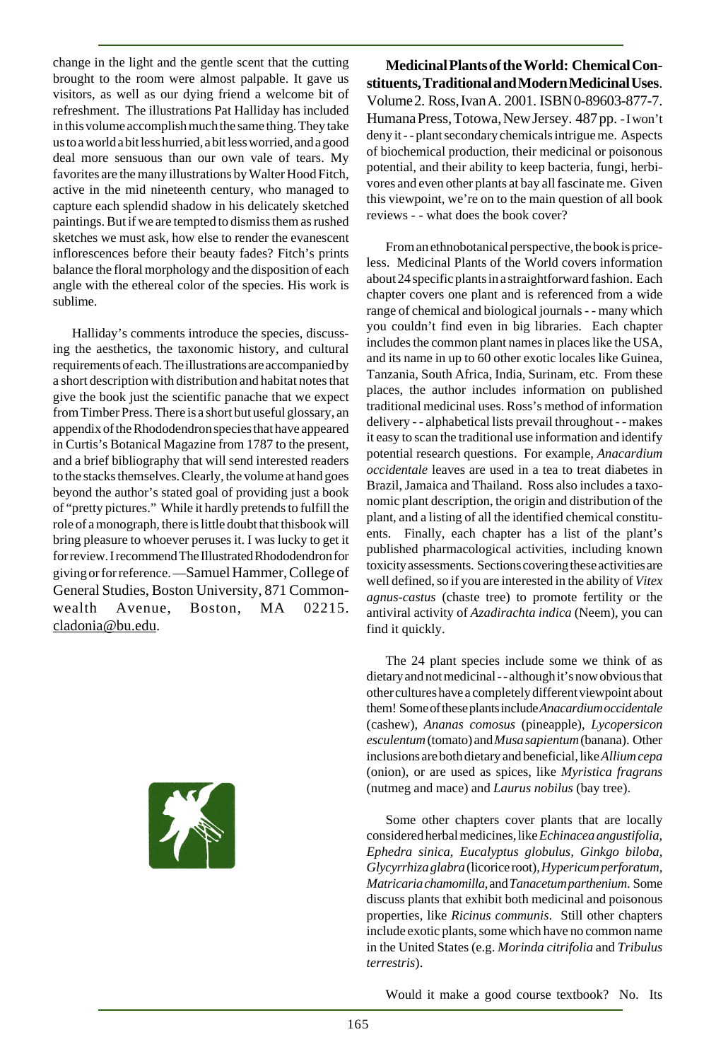change in the light and the gentle scent that the cutting brought to the room were almost palpable. It gave us visitors, as well as our dying friend a welcome bit of refreshment. The illustrations Pat Halliday has included in this volume accomplish much the same thing. They take us to a world a bit less hurried, a bit less worried, and a good deal more sensuous than our own vale of tears. My favorites are the many illustrations by Walter Hood Fitch, active in the mid nineteenth century, who managed to capture each splendid shadow in his delicately sketched paintings. But if we are tempted to dismiss them as rushed sketches we must ask, how else to render the evanescent inflorescences before their beauty fades? Fitch's prints balance the floral morphology and the disposition of each angle with the ethereal color of the species. His work is sublime.

Halliday's comments introduce the species, discussing the aesthetics, the taxonomic history, and cultural requirements of each. The illustrations are accompanied by a short description with distribution and habitat notes that give the book just the scientific panache that we expect from Timber Press. There is a short but useful glossary, an appendix of the Rhododendron species that have appeared in Curtis's Botanical Magazine from 1787 to the present, and a brief bibliography that will send interested readers to the stacks themselves. Clearly, the volume at hand goes beyond the author's stated goal of providing just a book of "pretty pictures." While it hardly pretends to fulfill the role of a monograph, there is little doubt that thisbook will bring pleasure to whoever peruses it. I was lucky to get it for review. I recommend The Illustrated Rhododendron for giving or for reference. —Samuel Hammer, College of General Studies, Boston University, 871 Commonwealth Avenue, Boston, MA 02215. cladonia@bu.edu.

**Medicinal Plants of the World: Chemical Constituents, Traditional and Modern Medicinal Uses**. Volume 2. Ross, Ivan A. 2001. ISBN 0-89603-877-7. Humana Press, Totowa, New Jersey. 487 pp. - I won't deny it - - plant secondary chemicals intrigue me. Aspects of biochemical production, their medicinal or poisonous potential, and their ability to keep bacteria, fungi, herbivores and even other plants at bay all fascinate me. Given this viewpoint, we're on to the main question of all book reviews - - what does the book cover?

From an ethnobotanical perspective, the book is priceless. Medicinal Plants of the World covers information about 24 specific plants in a straightforward fashion. Each chapter covers one plant and is referenced from a wide range of chemical and biological journals - - many which you couldn't find even in big libraries. Each chapter includes the common plant names in places like the USA, and its name in up to 60 other exotic locales like Guinea, Tanzania, South Africa, India, Surinam, etc. From these places, the author includes information on published traditional medicinal uses. Ross's method of information delivery - - alphabetical lists prevail throughout - - makes it easy to scan the traditional use information and identify potential research questions. For example, *Anacardium occidentale* leaves are used in a tea to treat diabetes in Brazil, Jamaica and Thailand. Ross also includes a taxonomic plant description, the origin and distribution of the plant, and a listing of all the identified chemical constituents. Finally, each chapter has a list of the plant's published pharmacological activities, including known toxicity assessments. Sections covering these activities are well defined, so if you are interested in the ability of *Vitex agnus-castus* (chaste tree) to promote fertility or the antiviral activity of *Azadirachta indica* (Neem), you can find it quickly.

The 24 plant species include some we think of as dietary and not medicinal - - although it's now obvious that other cultures have a completely different viewpoint about them! Some of these plants include *Anacardium occidentale* (cashew), *Ananas comosus* (pineapple), *Lycopersicon esculentum* (tomato) and *Musa sapientum* (banana). Other inclusions are both dietary and beneficial, like *Allium cepa* (onion), or are used as spices, like *Myristica fragrans* (nutmeg and mace) and *Laurus nobilus* (bay tree).

Some other chapters cover plants that are locally considered herbal medicines, like *Echinacea angustifolia, Ephedra sinica, Eucalyptus globulus, Ginkgo biloba, Glycyrrhiza glabra* (licorice root), *Hypericum perforatum, Matricaria chamomilla*, and *Tanacetum parthenium*. Some discuss plants that exhibit both medicinal and poisonous properties, like *Ricinus communis*. Still other chapters include exotic plants, some which have no common name in the United States (e.g. *Morinda citrifolia* and *Tribulus terrestris*).

Would it make a good course textbook? No. Its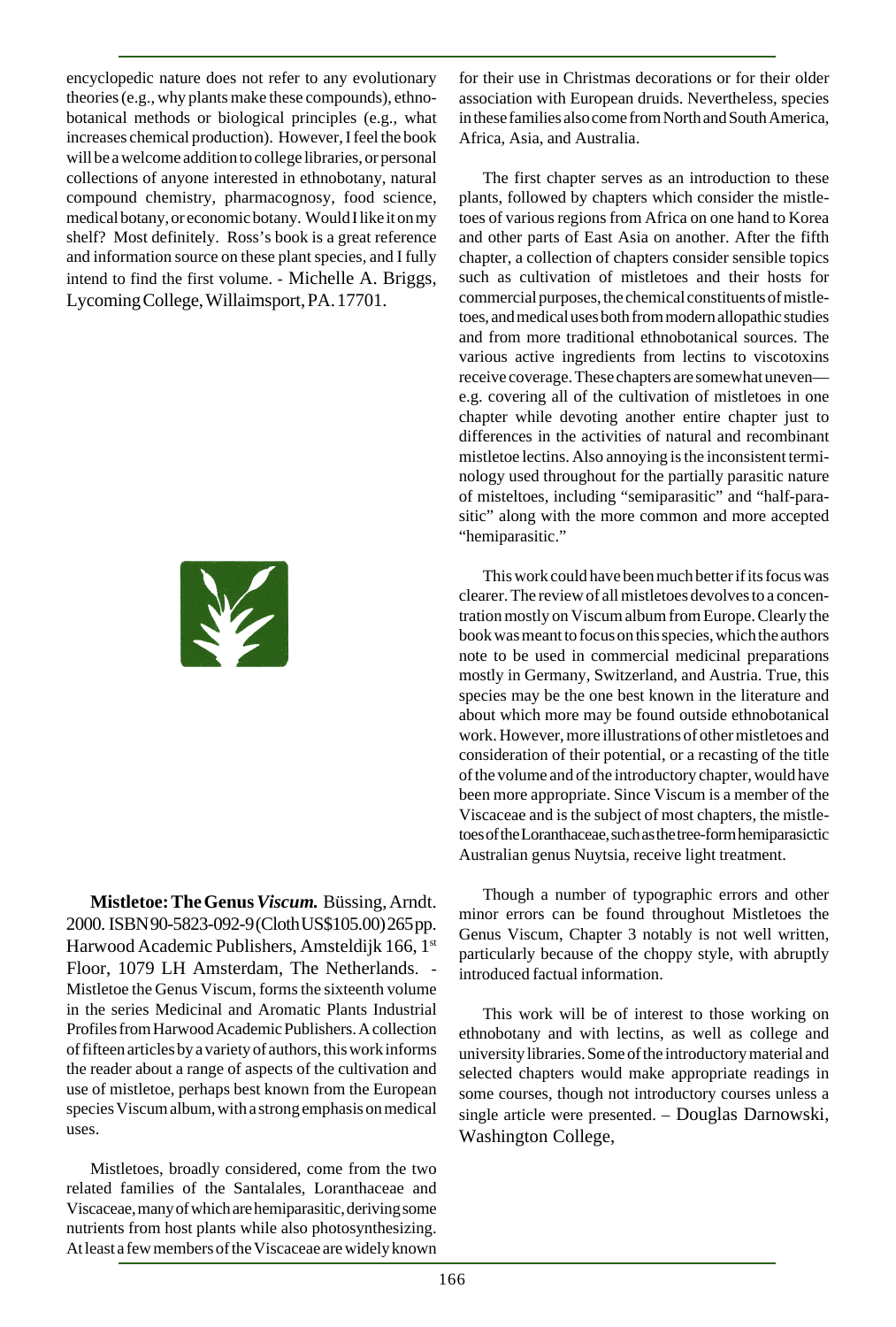encyclopedic nature does not refer to any evolutionary theories (e.g., why plants make these compounds), ethnobotanical methods or biological principles (e.g., what increases chemical production). However, I feel the book will be a welcome addition to college libraries, or personal collections of anyone interested in ethnobotany, natural compound chemistry, pharmacognosy, food science, medical botany, or economic botany. Would I like it on my shelf? Most definitely. Ross's book is a great reference and information source on these plant species, and I fully intend to find the first volume. - Michelle A. Briggs, Lycoming College, Willaimsport, PA. 17701.

**Mistletoe: The Genus *Viscum.*** Büssing, Arndt. 2000. ISBN 90-5823-092-9 (Cloth US$105.00) 265 pp. Harwood Academic Publishers, Amsteldijk 166, 1st Floor, 1079 LH Amsterdam, The Netherlands. - Mistletoe the Genus Viscum, forms the sixteenth volume in the series Medicinal and Aromatic Plants Industrial Profiles from Harwood Academic Publishers. A collection of fifteen articles by a variety of authors, this work informs the reader about a range of aspects of the cultivation and use of mistletoe, perhaps best known from the European species Viscum album, with a strong emphasis on medical uses.

Mistletoes, broadly considered, come from the two related families of the Santalales, Loranthaceae and Viscaceae, many of which are hemiparasitic, deriving some nutrients from host plants while also photosynthesizing. At least a few members of the Viscaceae are widely known for their use in Christmas decorations or for their older association with European druids. Nevertheless, species in these families also come from North and South America, Africa, Asia, and Australia.

The first chapter serves as an introduction to these plants, followed by chapters which consider the mistletoes of various regions from Africa on one hand to Korea and other parts of East Asia on another. After the fifth chapter, a collection of chapters consider sensible topics such as cultivation of mistletoes and their hosts for commercial purposes, the chemical constituents of mistletoes, and medical uses both from modern allopathic studies and from more traditional ethnobotanical sources. The various active ingredients from lectins to viscotoxins receive coverage. These chapters are somewhat uneven—e.g. covering all of the cultivation of mistletoes in one chapter while devoting another entire chapter just to differences in the activities of natural and recombinant mistletoe lectins. Also annoying is the inconsistent terminology used throughout for the partially parasitic nature of misteltoes, including "semiparasitic" and "half-parasitic" along with the more common and more accepted "hemiparasitic."

This work could have been much better if its focus was clearer. The review of all mistletoes devolves to a concentration mostly on Viscum album from Europe. Clearly the book was meant to focus on this species, which the authors note to be used in commercial medicinal preparations mostly in Germany, Switzerland, and Austria. True, this species may be the one best known in the literature and about which more may be found outside ethnobotanical work. However, more illustrations of other mistletoes and consideration of their potential, or a recasting of the title of the volume and of the introductory chapter, would have been more appropriate. Since Viscum is a member of the Viscaceae and is the subject of most chapters, the mistletoes of the Loranthaceae, such as the tree-form hemiparasictic Australian genus Nuytsia, receive light treatment.

Though a number of typographic errors and other minor errors can be found throughout Mistletoes the Genus Viscum, Chapter 3 notably is not well written, particularly because of the choppy style, with abruptly introduced factual information.

This work will be of interest to those working on ethnobotany and with lectins, as well as college and university libraries. Some of the introductory material and selected chapters would make appropriate readings in some courses, though not introductory courses unless a single article were presented. – Douglas Darnowski, Washington College,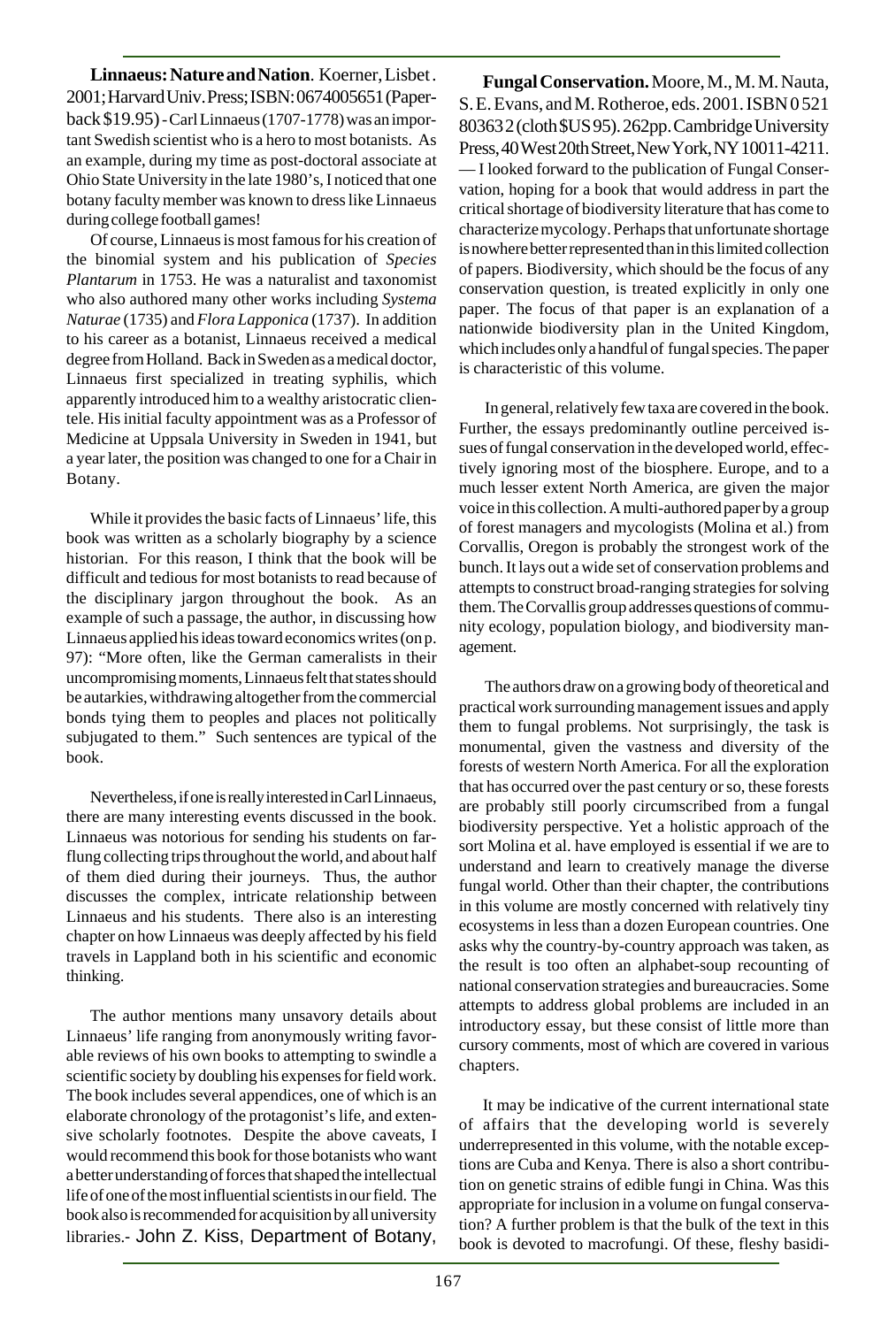**Linnaeus: Nature and Nation**. Koerner, Lisbet. 2001; Harvard Univ. Press; ISBN: 0674005651 (Paperback $19.95) - Carl Linnaeus (1707-1778) was an important Swedish scientist who is a hero to most botanists. As an example, during my time as post-doctoral associate at Ohio State University in the late 1980's, I noticed that one botany faculty member was known to dress like Linnaeus during college football games!

Of course, Linnaeus is most famous for his creation of the binomial system and his publication of *Species Plantarum* in 1753. He was a naturalist and taxonomist who also authored many other works including *Systema Naturae* (1735) and *Flora Lapponica* (1737). In addition to his career as a botanist, Linnaeus received a medical degree from Holland. Back in Sweden as a medical doctor, Linnaeus first specialized in treating syphilis, which apparently introduced him to a wealthy aristocratic clientele. His initial faculty appointment was as a Professor of Medicine at Uppsala University in Sweden in 1941, but a year later, the position was changed to one for a Chair in Botany.

While it provides the basic facts of Linnaeus' life, this book was written as a scholarly biography by a science historian. For this reason, I think that the book will be difficult and tedious for most botanists to read because of the disciplinary jargon throughout the book. As an example of such a passage, the author, in discussing how Linnaeus applied his ideas toward economics writes (on p. 97): "More often, like the German cameralists in their uncompromising moments, Linnaeus felt that states should be autarkies, withdrawing altogether from the commercial bonds tying them to peoples and places not politically subjugated to them." Such sentences are typical of the book.

Nevertheless, if one is really interested in Carl Linnaeus, there are many interesting events discussed in the book. Linnaeus was notorious for sending his students on far-flung collecting trips throughout the world, and about half of them died during their journeys. Thus, the author discusses the complex, intricate relationship between Linnaeus and his students. There also is an interesting chapter on how Linnaeus was deeply affected by his field travels in Lappland both in his scientific and economic thinking.

The author mentions many unsavory details about Linnaeus' life ranging from anonymously writing favorable reviews of his own books to attempting to swindle a scientific society by doubling his expenses for field work. The book includes several appendices, one of which is an elaborate chronology of the protagonist's life, and extensive scholarly footnotes. Despite the above caveats, I would recommend this book for those botanists who want a better understanding of forces that shaped the intellectual life of one of the most influential scientists in our field. The book also is recommended for acquisition by all university libraries.- John Z. Kiss, Department of Botany,

**Fungal Conservation.** Moore, M., M. M. Nauta, S. E. Evans, and M. Rotheroe, eds. 2001. ISBN 0 521 80363 2 (cloth $US 95). 262pp. Cambridge University Press, 40 West 20th Street, New York, NY 10011-4211. — I looked forward to the publication of Fungal Conservation, hoping for a book that would address in part the critical shortage of biodiversity literature that has come to characterize mycology. Perhaps that unfortunate shortage is nowhere better represented than in this limited collection of papers. Biodiversity, which should be the focus of any conservation question, is treated explicitly in only one paper. The focus of that paper is an explanation of a nationwide biodiversity plan in the United Kingdom, which includes only a handful of fungal species. The paper is characteristic of this volume.

In general, relatively few taxa are covered in the book. Further, the essays predominantly outline perceived issues of fungal conservation in the developed world, effectively ignoring most of the biosphere. Europe, and to a much lesser extent North America, are given the major voice in this collection. A multi-authored paper by a group of forest managers and mycologists (Molina et al.) from Corvallis, Oregon is probably the strongest work of the bunch. It lays out a wide set of conservation problems and attempts to construct broad-ranging strategies for solving them. The Corvallis group addresses questions of community ecology, population biology, and biodiversity management.

The authors draw on a growing body of theoretical and practical work surrounding management issues and apply them to fungal problems. Not surprisingly, the task is monumental, given the vastness and diversity of the forests of western North America. For all the exploration that has occurred over the past century or so, these forests are probably still poorly circumscribed from a fungal biodiversity perspective. Yet a holistic approach of the sort Molina et al. have employed is essential if we are to understand and learn to creatively manage the diverse fungal world. Other than their chapter, the contributions in this volume are mostly concerned with relatively tiny ecosystems in less than a dozen European countries. One asks why the country-by-country approach was taken, as the result is too often an alphabet-soup recounting of national conservation strategies and bureaucracies. Some attempts to address global problems are included in an introductory essay, but these consist of little more than cursory comments, most of which are covered in various chapters.

It may be indicative of the current international state of affairs that the developing world is severely underrepresented in this volume, with the notable exceptions are Cuba and Kenya. There is also a short contribution on genetic strains of edible fungi in China. Was this appropriate for inclusion in a volume on fungal conservation? A further problem is that the bulk of the text in this book is devoted to macrofungi. Of these, fleshy basidi-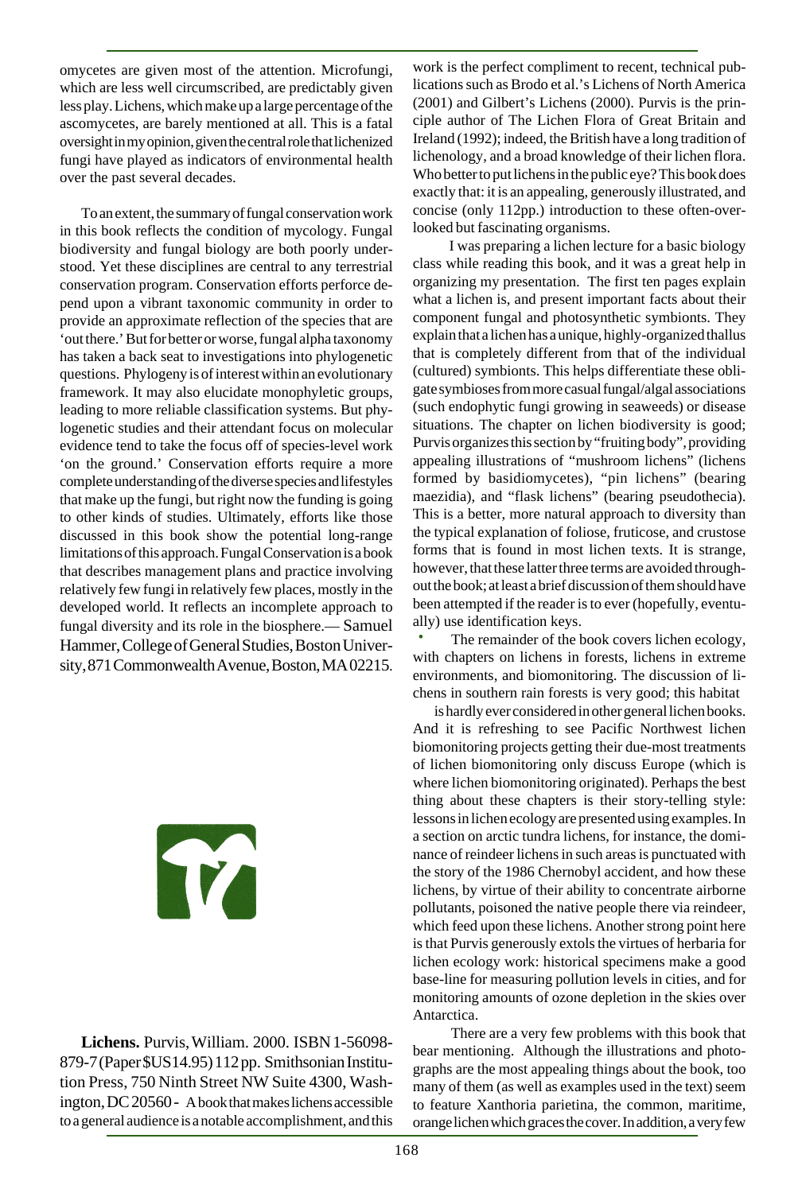omycetes are given most of the attention. Microfungi, which are less well circumscribed, are predictably given less play. Lichens, which make up a large percentage of the ascomycetes, are barely mentioned at all. This is a fatal oversight in my opinion, given the central role that lichenized fungi have played as indicators of environmental health over the past several decades.

To an extent, the summary of fungal conservation work in this book reflects the condition of mycology. Fungal biodiversity and fungal biology are both poorly understood. Yet these disciplines are central to any terrestrial conservation program. Conservation efforts perforce depend upon a vibrant taxonomic community in order to provide an approximate reflection of the species that are 'out there.' But for better or worse, fungal alpha taxonomy has taken a back seat to investigations into phylogenetic questions. Phylogeny is of interest within an evolutionary framework. It may also elucidate monophyletic groups, leading to more reliable classification systems. But phylogenetic studies and their attendant focus on molecular evidence tend to take the focus off of species-level work 'on the ground.' Conservation efforts require a more complete understanding of the diverse species and lifestyles that make up the fungi, but right now the funding is going to other kinds of studies. Ultimately, efforts like those discussed in this book show the potential long-range limitations of this approach. Fungal Conservation is a book that describes management plans and practice involving relatively few fungi in relatively few places, mostly in the developed world. It reflects an incomplete approach to fungal diversity and its role in the biosphere.— Samuel Hammer, College of General Studies, Boston University, 871 Commonwealth Avenue, Boston, MA 02215.

**Lichens.** Purvis, William. 2000. ISBN 1-56098-879-7 (Paper $US14.95) 112 pp. Smithsonian Institution Press, 750 Ninth Street NW Suite 4300, Washington, DC 20560 - A book that makes lichens accessible to a general audience is a notable accomplishment, and this work is the perfect compliment to recent, technical publications such as Brodo et al.'s Lichens of North America (2001) and Gilbert's Lichens (2000). Purvis is the principle author of The Lichen Flora of Great Britain and Ireland (1992); indeed, the British have a long tradition of lichenology, and a broad knowledge of their lichen flora. Who better to put lichens in the public eye? This book does exactly that: it is an appealing, generously illustrated, and concise (only 112pp.) introduction to these often-overlooked but fascinating organisms.

I was preparing a lichen lecture for a basic biology class while reading this book, and it was a great help in organizing my presentation. The first ten pages explain what a lichen is, and present important facts about their component fungal and photosynthetic symbionts. They explain that a lichen has a unique, highly-organized thallus that is completely different from that of the individual (cultured) symbionts. This helps differentiate these obligate symbioses from more casual fungal/algal associations (such endophytic fungi growing in seaweeds) or disease situations. The chapter on lichen biodiversity is good; Purvis organizes this section by "fruiting body", providing appealing illustrations of "mushroom lichens" (lichens formed by basidiomycetes), "pin lichens" (bearing maezidia), and "flask lichens" (bearing pseudothecia). This is a better, more natural approach to diversity than the typical explanation of foliose, fruticose, and crustose forms that is found in most lichen texts. It is strange, however, that these latter three terms are avoided throughout the book; at least a brief discussion of them should have been attempted if the reader is to ever (hopefully, eventually) use identification keys.

The remainder of the book covers lichen ecology, with chapters on lichens in forests, lichens in extreme environments, and biomonitoring. The discussion of lichens in southern rain forests is very good; this habitat is hardly ever considered in other general lichen books. And it is refreshing to see Pacific Northwest lichen biomonitoring projects getting their due-most treatments of lichen biomonitoring only discuss Europe (which is where lichen biomonitoring originated). Perhaps the best thing about these chapters is their story-telling style: lessons in lichen ecology are presented using examples. In a section on arctic tundra lichens, for instance, the dominance of reindeer lichens in such areas is punctuated with the story of the 1986 Chernobyl accident, and how these lichens, by virtue of their ability to concentrate airborne pollutants, poisoned the native people there via reindeer, which feed upon these lichens. Another strong point here is that Purvis generously extols the virtues of herbaria for lichen ecology work: historical specimens make a good base-line for measuring pollution levels in cities, and for monitoring amounts of ozone depletion in the skies over Antarctica.

There are a very few problems with this book that bear mentioning. Although the illustrations and photographs are the most appealing things about the book, too many of them (as well as examples used in the text) seem to feature Xanthoria parietina, the common, maritime, orange lichen which graces the cover. In addition, a very few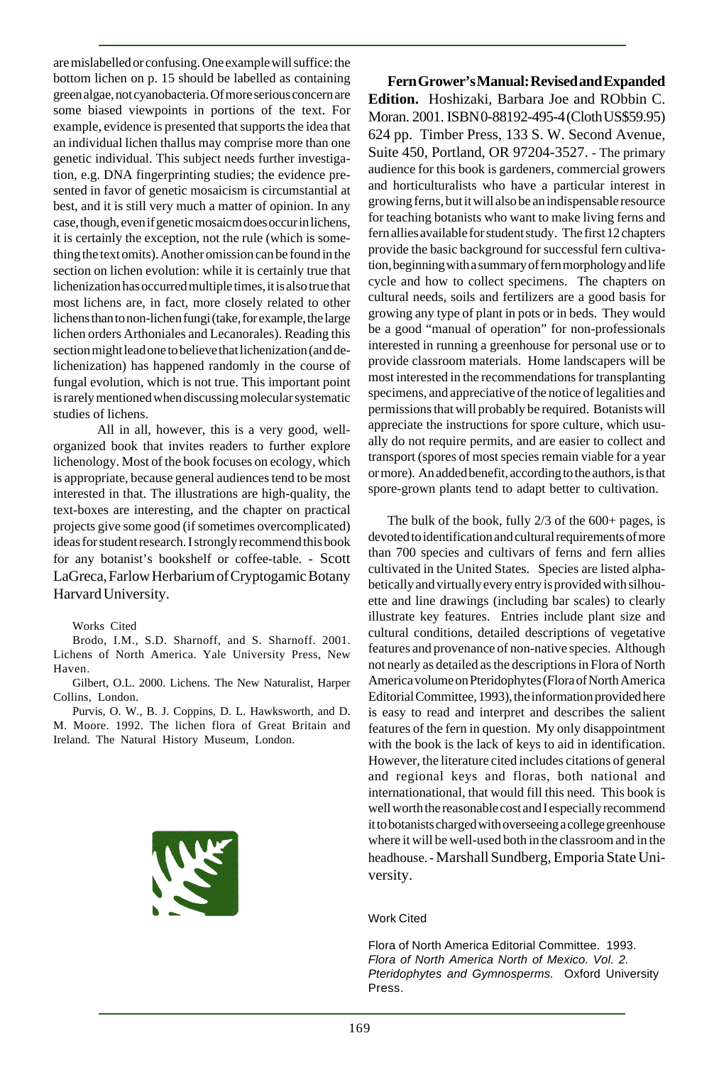are mislabelled or confusing. One example will suffice: the bottom lichen on p. 15 should be labelled as containing green algae, not cyanobacteria. Of more serious concern are some biased viewpoints in portions of the text. For example, evidence is presented that supports the idea that an individual lichen thallus may comprise more than one genetic individual. This subject needs further investigation, e.g. DNA fingerprinting studies; the evidence presented in favor of genetic mosaicism is circumstantial at best, and it is still very much a matter of opinion. In any case, though, even if genetic mosaicm does occur in lichens, it is certainly the exception, not the rule (which is something the text omits). Another omission can be found in the section on lichen evolution: while it is certainly true that lichenization has occurred multiple times, it is also true that most lichens are, in fact, more closely related to other lichens than to non-lichen fungi (take, for example, the large lichen orders Arthoniales and Lecanorales). Reading this section might lead one to believe that lichenization (and delichenization) has happened randomly in the course of fungal evolution, which is not true. This important point is rarely mentioned when discussing molecular systematic studies of lichens.

All in all, however, this is a very good, well-organized book that invites readers to further explore lichenology. Most of the book focuses on ecology, which is appropriate, because general audiences tend to be most interested in that. The illustrations are high-quality, the text-boxes are interesting, and the chapter on practical projects give some good (if sometimes overcomplicated) ideas for student research. I strongly recommend this book for any botanist's bookshelf or coffee-table. - Scott LaGreca, Farlow Herbarium of Cryptogamic Botany Harvard University.

Works Cited

Brodo, I.M., S.D. Sharnoff, and S. Sharnoff. 2001. Lichens of North America. Yale University Press, New Haven.

Gilbert, O.L. 2000. Lichens. The New Naturalist, Harper Collins, London.

Purvis, O. W., B. J. Coppins, D. L. Hawksworth, and D. M. Moore. 1992. The lichen flora of Great Britain and Ireland. The Natural History Museum, London.

**Fern Grower's Manual: Revised and Expanded Edition.** Hoshizaki, Barbara Joe and RObbin C. Moran. 2001. ISBN 0-88192-495-4 (Cloth US$59.95) 624 pp. Timber Press, 133 S. W. Second Avenue, Suite 450, Portland, OR 97204-3527. - The primary audience for this book is gardeners, commercial growers and horticulturalists who have a particular interest in growing ferns, but it will also be an indispensable resource for teaching botanists who want to make living ferns and fern allies available for student study. The first 12 chapters provide the basic background for successful fern cultivation, beginning with a summary of fern morphology and life cycle and how to collect specimens. The chapters on cultural needs, soils and fertilizers are a good basis for growing any type of plant in pots or in beds. They would be a good "manual of operation" for non-professionals interested in running a greenhouse for personal use or to provide classroom materials. Home landscapers will be most interested in the recommendations for transplanting specimens, and appreciative of the notice of legalities and permissions that will probably be required. Botanists will appreciate the instructions for spore culture, which usually do not require permits, and are easier to collect and transport (spores of most species remain viable for a year or more). An added benefit, according to the authors, is that spore-grown plants tend to adapt better to cultivation.

The bulk of the book, fully 2/3 of the 600+ pages, is devoted to identification and cultural requirements of more than 700 species and cultivars of ferns and fern allies cultivated in the United States. Species are listed alphabetically and virtually every entry is provided with silhouette and line drawings (including bar scales) to clearly illustrate key features. Entries include plant size and cultural conditions, detailed descriptions of vegetative features and provenance of non-native species. Although not nearly as detailed as the descriptions in Flora of North America volume on Pteridophytes (Flora of North America Editorial Committee, 1993), the information provided here is easy to read and interpret and describes the salient features of the fern in question. My only disappointment with the book is the lack of keys to aid in identification. However, the literature cited includes citations of general and regional keys and floras, both national and internationational, that would fill this need. This book is well worth the reasonable cost and I especially recommend it to botanists charged with overseeing a college greenhouse where it will be well-used both in the classroom and in the headhouse. - Marshall Sundberg, Emporia State University.

Work Cited

Flora of North America Editorial Committee. 1993. *Flora of North America North of Mexico. Vol. 2. Pteridophytes and Gymnosperms.* Oxford University Press.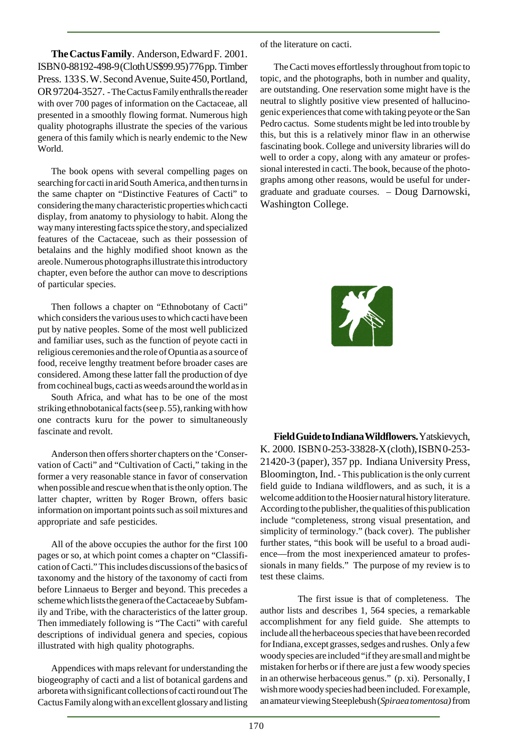**The Cactus Family**. Anderson, Edward F. 2001. ISBN 0-88192-498-9 (Cloth US$99.95) 776 pp. Timber Press. 133 S. W. Second Avenue, Suite 450, Portland, OR 97204-3527. - The Cactus Family enthralls the reader with over 700 pages of information on the Cactaceae, all presented in a smoothly flowing format. Numerous high quality photographs illustrate the species of the various genera of this family which is nearly endemic to the New World.

The book opens with several compelling pages on searching for cacti in arid South America, and then turns in the same chapter on "Distinctive Features of Cacti" to considering the many characteristic properties which cacti display, from anatomy to physiology to habit. Along the way many interesting facts spice the story, and specialized features of the Cactaceae, such as their possession of betalains and the highly modified shoot known as the areole. Numerous photographs illustrate this introductory chapter, even before the author can move to descriptions of particular species.

Then follows a chapter on "Ethnobotany of Cacti" which considers the various uses to which cacti have been put by native peoples. Some of the most well publicized and familiar uses, such as the function of peyote cacti in religious ceremonies and the role of Opuntia as a source of food, receive lengthy treatment before broader cases are considered. Among these latter fall the production of dye from cochineal bugs, cacti as weeds around the world as in South Africa, and what has to be one of the most striking ethnobotanical facts (see p. 55), ranking with how one contracts kuru for the power to simultaneously fascinate and revolt.

Anderson then offers shorter chapters on the 'Conservation of Cacti" and "Cultivation of Cacti," taking in the former a very reasonable stance in favor of conservation when possible and rescue when that is the only option. The latter chapter, written by Roger Brown, offers basic information on important points such as soil mixtures and appropriate and safe pesticides.

All of the above occupies the author for the first 100 pages or so, at which point comes a chapter on "Classification of Cacti." This includes discussions of the basics of taxonomy and the history of the taxonomy of cacti from before Linnaeus to Berger and beyond. This precedes a scheme which lists the genera of the Cactaceae by Subfamily and Tribe, with the characteristics of the latter group. Then immediately following is "The Cacti" with careful descriptions of individual genera and species, copious illustrated with high quality photographs.

Appendices with maps relevant for understanding the biogeography of cacti and a list of botanical gardens and arboreta with significant collections of cacti round out The Cactus Family along with an excellent glossary and listing of the literature on cacti.

The Cacti moves effortlessly throughout from topic to topic, and the photographs, both in number and quality, are outstanding. One reservation some might have is the neutral to slightly positive view presented of hallucinogenic experiences that come with taking peyote or the San Pedro cactus. Some students might be led into trouble by this, but this is a relatively minor flaw in an otherwise fascinating book. College and university libraries will do well to order a copy, along with any amateur or professional interested in cacti. The book, because of the photographs among other reasons, would be useful for undergraduate and graduate courses. – Doug Darnowski, Washington College.

**Field Guide to Indiana Wildflowers.** Yatskievych, K. 2000. ISBN 0-253-33828-X (cloth), ISBN 0-253-21420-3 (paper), 357 pp. Indiana University Press, Bloomington, Ind. - This publication is the only current field guide to Indiana wildflowers, and as such, it is a welcome addition to the Hoosier natural history literature. According to the publisher, the qualities of this publication include "completeness, strong visual presentation, and simplicity of terminology." (back cover). The publisher further states, "this book will be useful to a broad audience—from the most inexperienced amateur to professionals in many fields." The purpose of my review is to test these claims.

The first issue is that of completeness. The author lists and describes 1, 564 species, a remarkable accomplishment for any field guide. She attempts to include all the herbaceous species that have been recorded for Indiana, except grasses, sedges and rushes. Only a few woody species are included "if they are small and might be mistaken for herbs or if there are just a few woody species in an otherwise herbaceous genus." (p. xi). Personally, I wish more woody species had been included. For example, an amateur viewing Steeplebush (*Spiraea tomentosa)* from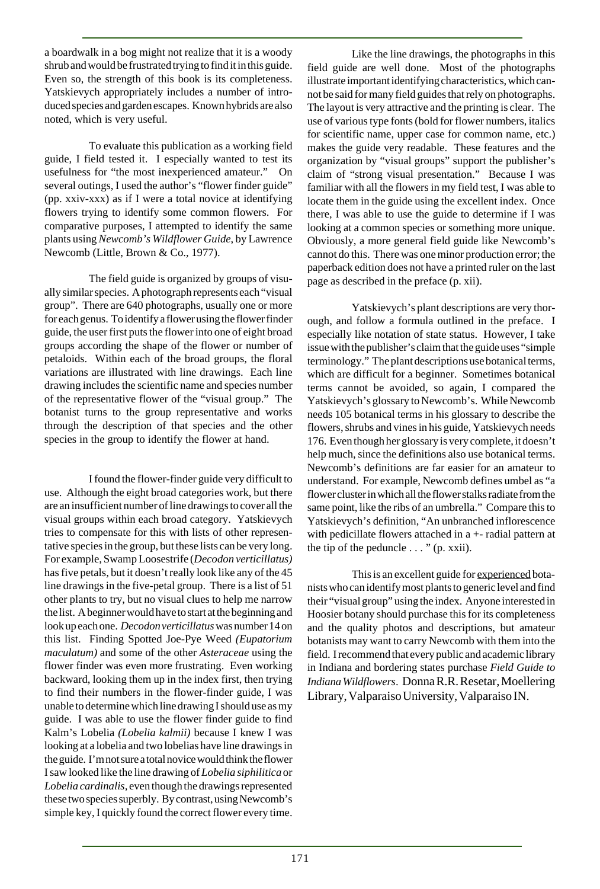a boardwalk in a bog might not realize that it is a woody shrub and would be frustrated trying to find it in this guide. Even so, the strength of this book is its completeness. Yatskievych appropriately includes a number of introduced species and garden escapes. Known hybrids are also noted, which is very useful.

To evaluate this publication as a working field guide, I field tested it. I especially wanted to test its usefulness for "the most inexperienced amateur." On several outings, I used the author's "flower finder guide" (pp. xxiv-xxx) as if I were a total novice at identifying flowers trying to identify some common flowers. For comparative purposes, I attempted to identify the same plants using *Newcomb's Wildflower Guide*, by Lawrence Newcomb (Little, Brown & Co., 1977).

The field guide is organized by groups of visually similar species. A photograph represents each "visual group". There are 640 photographs, usually one or more for each genus. To identify a flower using the flower finder guide, the user first puts the flower into one of eight broad groups according the shape of the flower or number of petaloids. Within each of the broad groups, the floral variations are illustrated with line drawings. Each line drawing includes the scientific name and species number of the representative flower of the "visual group." The botanist turns to the group representative and works through the description of that species and the other species in the group to identify the flower at hand.

I found the flower-finder guide very difficult to use. Although the eight broad categories work, but there are an insufficient number of line drawings to cover all the visual groups within each broad category. Yatskievych tries to compensate for this with lists of other representative species in the group, but these lists can be very long. For example, Swamp Loosestrife (*Decodon verticillatus)* has five petals, but it doesn't really look like any of the 45 line drawings in the five-petal group. There is a list of 51 other plants to try, but no visual clues to help me narrow the list. A beginner would have to start at the beginning and look up each one. *Decodon verticillatus* was number 14 on this list. Finding Spotted Joe-Pye Weed *(Eupatorium maculatum)* and some of the other *Asteraceae* using the flower finder was even more frustrating. Even working backward, looking them up in the index first, then trying to find their numbers in the flower-finder guide, I was unable to determine which line drawing I should use as my guide. I was able to use the flower finder guide to find Kalm's Lobelia *(Lobelia kalmii)* because I knew I was looking at a lobelia and two lobelias have line drawings in the guide. I'm not sure a total novice would think the flower I saw looked like the line drawing of *Lobelia siphilitica* or *Lobelia cardinalis,* even though the drawings represented these two species superbly. By contrast, using Newcomb's simple key, I quickly found the correct flower every time.

Like the line drawings, the photographs in this field guide are well done. Most of the photographs illustrate important identifying characteristics, which cannot be said for many field guides that rely on photographs. The layout is very attractive and the printing is clear. The use of various type fonts (bold for flower numbers, italics for scientific name, upper case for common name, etc.) makes the guide very readable. These features and the organization by "visual groups" support the publisher's claim of "strong visual presentation." Because I was familiar with all the flowers in my field test, I was able to locate them in the guide using the excellent index. Once there, I was able to use the guide to determine if I was looking at a common species or something more unique. Obviously, a more general field guide like Newcomb's cannot do this. There was one minor production error; the paperback edition does not have a printed ruler on the last page as described in the preface (p. xii).

Yatskievych's plant descriptions are very thorough, and follow a formula outlined in the preface. I especially like notation of state status. However, I take issue with the publisher's claim that the guide uses "simple terminology." The plant descriptions use botanical terms, which are difficult for a beginner. Sometimes botanical terms cannot be avoided, so again, I compared the Yatskievych's glossary to Newcomb's. While Newcomb needs 105 botanical terms in his glossary to describe the flowers, shrubs and vines in his guide, Yatskievych needs 176. Even though her glossary is very complete, it doesn't help much, since the definitions also use botanical terms. Newcomb's definitions are far easier for an amateur to understand. For example, Newcomb defines umbel as "a flower cluster in which all the flower stalks radiate from the same point, like the ribs of an umbrella." Compare this to Yatskievych's definition, "An unbranched inflorescence with pedicillate flowers attached in a +- radial pattern at the tip of the peduncle . . . " (p. xxii).

This is an excellent guide for <u>experienced</u> botanists who can identify most plants to generic level and find their "visual group" using the index. Anyone interested in Hoosier botany should purchase this for its completeness and the quality photos and descriptions, but amateur botanists may want to carry Newcomb with them into the field. I recommend that every public and academic library in Indiana and bordering states purchase *Field Guide to Indiana Wildflowers*. Donna R.R. Resetar, Moellering Library, Valparaiso University, Valparaiso IN.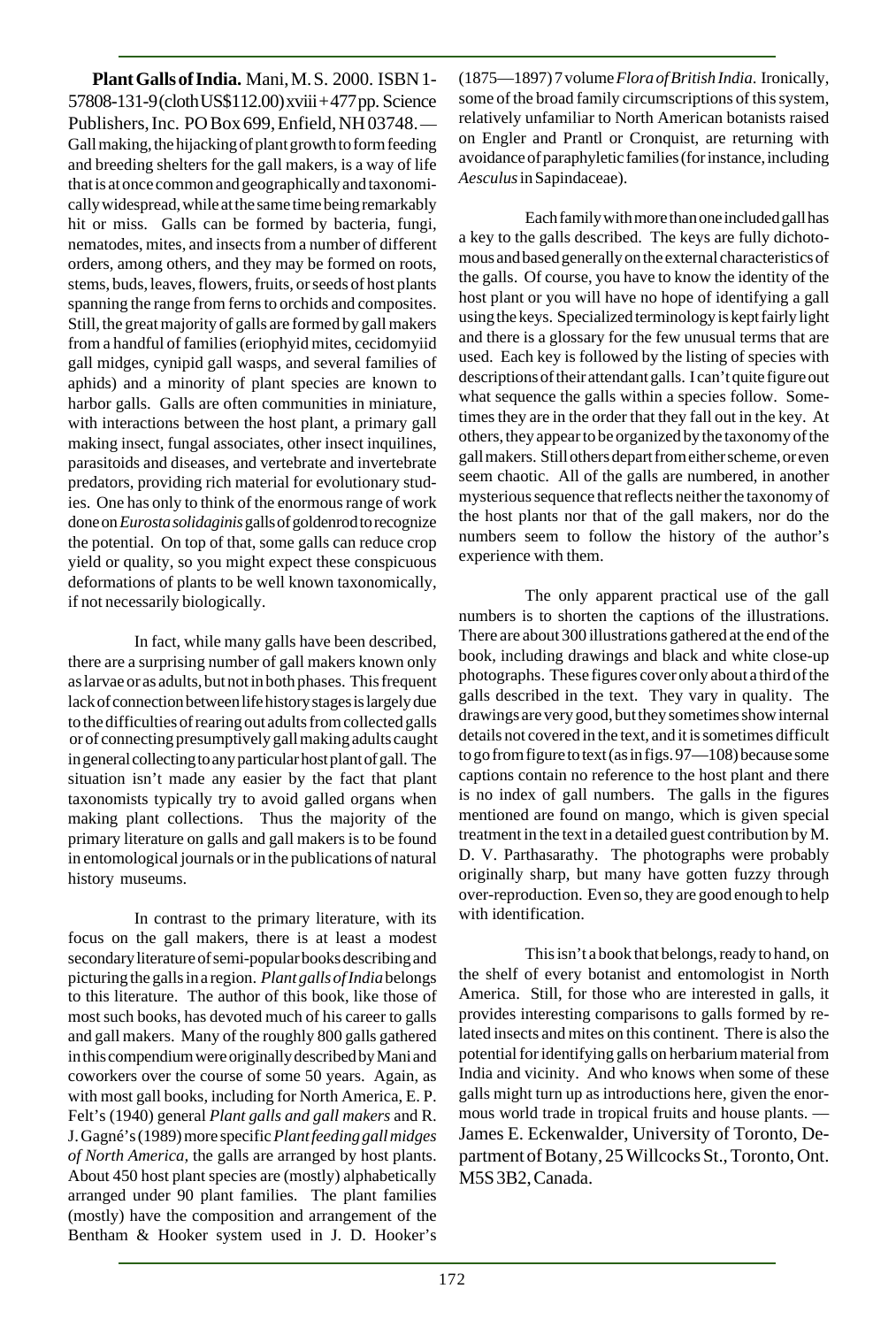**Plant Galls of India.** Mani, M. S. 2000. ISBN 1-57808-131-9 (cloth US$112.00) xviii + 477 pp. Science Publishers, Inc. PO Box 699, Enfield, NH 03748. — Gall making, the hijacking of plant growth to form feeding and breeding shelters for the gall makers, is a way of life that is at once common and geographically and taxonomically widespread, while at the same time being remarkably hit or miss. Galls can be formed by bacteria, fungi, nematodes, mites, and insects from a number of different orders, among others, and they may be formed on roots, stems, buds, leaves, flowers, fruits, or seeds of host plants spanning the range from ferns to orchids and composites. Still, the great majority of galls are formed by gall makers from a handful of families (eriophyid mites, cecidomyiid gall midges, cynipid gall wasps, and several families of aphids) and a minority of plant species are known to harbor galls. Galls are often communities in miniature, with interactions between the host plant, a primary gall making insect, fungal associates, other insect inquilines, parasitoids and diseases, and vertebrate and invertebrate predators, providing rich material for evolutionary studies. One has only to think of the enormous range of work done on *Eurosta solidaginis* galls of goldenrod to recognize the potential. On top of that, some galls can reduce crop yield or quality, so you might expect these conspicuous deformations of plants to be well known taxonomically, if not necessarily biologically.

In fact, while many galls have been described, there are a surprising number of gall makers known only as larvae or as adults, but not in both phases. This frequent lack of connection between life history stages is largely due to the difficulties of rearing out adults from collected galls or of connecting presumptively gall making adults caught in general collecting to any particular host plant of gall. The situation isn't made any easier by the fact that plant taxonomists typically try to avoid galled organs when making plant collections. Thus the majority of the primary literature on galls and gall makers is to be found in entomological journals or in the publications of natural history museums.

In contrast to the primary literature, with its focus on the gall makers, there is at least a modest secondary literature of semi-popular books describing and picturing the galls in a region. *Plant galls of India* belongs to this literature. The author of this book, like those of most such books, has devoted much of his career to galls and gall makers. Many of the roughly 800 galls gathered in this compendium were originally described by Mani and coworkers over the course of some 50 years. Again, as with most gall books, including for North America, E. P. Felt's (1940) general *Plant galls and gall makers* and R. J. Gagné's (1989) more specific *Plant feeding gall midges of North America,* the galls are arranged by host plants. About 450 host plant species are (mostly) alphabetically arranged under 90 plant families. The plant families (mostly) have the composition and arrangement of the Bentham & Hooker system used in J. D. Hooker's (1875—1897) 7 volume *Flora of British India*. Ironically, some of the broad family circumscriptions of this system, relatively unfamiliar to North American botanists raised on Engler and Prantl or Cronquist, are returning with avoidance of paraphyletic families (for instance, including *Aesculus* in Sapindaceae).

Each family with more than one included gall has a key to the galls described. The keys are fully dichotomous and based generally on the external characteristics of the galls. Of course, you have to know the identity of the host plant or you will have no hope of identifying a gall using the keys. Specialized terminology is kept fairly light and there is a glossary for the few unusual terms that are used. Each key is followed by the listing of species with descriptions of their attendant galls. I can't quite figure out what sequence the galls within a species follow. Sometimes they are in the order that they fall out in the key. At others, they appear to be organized by the taxonomy of the gall makers. Still others depart from either scheme, or even seem chaotic. All of the galls are numbered, in another mysterious sequence that reflects neither the taxonomy of the host plants nor that of the gall makers, nor do the numbers seem to follow the history of the author's experience with them.

The only apparent practical use of the gall numbers is to shorten the captions of the illustrations. There are about 300 illustrations gathered at the end of the book, including drawings and black and white close-up photographs. These figures cover only about a third of the galls described in the text. They vary in quality. The drawings are very good, but they sometimes show internal details not covered in the text, and it is sometimes difficult to go from figure to text (as in figs. 97—108) because some captions contain no reference to the host plant and there is no index of gall numbers. The galls in the figures mentioned are found on mango, which is given special treatment in the text in a detailed guest contribution by M. D. V. Parthasarathy. The photographs were probably originally sharp, but many have gotten fuzzy through over-reproduction. Even so, they are good enough to help with identification.

This isn't a book that belongs, ready to hand, on the shelf of every botanist and entomologist in North America. Still, for those who are interested in galls, it provides interesting comparisons to galls formed by related insects and mites on this continent. There is also the potential for identifying galls on herbarium material from India and vicinity. And who knows when some of these galls might turn up as introductions here, given the enormous world trade in tropical fruits and house plants. — James E. Eckenwalder, University of Toronto, Department of Botany, 25 Willcocks St., Toronto, Ont. M5S 3B2, Canada.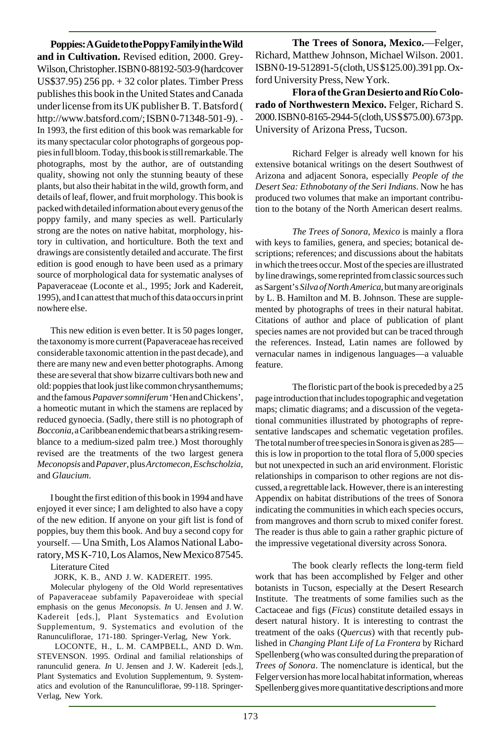**Poppies: A Guide to the Poppy Family in the Wild and in Cultivation.** Revised edition, 2000. Grey-Wilson, Christopher. ISBN 0-88192-503-9 (hardcover US$37.95) 256 pp. + 32 color plates. Timber Press publishes this book in the United States and Canada under license from its UK publisher B. T. Batsford ( http://www.batsford.com/; ISBN 0-71348-501-9). - In 1993, the first edition of this book was remarkable for its many spectacular color photographs of gorgeous poppies in full bloom. Today, this book is still remarkable. The photographs, most by the author, are of outstanding quality, showing not only the stunning beauty of these plants, but also their habitat in the wild, growth form, and details of leaf, flower, and fruit morphology. This book is packed with detailed information about every genus of the poppy family, and many species as well. Particularly strong are the notes on native habitat, morphology, history in cultivation, and horticulture. Both the text and drawings are consistently detailed and accurate. The first edition is good enough to have been used as a primary source of morphological data for systematic analyses of Papaveraceae (Loconte et al., 1995; Jork and Kadereit, 1995), and I can attest that much of this data occurs in print nowhere else.

This new edition is even better. It is 50 pages longer, the taxonomy is more current (Papaveraceae has received considerable taxonomic attention in the past decade), and there are many new and even better photographs. Among these are several that show bizarre cultivars both new and old: poppies that look just like common chrysanthemums; and the famous *Papaver somniferum* 'Hen and Chickens', a homeotic mutant in which the stamens are replaced by reduced gynoecia. (Sadly, there still is no photograph of *Bocconia*, a Caribbean endemic that bears a striking resemblance to a medium-sized palm tree.) Most thoroughly revised are the treatments of the two largest genera *Meconopsis* and *Papaver*, plus *Arctomecon*, *Eschscholzia*, and *Glaucium*.

I bought the first edition of this book in 1994 and have enjoyed it ever since; I am delighted to also have a copy of the new edition. If anyone on your gift list is fond of poppies, buy them this book. And buy a second copy for yourself. — Una Smith, Los Alamos National Laboratory, MS K-710, Los Alamos, New Mexico 87545.

Literature Cited

JORK, K. B., AND J. W. KADEREIT. 1995. Molecular phylogeny of the Old World representatives of Papaveraceae subfamily Papaveroideae with special emphasis on the genus *Meconopsis*. *In* U. Jensen and J. W. Kadereit [eds.], Plant Systematics and Evolution Supplementum, 9. Systematics and evolution of the Ranunculiflorae, 171-180. Springer-Verlag, New York.

LOCONTE, H., L. M. CAMPBELL, AND D. Wm. STEVENSON. 1995. Ordinal and familial relationships of ranunculid genera. *In* U. Jensen and J. W. Kadereit [eds.], Plant Systematics and Evolution Supplementum, 9. Systematics and evolution of the Ranunculiflorae, 99-118. Springer-Verlag, New York.

**The Trees of Sonora, Mexico.**—Felger, Richard, Matthew Johnson, Michael Wilson. 2001. ISBN 0-19-512891-5 (cloth, US $125.00). 391 pp. Oxford University Press, New York.

**Flora of the Gran Desierto and Río Colorado of Northwestern Mexico.** Felger, Richard S. 2000. ISBN 0-8165-2944-5 (cloth, US $$75.00). 673 pp. University of Arizona Press, Tucson.

Richard Felger is already well known for his extensive botanical writings on the desert Southwest of Arizona and adjacent Sonora, especially *People of the Desert Sea: Ethnobotany of the Seri Indians*. Now he has produced two volumes that make an important contribution to the botany of the North American desert realms.

*The Trees of Sonora, Mexico* is mainly a flora with keys to families, genera, and species; botanical descriptions; references; and discussions about the habitats in which the trees occur. Most of the species are illustrated by line drawings, some reprinted from classic sources such as Sargent's *Silva of North America*, but many are originals by L. B. Hamilton and M. B. Johnson. These are supplemented by photographs of trees in their natural habitat. Citations of author and place of publication of plant species names are not provided but can be traced through the references. Instead, Latin names are followed by vernacular names in indigenous languages—a valuable feature.

The floristic part of the book is preceded by a 25 page introduction that includes topographic and vegetation maps; climatic diagrams; and a discussion of the vegetational communities illustrated by photographs of representative landscapes and schematic vegetation profiles. The total number of tree species in Sonora is given as 285—this is low in proportion to the total flora of 5,000 species but not unexpected in such an arid environment. Floristic relationships in comparison to other regions are not discussed, a regrettable lack. However, there is an interesting Appendix on habitat distributions of the trees of Sonora indicating the communities in which each species occurs, from mangroves and thorn scrub to mixed conifer forest. The reader is thus able to gain a rather graphic picture of the impressive vegetational diversity across Sonora.

The book clearly reflects the long-term field work that has been accomplished by Felger and other botanists in Tucson, especially at the Desert Research Institute. The treatments of some families such as the Cactaceae and figs (*Ficus*) constitute detailed essays in desert natural history. It is interesting to contrast the treatment of the oaks (*Quercus*) with that recently published in *Changing Plant Life of La Frontera* by Richard Spellenberg (who was consulted during the preparation of *Trees of Sonora*. The nomenclature is identical, but the Felger version has more local habitat information, whereas Spellenberg gives more quantitative descriptions and more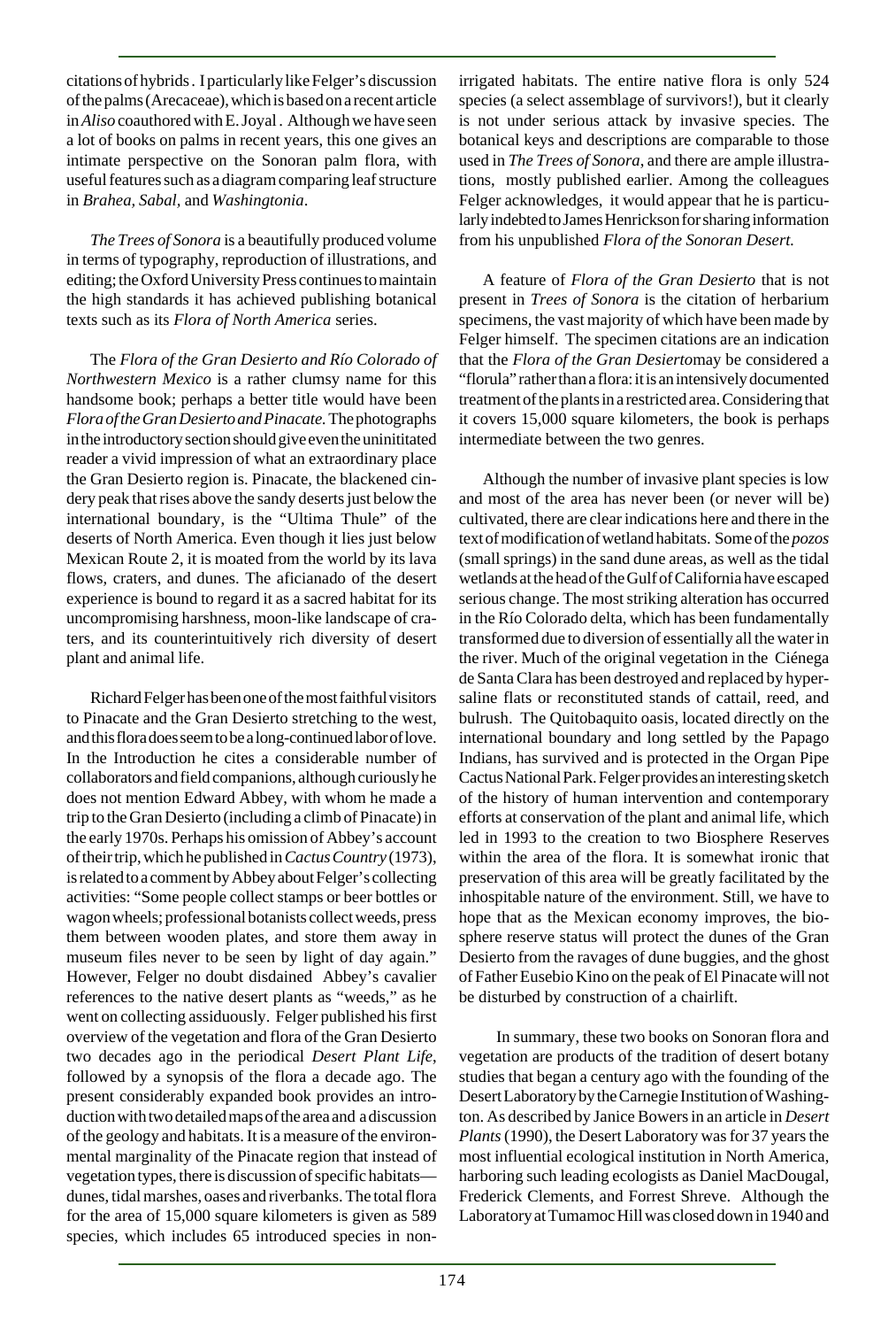citations of hybrids. I particularly like Felger's discussion of the palms (Arecaceae), which is based on a recent article in *Aliso* coauthored with E. Joyal. Although we have seen a lot of books on palms in recent years, this one gives an intimate perspective on the Sonoran palm flora, with useful features such as a diagram comparing leaf structure in *Brahea, Sabal,* and *Washingtonia*.

*The Trees of Sonora* is a beautifully produced volume in terms of typography, reproduction of illustrations, and editing; the Oxford University Press continues to maintain the high standards it has achieved publishing botanical texts such as its *Flora of North America* series.

The *Flora of the Gran Desierto and Río Colorado of Northwestern Mexico* is a rather clumsy name for this handsome book; perhaps a better title would have been *Flora of the Gran Desierto and Pinacate.* The photographs in the introductory section should give even the uninititated reader a vivid impression of what an extraordinary place the Gran Desierto region is. Pinacate, the blackened cindery peak that rises above the sandy deserts just below the international boundary, is the "Ultima Thule" of the deserts of North America. Even though it lies just below Mexican Route 2, it is moated from the world by its lava flows, craters, and dunes. The aficianado of the desert experience is bound to regard it as a sacred habitat for its uncompromising harshness, moon-like landscape of craters, and its counterintuitively rich diversity of desert plant and animal life.

Richard Felger has been one of the most faithful visitors to Pinacate and the Gran Desierto stretching to the west, and this flora does seem to be a long-continued labor of love. In the Introduction he cites a considerable number of collaborators and field companions, although curiously he does not mention Edward Abbey, with whom he made a trip to the Gran Desierto (including a climb of Pinacate) in the early 1970s. Perhaps his omission of Abbey's account of their trip, which he published in *Cactus Country* (1973), is related to a comment by Abbey about Felger's collecting activities: "Some people collect stamps or beer bottles or wagon wheels; professional botanists collect weeds, press them between wooden plates, and store them away in museum files never to be seen by light of day again." However, Felger no doubt disdained Abbey's cavalier references to the native desert plants as "weeds," as he went on collecting assiduously. Felger published his first overview of the vegetation and flora of the Gran Desierto two decades ago in the periodical *Desert Plant Life*, followed by a synopsis of the flora a decade ago. The present considerably expanded book provides an introduction with two detailed maps of the area and a discussion of the geology and habitats. It is a measure of the environmental marginality of the Pinacate region that instead of vegetation types, there is discussion of specific habitats—dunes, tidal marshes, oases and riverbanks. The total flora for the area of 15,000 square kilometers is given as 589 species, which includes 65 introduced species in non-irrigated habitats. The entire native flora is only 524 species (a select assemblage of survivors!), but it clearly is not under serious attack by invasive species. The botanical keys and descriptions are comparable to those used in *The Trees of Sonora*, and there are ample illustrations, mostly published earlier. Among the colleagues Felger acknowledges, it would appear that he is particularly indebted to James Henrickson for sharing information from his unpublished *Flora of the Sonoran Desert.*

A feature of *Flora of the Gran Desierto* that is not present in *Trees of Sonora* is the citation of herbarium specimens, the vast majority of which have been made by Felger himself. The specimen citations are an indication that the *Flora of the Gran Desierto*may be considered a "florula" rather than a flora: it is an intensively documented treatment of the plants in a restricted area. Considering that it covers 15,000 square kilometers, the book is perhaps intermediate between the two genres.

Although the number of invasive plant species is low and most of the area has never been (or never will be) cultivated, there are clear indications here and there in the text of modification of wetland habitats. Some of the *pozos* (small springs) in the sand dune areas, as well as the tidal wetlands at the head of the Gulf of California have escaped serious change. The most striking alteration has occurred in the Río Colorado delta, which has been fundamentally transformed due to diversion of essentially all the water in the river. Much of the original vegetation in the Ciénega de Santa Clara has been destroyed and replaced by hypersaline flats or reconstituted stands of cattail, reed, and bulrush. The Quitobaquito oasis, located directly on the international boundary and long settled by the Papago Indians, has survived and is protected in the Organ Pipe Cactus National Park. Felger provides an interesting sketch of the history of human intervention and contemporary efforts at conservation of the plant and animal life, which led in 1993 to the creation to two Biosphere Reserves within the area of the flora. It is somewhat ironic that preservation of this area will be greatly facilitated by the inhospitable nature of the environment. Still, we have to hope that as the Mexican economy improves, the biosphere reserve status will protect the dunes of the Gran Desierto from the ravages of dune buggies, and the ghost of Father Eusebio Kino on the peak of El Pinacate will not be disturbed by construction of a chairlift.

In summary, these two books on Sonoran flora and vegetation are products of the tradition of desert botany studies that began a century ago with the founding of the Desert Laboratory by the Carnegie Institution of Washington. As described by Janice Bowers in an article in *Desert Plants* (1990), the Desert Laboratory was for 37 years the most influential ecological institution in North America, harboring such leading ecologists as Daniel MacDougal, Frederick Clements, and Forrest Shreve. Although the Laboratory at Tumamoc Hill was closed down in 1940 and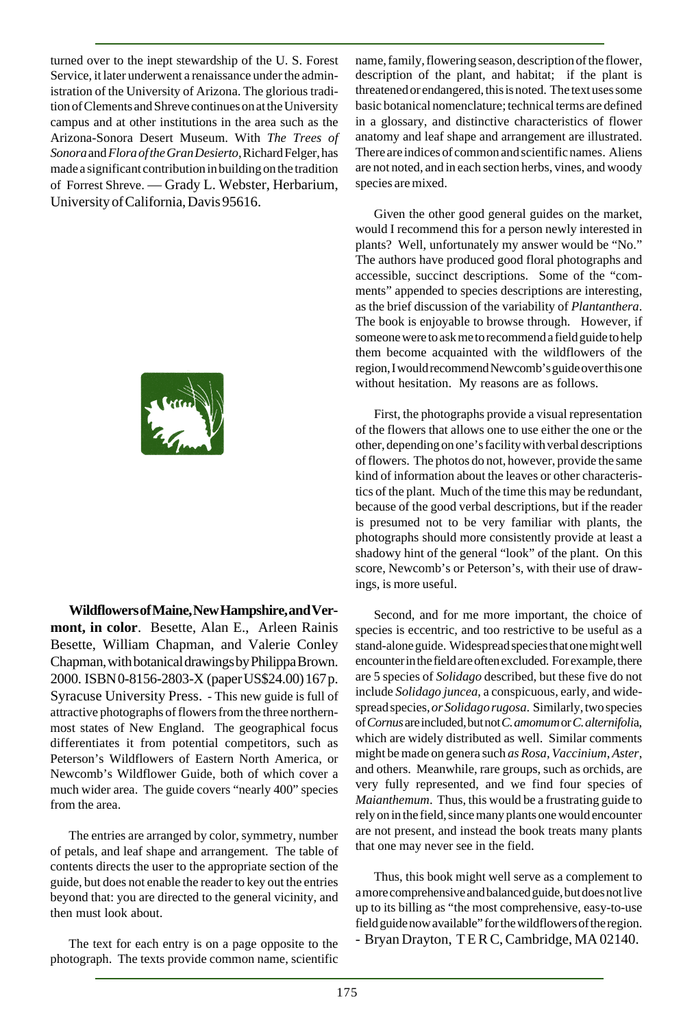turned over to the inept stewardship of the U. S. Forest Service, it later underwent a renaissance under the administration of the University of Arizona. The glorious tradition of Clements and Shreve continues on at the University campus and at other institutions in the area such as the Arizona-Sonora Desert Museum. With *The Trees of Sonora* and *Flora of the Gran Desierto*, Richard Felger, has made a significant contribution in building on the tradition of Forrest Shreve. — Grady L. Webster, Herbarium, University of California, Davis 95616.

**Wildflowers of Maine, New Hampshire, and Vermont, in color**. Besette, Alan E., Arleen Rainis Besette, William Chapman, and Valerie Conley Chapman, with botanical drawings by Philippa Brown. 2000. ISBN 0-8156-2803-X (paper US$24.00) 167 p. Syracuse University Press. - This new guide is full of attractive photographs of flowers from the three northernmost states of New England. The geographical focus differentiates it from potential competitors, such as Peterson's Wildflowers of Eastern North America, or Newcomb's Wildflower Guide, both of which cover a much wider area. The guide covers "nearly 400" species from the area.

The entries are arranged by color, symmetry, number of petals, and leaf shape and arrangement. The table of contents directs the user to the appropriate section of the guide, but does not enable the reader to key out the entries beyond that: you are directed to the general vicinity, and then must look about.

The text for each entry is on a page opposite to the photograph. The texts provide common name, scientific name, family, flowering season, description of the flower, description of the plant, and habitat; if the plant is threatened or endangered, this is noted. The text uses some basic botanical nomenclature; technical terms are defined in a glossary, and distinctive characteristics of flower anatomy and leaf shape and arrangement are illustrated. There are indices of common and scientific names. Aliens are not noted, and in each section herbs, vines, and woody species are mixed.

Given the other good general guides on the market, would I recommend this for a person newly interested in plants? Well, unfortunately my answer would be "No." The authors have produced good floral photographs and accessible, succinct descriptions. Some of the "comments" appended to species descriptions are interesting, as the brief discussion of the variability of *Plantanthera*. The book is enjoyable to browse through. However, if someone were to ask me to recommend a field guide to help them become acquainted with the wildflowers of the region, I would recommend Newcomb's guide over this one without hesitation. My reasons are as follows.

First, the photographs provide a visual representation of the flowers that allows one to use either the one or the other, depending on one's facility with verbal descriptions of flowers. The photos do not, however, provide the same kind of information about the leaves or other characteristics of the plant. Much of the time this may be redundant, because of the good verbal descriptions, but if the reader is presumed not to be very familiar with plants, the photographs should more consistently provide at least a shadowy hint of the general "look" of the plant. On this score, Newcomb's or Peterson's, with their use of drawings, is more useful.

Second, and for me more important, the choice of species is eccentric, and too restrictive to be useful as a stand-alone guide. Widespread species that one might well encounter in the field are often excluded. For example, there are 5 species of *Solidago* described, but these five do not include *Solidago juncea*, a conspicuous, early, and widespread species, *or Solidago rugosa*. Similarly, two species of *Cornus* are included, but not *C. amomum* or *C. alternifolia*, which are widely distributed as well. Similar comments might be made on genera such *as Rosa*, *Vaccinium*, *Aster*, and others. Meanwhile, rare groups, such as orchids, are very fully represented, and we find four species of *Maianthemum*. Thus, this would be a frustrating guide to rely on in the field, since many plants one would encounter are not present, and instead the book treats many plants that one may never see in the field.

Thus, this book might well serve as a complement to a more comprehensive and balanced guide, but does not live up to its billing as "the most comprehensive, easy-to-use field guide now available" for the wildflowers of the region. - Bryan Drayton, T E R C, Cambridge, MA 02140.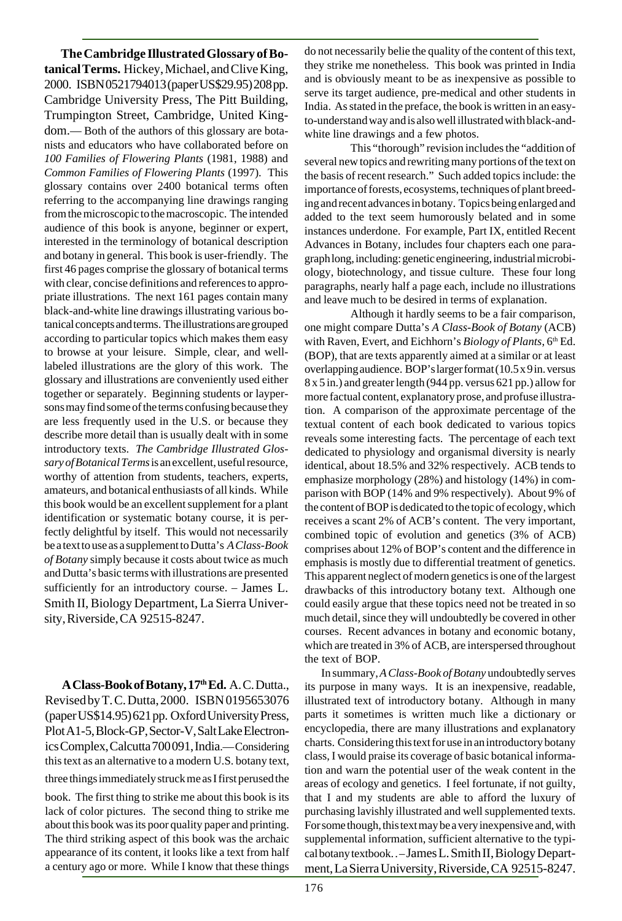**The Cambridge Illustrated Glossary of Botanical Terms.** Hickey, Michael, and Clive King, 2000. ISBN 0521794013 (paper US$29.95) 208 pp. Cambridge University Press, The Pitt Building, Trumpington Street, Cambridge, United Kingdom.— Both of the authors of this glossary are botanists and educators who have collaborated before on *100 Families of Flowering Plants* (1981, 1988) and *Common Families of Flowering Plants* (1997). This glossary contains over 2400 botanical terms often referring to the accompanying line drawings ranging from the microscopic to the macroscopic. The intended audience of this book is anyone, beginner or expert, interested in the terminology of botanical description and botany in general. This book is user-friendly. The first 46 pages comprise the glossary of botanical terms with clear, concise definitions and references to appropriate illustrations. The next 161 pages contain many black-and-white line drawings illustrating various botanical concepts and terms. The illustrations are grouped according to particular topics which makes them easy to browse at your leisure. Simple, clear, and well-labeled illustrations are the glory of this work. The glossary and illustrations are conveniently used either together or separately. Beginning students or laypersons may find some of the terms confusing because they are less frequently used in the U.S. or because they describe more detail than is usually dealt with in some introductory texts. *The Cambridge Illustrated Glossary of Botanical Terms* is an excellent, useful resource, worthy of attention from students, teachers, experts, amateurs, and botanical enthusiasts of all kinds. While this book would be an excellent supplement for a plant identification or systematic botany course, it is perfectly delightful by itself. This would not necessarily be a text to use as a supplement to Dutta's *A Class-Book of Botany* simply because it costs about twice as much and Dutta's basic terms with illustrations are presented sufficiently for an introductory course. – James L. Smith II, Biology Department, La Sierra University, Riverside, CA 92515-8247.

**A Class-Book of Botany, 17th Ed.** A. C. Dutta., Revised by T. C. Dutta, 2000. ISBN 0195653076 (paper US$14.95) 621 pp. Oxford University Press, Plot A1-5, Block-GP, Sector-V, Salt Lake Electronics Complex, Calcutta 700 091, India.— Considering this text as an alternative to a modern U.S. botany text, three things immediately struck me as I first perused the book. The first thing to strike me about this book is its lack of color pictures. The second thing to strike me about this book was its poor quality paper and printing. The third striking aspect of this book was the archaic appearance of its content, it looks like a text from half a century ago or more. While I know that these things do not necessarily belie the quality of the content of this text, they strike me nonetheless. This book was printed in India and is obviously meant to be as inexpensive as possible to serve its target audience, pre-medical and other students in India. As stated in the preface, the book is written in an easy-to-understand way and is also well illustrated with black-and-white line drawings and a few photos.

This "thorough" revision includes the "addition of several new topics and rewriting many portions of the text on the basis of recent research." Such added topics include: the importance of forests, ecosystems, techniques of plant breeding and recent advances in botany. Topics being enlarged and added to the text seem humorously belated and in some instances underdone. For example, Part IX, entitled Recent Advances in Botany, includes four chapters each one paragraph long, including: genetic engineering, industrial microbiology, biotechnology, and tissue culture. These four long paragraphs, nearly half a page each, include no illustrations and leave much to be desired in terms of explanation.

Although it hardly seems to be a fair comparison, one might compare Dutta's *A Class-Book of Botany* (ACB) with Raven, Evert, and Eichhorn's *Biology of Plants*, 6th Ed. (BOP), that are texts apparently aimed at a similar or at least overlapping audience. BOP's larger format (10.5 x 9 in. versus 8 x 5 in.) and greater length (944 pp. versus 621 pp.) allow for more factual content, explanatory prose, and profuse illustration. A comparison of the approximate percentage of the textual content of each book dedicated to various topics reveals some interesting facts. The percentage of each text dedicated to physiology and organismal diversity is nearly identical, about 18.5% and 32% respectively. ACB tends to emphasize morphology (28%) and histology (14%) in comparison with BOP (14% and 9% respectively). About 9% of the content of BOP is dedicated to the topic of ecology, which receives a scant 2% of ACB's content. The very important, combined topic of evolution and genetics (3% of ACB) comprises about 12% of BOP's content and the difference in emphasis is mostly due to differential treatment of genetics. This apparent neglect of modern genetics is one of the largest drawbacks of this introductory botany text. Although one could easily argue that these topics need not be treated in so much detail, since they will undoubtedly be covered in other courses. Recent advances in botany and economic botany, which are treated in 3% of ACB, are interspersed throughout the text of BOP.

In summary, *A Class-Book of Botany* undoubtedly serves its purpose in many ways. It is an inexpensive, readable, illustrated text of introductory botany. Although in many parts it sometimes is written much like a dictionary or encyclopedia, there are many illustrations and explanatory charts. Considering this text for use in an introductory botany class, I would praise its coverage of basic botanical information and warn the potential user of the weak content in the areas of ecology and genetics. I feel fortunate, if not guilty, that I and my students are able to afford the luxury of purchasing lavishly illustrated and well supplemented texts. For some though, this text may be a very inexpensive and, with supplemental information, sufficient alternative to the typical botany textbook. – James L. Smith II, Biology Department, La Sierra University, Riverside, CA 92515-8247.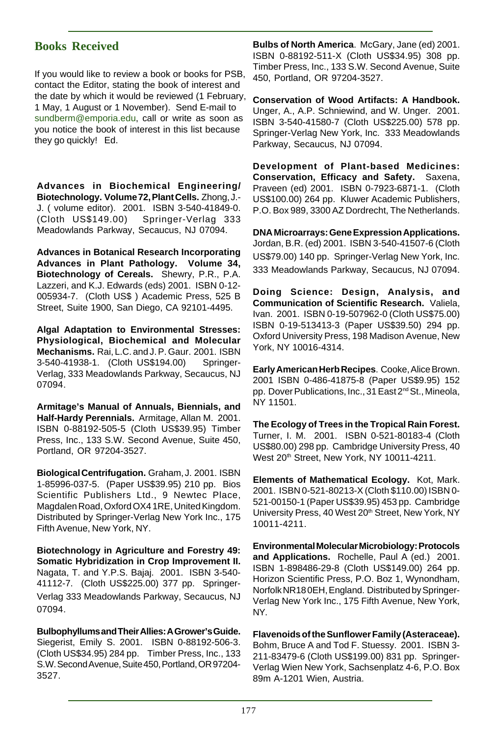## Books Received

If you would like to review a book or books for PSB, contact the Editor, stating the book of interest and the date by which it would be reviewed (1 February, 1 May, 1 August or 1 November). Send E-mail to sundberm@emporia.edu, call or write as soon as you notice the book of interest in this list because they go quickly! Ed.

**Advances in Biochemical Engineering/ Biotechnology. Volume 72, Plant Cells.** Zhong, J.-J. ( volume editor). 2001. ISBN 3-540-41849-0. (Cloth US$149.00) Springer-Verlag 333 Meadowlands Parkway, Secaucus, NJ 07094.

**Advances in Botanical Research Incorporating Advances in Plant Pathology. Volume 34, Biotechnology of Cereals.** Shewry, P.R., P.A. Lazzeri, and K.J. Edwards (eds) 2001. ISBN 0-12-005934-7. (Cloth US$ ) Academic Press, 525 B Street, Suite 1900, San Diego, CA 92101-4495.

**Algal Adaptation to Environmental Stresses: Physiological, Biochemical and Molecular Mechanisms.** Rai, L.C. and J. P. Gaur. 2001. ISBN 3-540-41938-1. (Cloth US$194.00) Springer-Verlag, 333 Meadowlands Parkway, Secaucus, NJ 07094.

**Armitage's Manual of Annuals, Biennials, and Half-Hardy Perennials.** Armitage, Allan M. 2001. ISBN 0-88192-505-5 (Cloth US$39.95) Timber Press, Inc., 133 S.W. Second Avenue, Suite 450, Portland, OR 97204-3527.

**Biological Centrifugation.** Graham, J. 2001. ISBN 1-85996-037-5. (Paper US$39.95) 210 pp. Bios Scientific Publishers Ltd., 9 Newtec Place, Magdalen Road, Oxford OX4 1RE, United Kingdom. Distributed by Springer-Verlag New York Inc., 175 Fifth Avenue, New York, NY.

**Biotechnology in Agriculture and Forestry 49: Somatic Hybridization in Crop Improvement II.** Nagata, T. and Y.P.S. Bajaj. 2001. ISBN 3-540-41112-7. (Cloth US$225.00) 377 pp. Springer-Verlag 333 Meadowlands Parkway, Secaucus, NJ 07094.

**Bulbophyllums and Their Allies: A Grower's Guide.** Siegerist, Emily S. 2001. ISBN 0-88192-506-3. (Cloth US$34.95) 284 pp. Timber Press, Inc., 133 S.W. Second Avenue, Suite 450, Portland, OR 97204-3527.

**Bulbs of North America**. McGary, Jane (ed) 2001. ISBN 0-88192-511-X (Cloth US$34.95) 308 pp. Timber Press, Inc., 133 S.W. Second Avenue, Suite 450, Portland, OR 97204-3527.

**Conservation of Wood Artifacts: A Handbook.** Unger, A., A.P. Schniewind, and W. Unger. 2001. ISBN 3-540-41580-7 (Cloth US$225.00) 578 pp. Springer-Verlag New York, Inc. 333 Meadowlands Parkway, Secaucus, NJ 07094.

**Development of Plant-based Medicines: Conservation, Efficacy and Safety.** Saxena, Praveen (ed) 2001. ISBN 0-7923-6871-1. (Cloth US$100.00) 264 pp. Kluwer Academic Publishers, P.O. Box 989, 3300 AZ Dordrecht, The Netherlands.

**DNA Microarrays: Gene Expression Applications.** Jordan, B.R. (ed) 2001. ISBN 3-540-41507-6 (Cloth US$79.00) 140 pp. Springer-Verlag New York, Inc. 333 Meadowlands Parkway, Secaucus, NJ 07094.

**Doing Science: Design, Analysis, and Communication of Scientific Research.** Valiela, Ivan. 2001. ISBN 0-19-507962-0 (Cloth US$75.00) ISBN 0-19-513413-3 (Paper US$39.50) 294 pp. Oxford University Press, 198 Madison Avenue, New York, NY 10016-4314.

**Early American Herb Recipes**. Cooke, Alice Brown. 2001 ISBN 0-486-41875-8 (Paper US$9.95) 152 pp. Dover Publications, Inc., 31 East 2nd St., Mineola, NY 11501.

**The Ecology of Trees in the Tropical Rain Forest.** Turner, I. M. 2001. ISBN 0-521-80183-4 (Cloth US$80.00) 298 pp. Cambridge University Press, 40 West 20th Street, New York, NY 10011-4211.

**Elements of Mathematical Ecology.** Kot, Mark. 2001. ISBN 0-521-80213-X (Cloth $110.00) ISBN 0-521-00150-1 (Paper US$39.95) 453 pp. Cambridge University Press, 40 West 20th Street, New York, NY 10011-4211.

**Environmental Molecular Microbiology: Protocols and Applications.** Rochelle, Paul A (ed.) 2001. ISBN 1-898486-29-8 (Cloth US$149.00) 264 pp. Horizon Scientific Press, P.O. Boz 1, Wynondham, Norfolk NR18 0EH, England. Distributed by Springer-Verlag New York Inc., 175 Fifth Avenue, New York, NY.

**Flavenoids of the Sunflower Family (Asteraceae).** Bohm, Bruce A and Tod F. Stuessy. 2001. ISBN 3-211-83479-6 (Cloth US$199.00) 831 pp. Springer-Verlag Wien New York, Sachsenplatz 4-6, P.O. Box 89m A-1201 Wien, Austria.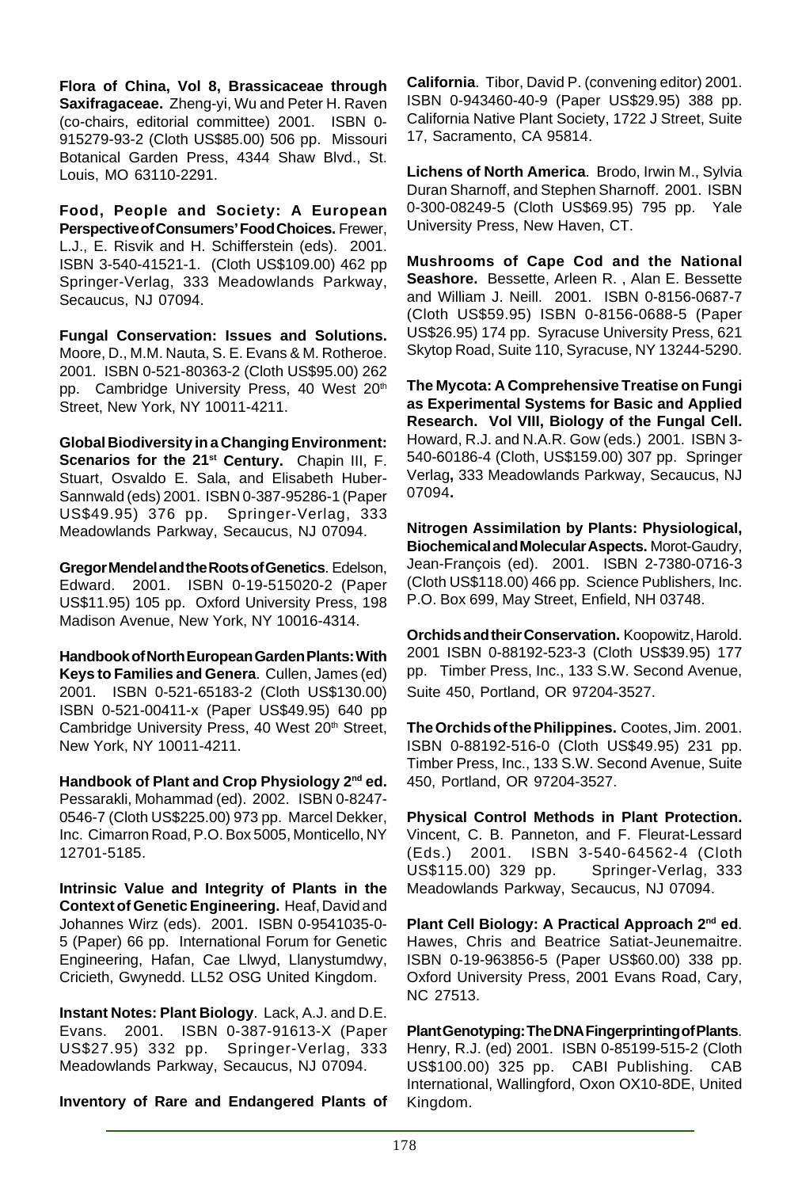**Flora of China, Vol 8, Brassicaceae through Saxifragaceae.** Zheng-yi, Wu and Peter H. Raven (co-chairs, editorial committee) 2001. ISBN 0-915279-93-2 (Cloth US$85.00) 506 pp. Missouri Botanical Garden Press, 4344 Shaw Blvd., St. Louis, MO 63110-2291.

**Food, People and Society: A European Perspective of Consumers' Food Choices.** Frewer, L.J., E. Risvik and H. Schifferstein (eds). 2001. ISBN 3-540-41521-1. (Cloth US$109.00) 462 pp Springer-Verlag, 333 Meadowlands Parkway, Secaucus, NJ 07094.

**Fungal Conservation: Issues and Solutions.** Moore, D., M.M. Nauta, S. E. Evans & M. Rotheroe. 2001. ISBN 0-521-80363-2 (Cloth US$95.00) 262 pp. Cambridge University Press, 40 West 20th Street, New York, NY 10011-4211.

**Global Biodiversity in a Changing Environment: Scenarios for the 21st Century.** Chapin III, F. Stuart, Osvaldo E. Sala, and Elisabeth Huber-Sannwald (eds) 2001. ISBN 0-387-95286-1 (Paper US$49.95) 376 pp. Springer-Verlag, 333 Meadowlands Parkway, Secaucus, NJ 07094.

**Gregor Mendel and the Roots of Genetics**. Edelson, Edward. 2001. ISBN 0-19-515020-2 (Paper US$11.95) 105 pp. Oxford University Press, 198 Madison Avenue, New York, NY 10016-4314.

**Handbook of North European Garden Plants: With Keys to Families and Genera**. Cullen, James (ed) 2001. ISBN 0-521-65183-2 (Cloth US$130.00) ISBN 0-521-00411-x (Paper US$49.95) 640 pp Cambridge University Press, 40 West 20th Street, New York, NY 10011-4211.

**Handbook of Plant and Crop Physiology 2nd ed.** Pessarakli, Mohammad (ed). 2002. ISBN 0-8247-0546-7 (Cloth US$225.00) 973 pp. Marcel Dekker, Inc. Cimarron Road, P.O. Box 5005, Monticello, NY 12701-5185.

**Intrinsic Value and Integrity of Plants in the Context of Genetic Engineering.** Heaf, David and Johannes Wirz (eds). 2001. ISBN 0-9541035-0-5 (Paper) 66 pp. International Forum for Genetic Engineering, Hafan, Cae Llwyd, Llanystumdwy, Cricieth, Gwynedd. LL52 OSG United Kingdom.

**Instant Notes: Plant Biology**. Lack, A.J. and D.E. Evans. 2001. ISBN 0-387-91613-X (Paper US$27.95) 332 pp. Springer-Verlag, 333 Meadowlands Parkway, Secaucus, NJ 07094.

**Inventory of Rare and Endangered Plants of California**. Tibor, David P. (convening editor) 2001. ISBN 0-943460-40-9 (Paper US$29.95) 388 pp. California Native Plant Society, 1722 J Street, Suite 17, Sacramento, CA 95814.

**Lichens of North America**. Brodo, Irwin M., Sylvia Duran Sharnoff, and Stephen Sharnoff. 2001. ISBN 0-300-08249-5 (Cloth US$69.95) 795 pp. Yale University Press, New Haven, CT.

**Mushrooms of Cape Cod and the National Seashore.** Bessette, Arleen R. , Alan E. Bessette and William J. Neill. 2001. ISBN 0-8156-0687-7 (Cloth US$59.95) ISBN 0-8156-0688-5 (Paper US$26.95) 174 pp. Syracuse University Press, 621 Skytop Road, Suite 110, Syracuse, NY 13244-5290.

**The Mycota: A Comprehensive Treatise on Fungi as Experimental Systems for Basic and Applied Research. Vol VIII, Biology of the Fungal Cell.** Howard, R.J. and N.A.R. Gow (eds.) 2001. ISBN 3-540-60186-4 (Cloth, US$159.00) 307 pp. Springer Verlag**,** 333 Meadowlands Parkway, Secaucus, NJ 07094**.**

**Nitrogen Assimilation by Plants: Physiological, Biochemical and Molecular Aspects.** Morot-Gaudry, Jean-François (ed). 2001. ISBN 2-7380-0716-3 (Cloth US$118.00) 466 pp. Science Publishers, Inc. P.O. Box 699, May Street, Enfield, NH 03748.

**Orchids and their Conservation.** Koopowitz, Harold. 2001 ISBN 0-88192-523-3 (Cloth US$39.95) 177 pp. Timber Press, Inc., 133 S.W. Second Avenue, Suite 450, Portland, OR 97204-3527.

**The Orchids of the Philippines.** Cootes, Jim. 2001. ISBN 0-88192-516-0 (Cloth US$49.95) 231 pp. Timber Press, Inc., 133 S.W. Second Avenue, Suite 450, Portland, OR 97204-3527.

**Physical Control Methods in Plant Protection.** Vincent, C. B. Panneton, and F. Fleurat-Lessard (Eds.) 2001. ISBN 3-540-64562-4 (Cloth US$115.00) 329 pp. Springer-Verlag, 333 Meadowlands Parkway, Secaucus, NJ 07094.

**Plant Cell Biology: A Practical Approach 2nd ed**. Hawes, Chris and Beatrice Satiat-Jeunemaitre. ISBN 0-19-963856-5 (Paper US$60.00) 338 pp. Oxford University Press, 2001 Evans Road, Cary, NC 27513.

**Plant Genotyping: The DNA Fingerprinting of Plants**. Henry, R.J. (ed) 2001. ISBN 0-85199-515-2 (Cloth US$100.00) 325 pp. CABI Publishing. CAB International, Wallingford, Oxon OX10-8DE, United Kingdom.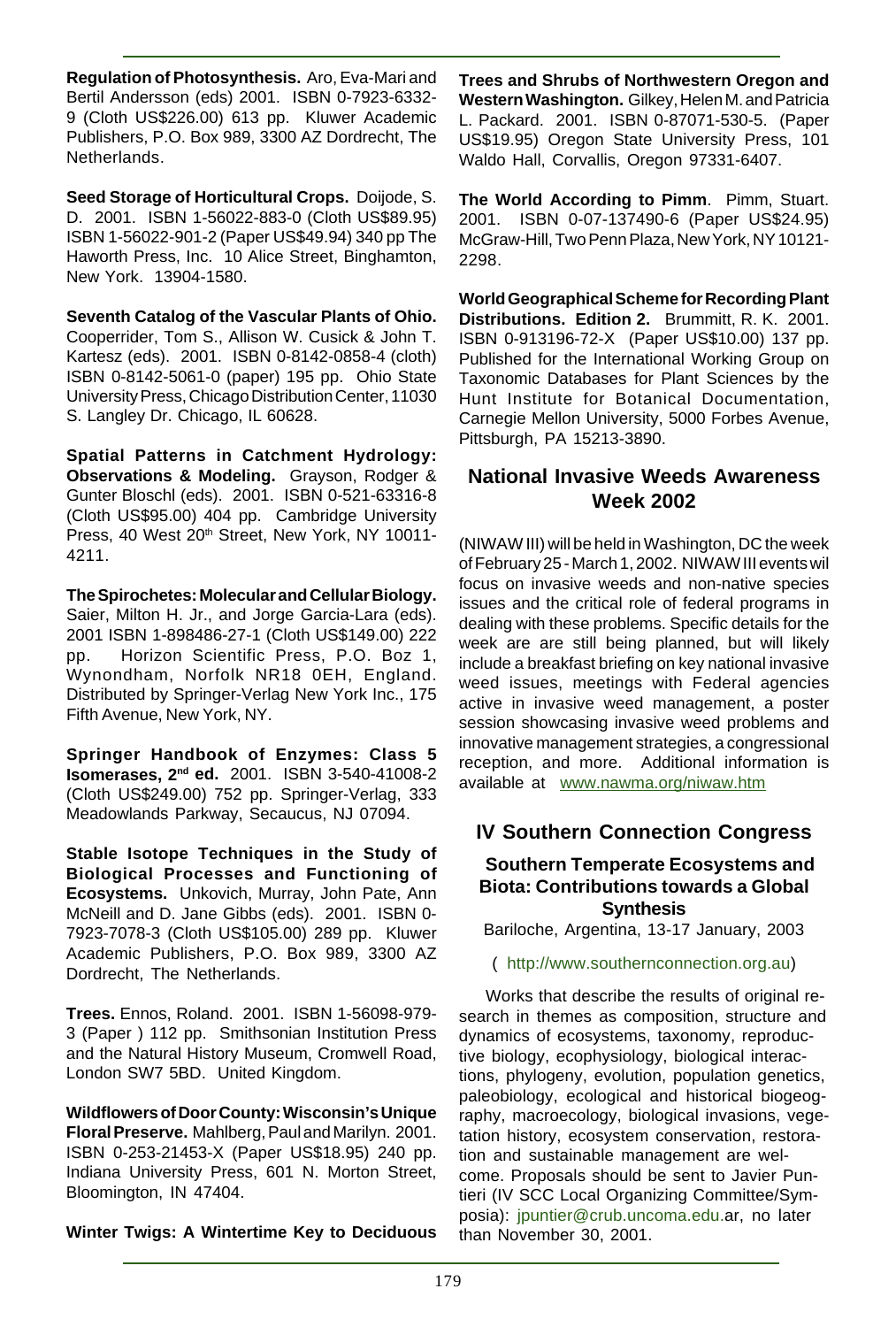**Regulation of Photosynthesis.** Aro, Eva-Mari and Bertil Andersson (eds) 2001. ISBN 0-7923-6332-9 (Cloth US$226.00) 613 pp. Kluwer Academic Publishers, P.O. Box 989, 3300 AZ Dordrecht, The Netherlands.

**Seed Storage of Horticultural Crops.** Doijode, S. D. 2001. ISBN 1-56022-883-0 (Cloth US$89.95) ISBN 1-56022-901-2 (Paper US$49.94) 340 pp The Haworth Press, Inc. 10 Alice Street, Binghamton, New York. 13904-1580.

**Seventh Catalog of the Vascular Plants of Ohio.** Cooperrider, Tom S., Allison W. Cusick & John T. Kartesz (eds). 2001. ISBN 0-8142-0858-4 (cloth) ISBN 0-8142-5061-0 (paper) 195 pp. Ohio State University Press, Chicago Distribution Center, 11030 S. Langley Dr. Chicago, IL 60628.

**Spatial Patterns in Catchment Hydrology: Observations & Modeling.** Grayson, Rodger & Gunter Bloschl (eds). 2001. ISBN 0-521-63316-8 (Cloth US$95.00) 404 pp. Cambridge University Press, 40 West 20th Street, New York, NY 10011-4211.

**The Spirochetes: Molecular and Cellular Biology.** Saier, Milton H. Jr., and Jorge Garcia-Lara (eds). 2001 ISBN 1-898486-27-1 (Cloth US$149.00) 222 pp. Horizon Scientific Press, P.O. Boz 1, Wynondham, Norfolk NR18 0EH, England. Distributed by Springer-Verlag New York Inc., 175 Fifth Avenue, New York, NY.

**Springer Handbook of Enzymes: Class 5 Isomerases, 2nd ed.** 2001. ISBN 3-540-41008-2 (Cloth US$249.00) 752 pp. Springer-Verlag, 333 Meadowlands Parkway, Secaucus, NJ 07094.

**Stable Isotope Techniques in the Study of Biological Processes and Functioning of Ecosystems.** Unkovich, Murray, John Pate, Ann McNeill and D. Jane Gibbs (eds). 2001. ISBN 0-7923-7078-3 (Cloth US$105.00) 289 pp. Kluwer Academic Publishers, P.O. Box 989, 3300 AZ Dordrecht, The Netherlands.

**Trees.** Ennos, Roland. 2001. ISBN 1-56098-979-3 (Paper ) 112 pp. Smithsonian Institution Press and the Natural History Museum, Cromwell Road, London SW7 5BD. United Kingdom.

**Wildflowers of Door County: Wisconsin's Unique Floral Preserve.** Mahlberg, Paul and Marilyn. 2001. ISBN 0-253-21453-X (Paper US$18.95) 240 pp. Indiana University Press, 601 N. Morton Street, Bloomington, IN 47404.

**Winter Twigs: A Wintertime Key to Deciduous Trees and Shrubs of Northwestern Oregon and Western Washington.** Gilkey, Helen M. and Patricia L. Packard. 2001. ISBN 0-87071-530-5. (Paper US$19.95) Oregon State University Press, 101 Waldo Hall, Corvallis, Oregon 97331-6407.

**The World According to Pimm**. Pimm, Stuart. 2001. ISBN 0-07-137490-6 (Paper US$24.95) McGraw-Hill, Two Penn Plaza, New York, NY 10121-2298.

**World Geographical Scheme for Recording Plant Distributions. Edition 2.** Brummitt, R. K. 2001. ISBN 0-913196-72-X (Paper US$10.00) 137 pp. Published for the International Working Group on Taxonomic Databases for Plant Sciences by the Hunt Institute for Botanical Documentation, Carnegie Mellon University, 5000 Forbes Avenue, Pittsburgh, PA 15213-3890.

## National Invasive Weeds Awareness Week 2002

(NIWAW III) will be held in Washington, DC the week of February 25 - March 1, 2002. NIWAW III events wil focus on invasive weeds and non-native species issues and the critical role of federal programs in dealing with these problems. Specific details for the week are are still being planned, but will likely include a breakfast briefing on key national invasive weed issues, meetings with Federal agencies active in invasive weed management, a poster session showcasing invasive weed problems and innovative management strategies, a congressional reception, and more. Additional information is available at www.nawma.org/niwaw.htm

## IV Southern Connection Congress

### Southern Temperate Ecosystems and Biota: Contributions towards a Global Synthesis

Bariloche, Argentina, 13-17 January, 2003

( http://www.southernconnection.org.au)

Works that describe the results of original research in themes as composition, structure and dynamics of ecosystems, taxonomy, reproductive biology, ecophysiology, biological interactions, phylogeny, evolution, population genetics, paleobiology, ecological and historical biogeography, macroecology, biological invasions, vegetation history, ecosystem conservation, restoration and sustainable management are welcome. Proposals should be sent to Javier Puntieri (IV SCC Local Organizing Committee/Symposia): jpuntier@crub.uncoma.edu.ar, no later than November 30, 2001.